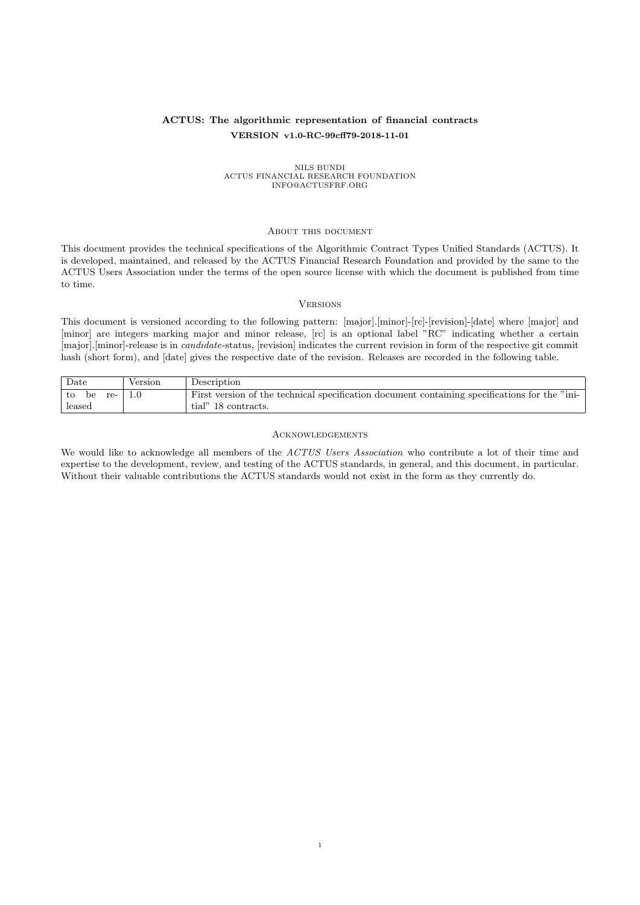# ACTUS: The algorithmic representation of financial contracts

**VERSION v1.0-RC-99cff79-2018-11-01**

NILS BUNDI
ACTUS FINANCIAL RESEARCH FOUNDATION
INFO@ACTUSFRF.ORG

## About this document

This document provides the technical specifications of the Algorithmic Contract Types Unified Standards (ACTUS). It is developed, maintained, and released by the ACTUS Financial Research Foundation and provided by the same to the ACTUS Users Association under the terms of the open source license with which the document is published from time to time.

## Versions

This document is versioned according to the following pattern: [major].[minor]-[rc]-[revision]-[date] where [major] and [minor] are integers marking major and minor release, [rc] is an optional label "RC" indicating whether a certain [major].[minor]-release is in *candidate*-status, [revision] indicates the current revision in form of the respective git commit hash (short form), and [date] gives the respective date of the revision. Releases are recorded in the following table.

| Date | Version | Description |
|---|---|---|
| to be released | 1.0 | First version of the technical specification document containing specifications for the "initial" 18 contracts. |

## Acknowledgements

We would like to acknowledge all members of the *ACTUS Users Association* who contribute a lot of their time and expertise to the development, review, and testing of the ACTUS standards, in general, and this document, in particular. Without their valuable contributions the ACTUS standards would not exist in the form as they currently do.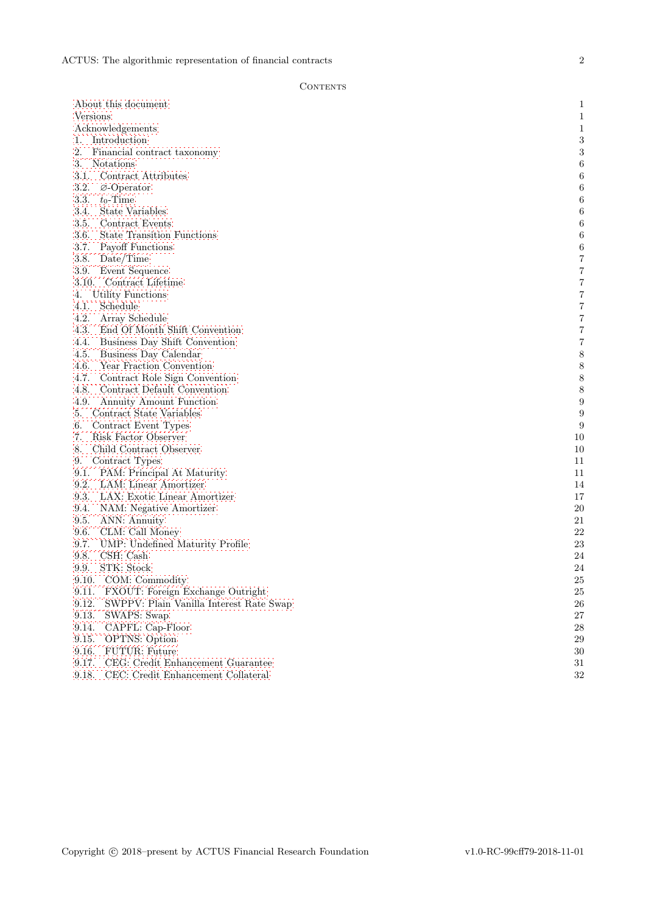## Contents

| | |
|---|---|
| About this document | 1 |
| Versions | 1 |
| Acknowledgements | 1 |
| 1. Introduction | 3 |
| 2. Financial contract taxonomy | 3 |
| 3. Notations | 6 |
| 3.1. Contract Attributes | 6 |
| 3.2. $\varnothing$-Operator | 6 |
| 3.3. $t_0$-Time | 6 |
| 3.4. State Variables | 6 |
| 3.5. Contract Events | 6 |
| 3.6. State Transition Functions | 6 |
| 3.7. Payoff Functions | 6 |
| 3.8. Date/Time | 7 |
| 3.9. Event Sequence | 7 |
| 3.10. Contract Lifetime | 7 |
| 4. Utility Functions | 7 |
| 4.1. Schedule | 7 |
| 4.2. Array Schedule | 7 |
| 4.3. End Of Month Shift Convention | 7 |
| 4.4. Business Day Shift Convention | 7 |
| 4.5. Business Day Calendar | 8 |
| 4.6. Year Fraction Convention | 8 |
| 4.7. Contract Role Sign Convention | 8 |
| 4.8. Contract Default Convention | 8 |
| 4.9. Annuity Amount Function | 9 |
| 5. Contract State Variables | 9 |
| 6. Contract Event Types | 9 |
| 7. Risk Factor Observer | 10 |
| 8. Child Contract Observer | 10 |
| 9. Contract Types | 11 |
| 9.1. PAM: Principal At Maturity | 11 |
| 9.2. LAM: Linear Amortizer | 14 |
| 9.3. LAX: Exotic Linear Amortizer | 17 |
| 9.4. NAM: Negative Amortizer | 20 |
| 9.5. ANN: Annuity | 21 |
| 9.6. CLM: Call Money | 22 |
| 9.7. UMP: Undefined Maturity Profile | 23 |
| 9.8. CSH: Cash | 24 |
| 9.9. STK: Stock | 24 |
| 9.10. COM: Commodity | 25 |
| 9.11. FXOUT: Foreign Exchange Outright | 25 |
| 9.12. SWPPV: Plain Vanilla Interest Rate Swap | 26 |
| 9.13. SWAPS: Swap | 27 |
| 9.14. CAPFL: Cap-Floor | 28 |
| 9.15. OPTNS: Option | 29 |
| 9.16. FUTUR: Future | 30 |
| 9.17. CEG: Credit Enhancement Guarantee | 31 |
| 9.18. CEC: Credit Enhancement Collateral | 32 |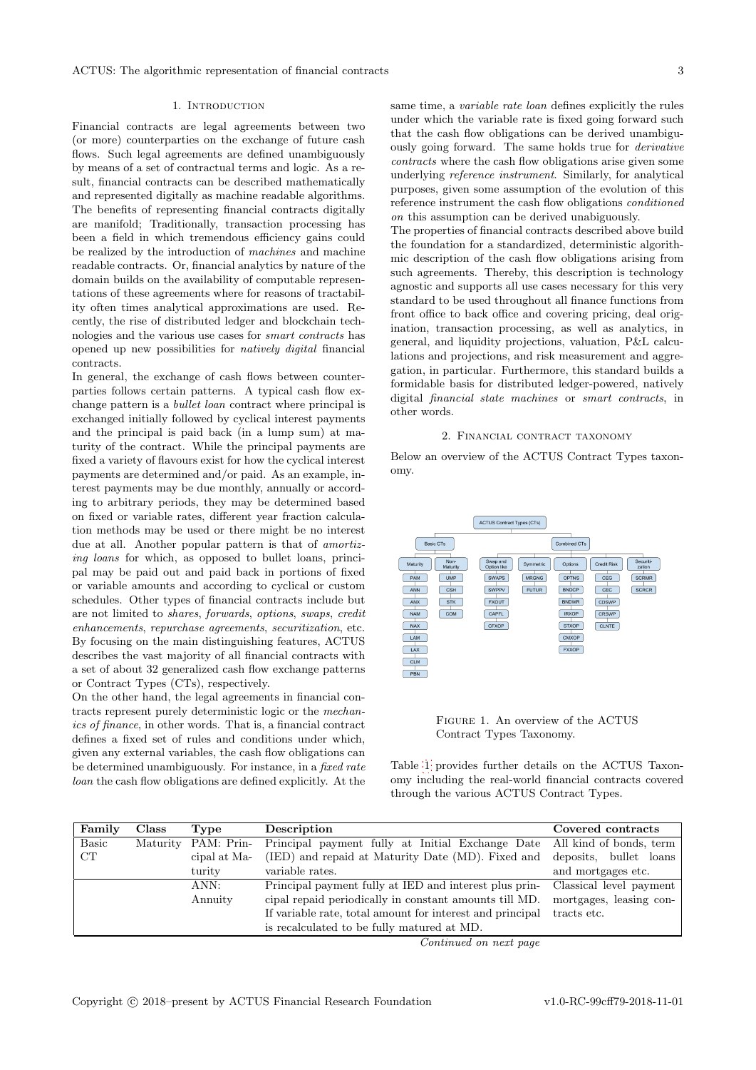## 1. Introduction

Financial contracts are legal agreements between two (or more) counterparties on the exchange of future cash flows. Such legal agreements are defined unambiguously by means of a set of contractual terms and logic. As a result, financial contracts can be described mathematically and represented digitally as machine readable algorithms. The benefits of representing financial contracts digitally are manifold; Traditionally, transaction processing has been a field in which tremendous efficiency gains could be realized by the introduction of *machines* and machine readable contracts. Or, financial analytics by nature of the domain builds on the availability of computable representations of these agreements where for reasons of tractability often times analytical approximations are used. Recently, the rise of distributed ledger and blockchain technologies and the various use cases for *smart contracts* has opened up new possibilities for *natively digital* financial contracts.

In general, the exchange of cash flows between counterparties follows certain patterns. A typical cash flow exchange pattern is a *bullet loan* contract where principal is exchanged initially followed by cyclical interest payments and the principal is paid back (in a lump sum) at maturity of the contract. While the principal payments are fixed a variety of flavours exist for how the cyclical interest payments are determined and/or paid. As an example, interest payments may be due monthly, annually or according to arbitrary periods, they may be determined based on fixed or variable rates, different year fraction calculation methods may be used or there might be no interest due at all. Another popular pattern is that of *amortizing loans* for which, as opposed to bullet loans, principal may be paid out and paid back in portions of fixed or variable amounts and according to cyclical or custom schedules. Other types of financial contracts include but are not limited to *shares*, *forwards*, *options*, *swaps*, *credit enhancements*, *repurchase agreements*, *securitization*, etc. By focusing on the main distinguishing features, ACTUS describes the vast majority of all financial contracts with a set of about 32 generalized cash flow exchange patterns or Contract Types (CTs), respectively.

On the other hand, the legal agreements in financial contracts represent purely deterministic logic or the *mechanics of finance*, in other words. That is, a financial contract defines a fixed set of rules and conditions under which, given any external variables, the cash flow obligations can be determined unambiguously. For instance, in a *fixed rate loan* the cash flow obligations are defined explicitly. At the same time, a *variable rate loan* defines explicitly the rules under which the variable rate is fixed going forward such that the cash flow obligations can be derived unambiguously going forward. The same holds true for *derivative contracts* where the cash flow obligations arise given some underlying *reference instrument*. Similarly, for analytical purposes, given some assumption of the evolution of this reference instrument the cash flow obligations *conditioned on* this assumption can be derived unabiguously.

The properties of financial contracts described above build the foundation for a standardized, deterministic algorithmic description of the cash flow obligations arising from such agreements. Thereby, this description is technology agnostic and supports all use cases necessary for this very standard to be used throughout all finance functions from front office to back office and covering pricing, deal origination, transaction processing, as well as analytics, in general, and liquidity projections, valuation, P&L calculations and projections, and risk measurement and aggregation, in particular. Furthermore, this standard builds a formidable basis for distributed ledger-powered, natively digital *financial state machines* or *smart contracts*, in other words.

## 2. Financial contract taxonomy

Below an overview of the ACTUS Contract Types taxonomy.

- ACTUS Contract Types (CTs)
  - Basic CTs
    - Maturity: PAM, ANN, ANX, NAM, NAX, LAM, LAX, CLM, PBN
    - Non-Maturity: UMP, CSH, STK, COM
  - Combined CTs
    - Swap and Option like: SWAPS, SWPPV, FXOUT, CAPFL, CFXOP
    - Symmetric: MRGNG, FUTUR
    - Options: OPTNS, BNDCP, BNDWR, IRXOP, STXOP, CMXOP, FXXOP
    - Credit Risk: CEG, CEC, CDSWP, CRSWP, CLNTE
    - Securitization: SCRMR, SCRCR

Figure 1. An overview of the ACTUS Contract Types Taxonomy.

Table 1 provides further details on the ACTUS Taxonomy including the real-world financial contracts covered through the various ACTUS Contract Types.

| Family | Class | Type | Description | Covered contracts |
|---|---|---|---|---|
| Basic CT | Maturity | PAM: Principal at Maturity | Principal payment fully at Initial Exchange Date (IED) and repaid at Maturity Date (MD). Fixed and variable rates. | All kind of bonds, term deposits, bullet loans and mortgages etc. |
| | | ANN: Annuity | Principal payment fully at IED and interest plus principal repaid periodically in constant amounts till MD. If variable rate, total amount for interest and principal is recalculated to be fully matured at MD. | Classical level payment mortgages, leasing contracts etc. |

*Continued on next page*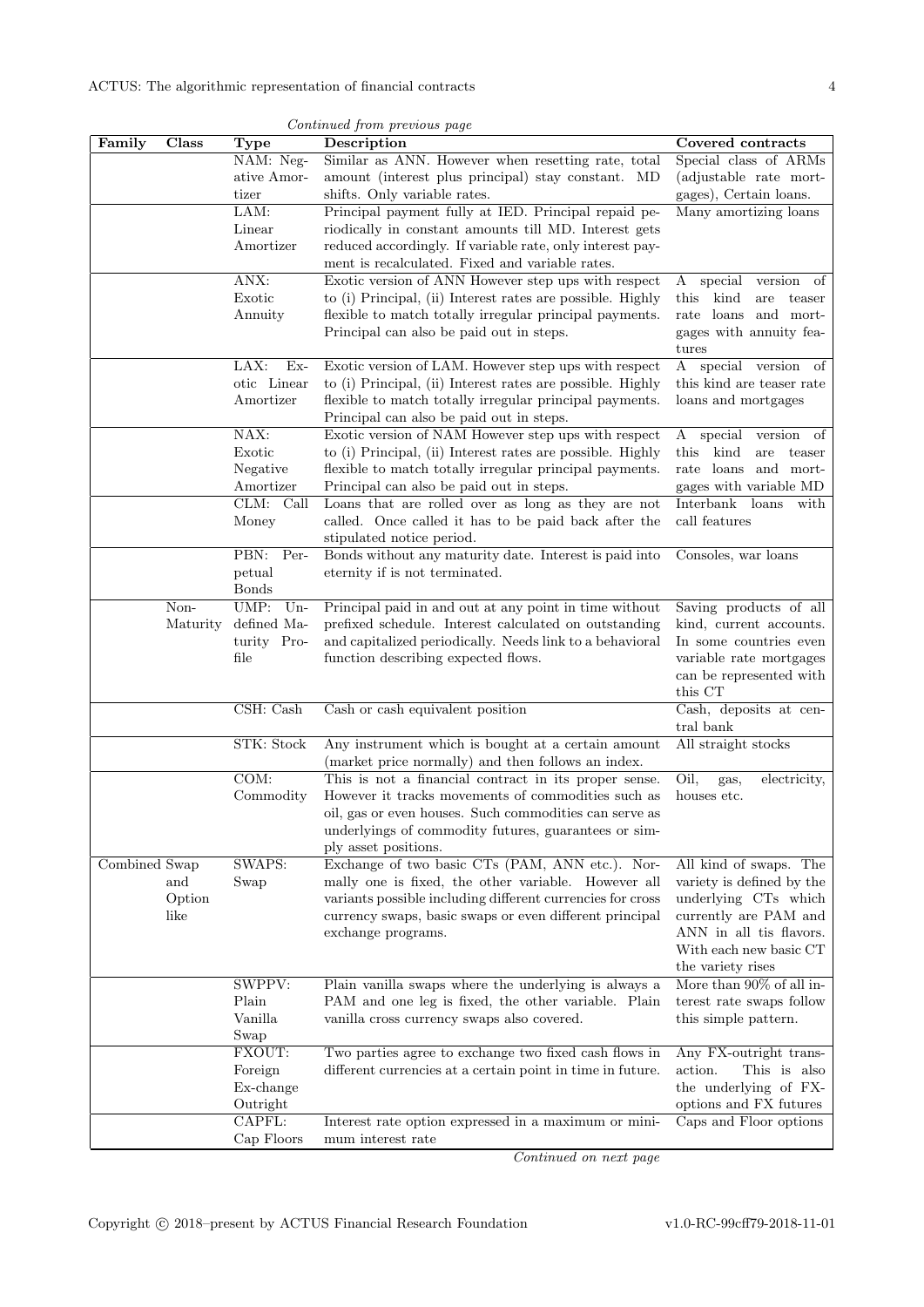*Continued from previous page*

| Family | Class | Type | Description | Covered contracts |
|---|---|---|---|---|
| | | NAM: Negative Amortizer | Similar as ANN. However when resetting rate, total amount (interest plus principal) stay constant. MD shifts. Only variable rates. | Special class of ARMs (adjustable rate mortgages), Certain loans. |
| | | LAM: Linear Amortizer | Principal payment fully at IED. Principal repaid periodically in constant amounts till MD. Interest gets reduced accordingly. If variable rate, only interest payment is recalculated. Fixed and variable rates. | Many amortizing loans |
| | | ANX: Exotic Annuity | Exotic version of ANN However step ups with respect to (i) Principal, (ii) Interest rates are possible. Highly flexible to match totally irregular principal payments. Principal can also be paid out in steps. | A special version of this kind are teaser rate loans and mortgages with annuity features |
| | | LAX: Exotic Linear Amortizer | Exotic version of LAM. However step ups with respect to (i) Principal, (ii) Interest rates are possible. Highly flexible to match totally irregular principal payments. Principal can also be paid out in steps. | A special version of this kind are teaser rate loans and mortgages |
| | | NAX: Exotic Negative Amortizer | Exotic version of NAM However step ups with respect to (i) Principal, (ii) Interest rates are possible. Highly flexible to match totally irregular principal payments. Principal can also be paid out in steps. | A special version of this kind are teaser rate loans and mortgages with variable MD |
| | | CLM: Call Money | Loans that are rolled over as long as they are not called. Once called it has to be paid back after the stipulated notice period. | Interbank loans with call features |
| | | PBN: Perpetual Bonds | Bonds without any maturity date. Interest is paid into eternity if is not terminated. | Consoles, war loans |
| | Non-Maturity | UMP: Undefined Maturity Profile | Principal paid in and out at any point in time without prefixed schedule. Interest calculated on outstanding and capitalized periodically. Needs link to a behavioral function describing expected flows. | Saving products of all kind, current accounts. In some countries even variable rate mortgages can be represented with this CT |
| | | CSH: Cash | Cash or cash equivalent position | Cash, deposits at central bank |
| | | STK: Stock | Any instrument which is bought at a certain amount (market price normally) and then follows an index. | All straight stocks |
| | | COM: Commodity | This is not a financial contract in its proper sense. However it tracks movements of commodities such as oil, gas or even houses. Such commodities can serve as underlyings of commodity futures, guarantees or simply asset positions. | Oil, gas, electricity, houses etc. |
| Combined | Swap and Option like | SWAPS: Swap | Exchange of two basic CTs (PAM, ANN etc.). Normally one is fixed, the other variable. However all variants possible including different currencies for cross currency swaps, basic swaps or even different principal exchange programs. | All kind of swaps. The variety is defined by the underlying CTs which currently are PAM and ANN in all tis flavors. With each new basic CT the variety rises |
| | | SWPPV: Plain Vanilla Swap | Plain vanilla swaps where the underlying is always a PAM and one leg is fixed, the other variable. Plain vanilla cross currency swaps also covered. | More than 90% of all interest rate swaps follow this simple pattern. |
| | | FXOUT: Foreign Ex-change Outright | Two parties agree to exchange two fixed cash flows in different currencies at a certain point in time in future. | Any FX-outright transaction. This is also the underlying of FX-options and FX futures |
| | | CAPFL: Cap Floors | Interest rate option expressed in a maximum or minimum interest rate | Caps and Floor options |

*Continued on next page*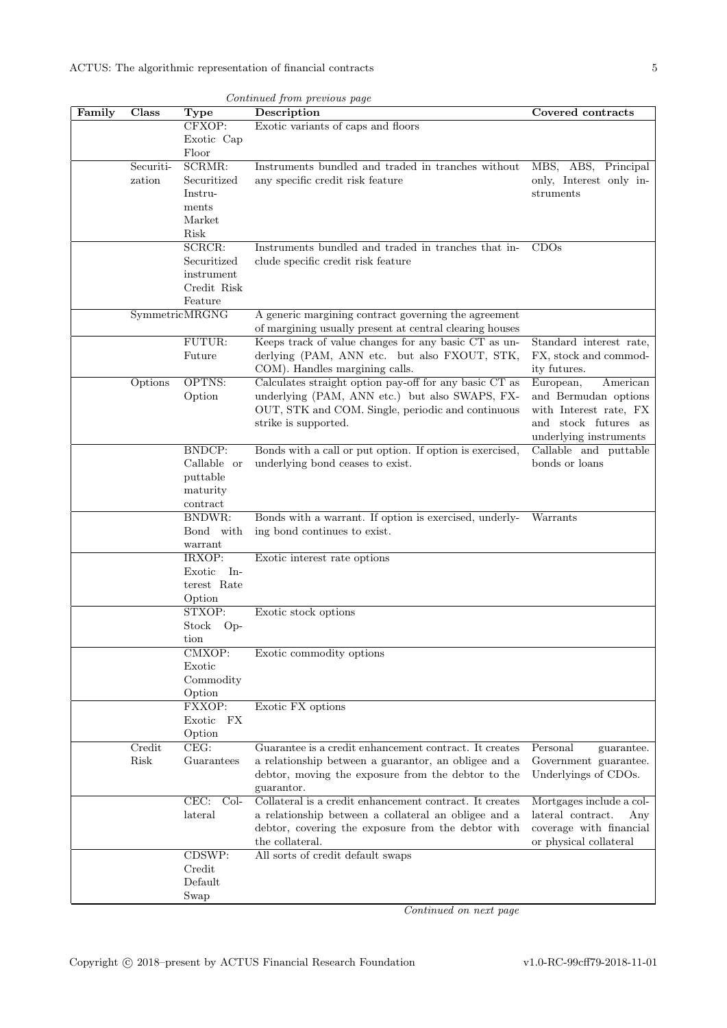*Continued from previous page*

| Family | Class | Type | Description | Covered contracts |
|---|---|---|---|---|
| | | CFXOP: Exotic Cap Floor | Exotic variants of caps and floors | |
| | Securitization | SCRMR: Securitized Instruments Market Risk | Instruments bundled and traded in tranches without any specific credit risk feature | MBS, ABS, Principal only, Interest only instruments |
| | | SCRCR: Securitized instrument Credit Risk Feature | Instruments bundled and traded in tranches that include specific credit risk feature | CDOs |
| | Symmetric | MRGNG | A generic margining contract governing the agreement of margining usually present at central clearing houses | |
| | | FUTUR: Future | Keeps track of value changes for any basic CT as underlying (PAM, ANN etc. but also FXOUT, STK, COM). Handles margining calls. | Standard interest rate, FX, stock and commodity futures. |
| | Options | OPTNS: Option | Calculates straight option pay-off for any basic CT as underlying (PAM, ANN etc.) but also SWAPS, FXOUT, STK and COM. Single, periodic and continuous strike is supported. | European, American and Bermudan options with Interest rate, FX and stock futures as underlying instruments |
| | | BNDCP: Callable or puttable maturity contract | Bonds with a call or put option. If option is exercised, underlying bond ceases to exist. | Callable and puttable bonds or loans |
| | | BNDWR: Bond with warrant | Bonds with a warrant. If option is exercised, underlying bond continues to exist. | Warrants |
| | | IRXOP: Exotic Interest Rate Option | Exotic interest rate options | |
| | | STXOP: Stock Option | Exotic stock options | |
| | | CMXOP: Exotic Commodity Option | Exotic commodity options | |
| | | FXXOP: Exotic FX Option | Exotic FX options | |
| | Credit Risk | CEG: Guarantees | Guarantee is a credit enhancement contract. It creates a relationship between a guarantor, an obligee and a debtor, moving the exposure from the debtor to the guarantor. | Personal guarantee. Government guarantee. Underlyings of CDOs. |
| | | CEC: Collateral | Collateral is a credit enhancement contract. It creates a relationship between a collateral an obligee and a debtor, covering the exposure from the debtor with the collateral. | Mortgages include a collateral contract. Any coverage with financial or physical collateral |
| | | CDSWP: Credit Default Swap | All sorts of credit default swaps | |

*Continued on next page*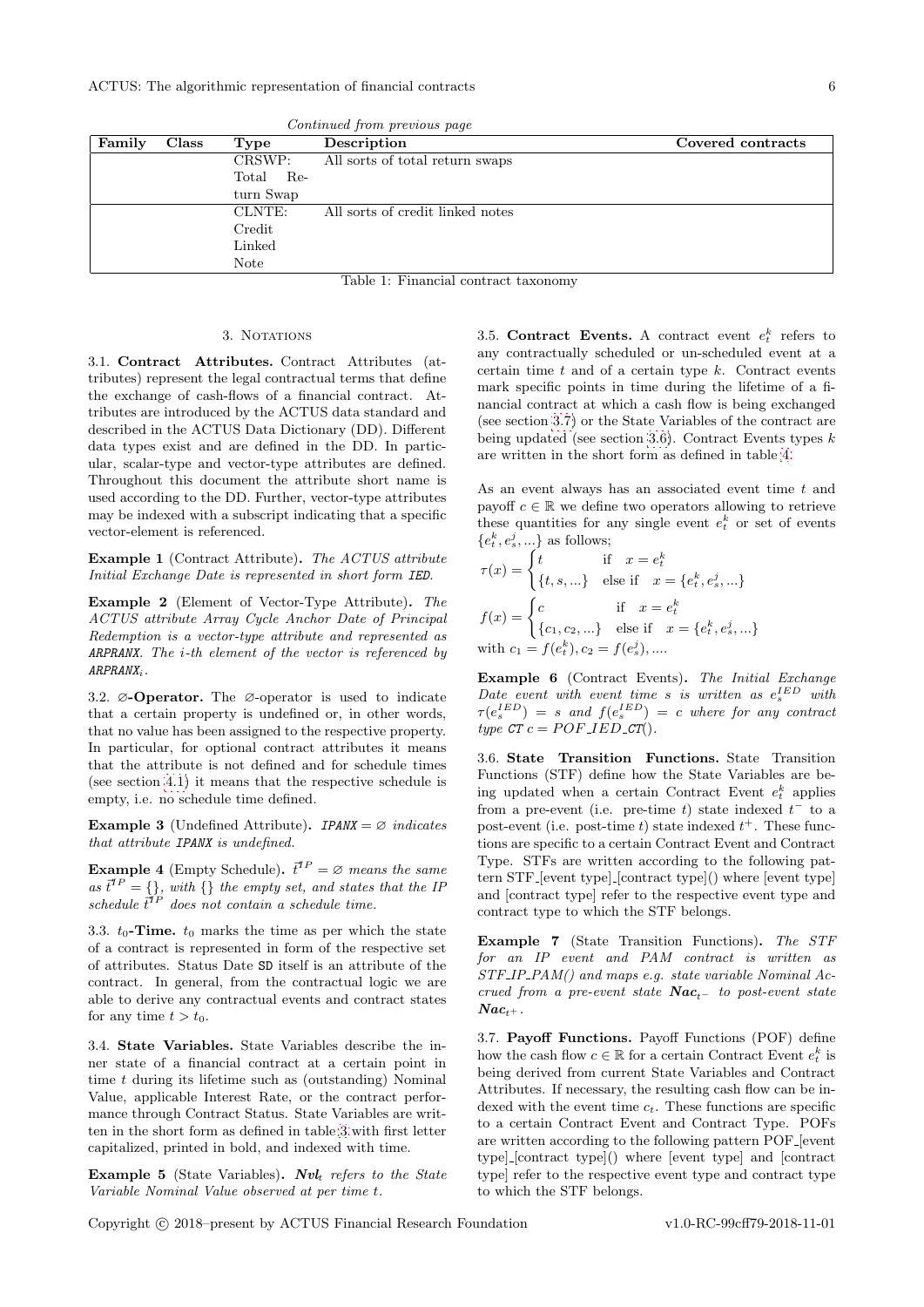*Continued from previous page*

| Family | Class | Type | Description | Covered contracts |
|---|---|---|---|---|
| | | CRSWP: Total Return Swap | All sorts of total return swaps | |
| | | CLNTE: Credit Linked Note | All sorts of credit linked notes | |

Table 1: Financial contract taxonomy

## 3. Notations

3.1. **Contract Attributes.** Contract Attributes (attributes) represent the legal contractual terms that define the exchange of cash-flows of a financial contract. Attributes are introduced by the ACTUS data standard and described in the ACTUS Data Dictionary (DD). Different data types exist and are defined in the DD. In particular, scalar-type and vector-type attributes are defined. Throughout this document the attribute short name is used according to the DD. Further, vector-type attributes may be indexed with a subscript indicating that a specific vector-element is referenced.

**Example 1** (Contract Attribute)**.** *The ACTUS attribute Initial Exchange Date is represented in short form* `IED`*.*

**Example 2** (Element of Vector-Type Attribute)**.** *The ACTUS attribute Array Cycle Anchor Date of Principal Redemption is a vector-type attribute and represented as* `ARPRANX`*. The i-th element of the vector is referenced by* $ARPRANX_i$*.*

3.2. **$\varnothing$-Operator.** The $\varnothing$-operator is used to indicate that a certain property is undefined or, in other words, that no value has been assigned to the respective property. In particular, for optional contract attributes it means that the attribute is not defined and for schedule times (see section 4.1) it means that the respective schedule is empty, i.e. no schedule time defined.

**Example 3** (Undefined Attribute)**.** $IPANX = \varnothing$ *indicates that attribute* `IPANX` *is undefined.*

**Example 4** (Empty Schedule)**.** $\vec{t}^{IP} = \varnothing$ *means the same as* $\vec{t}^{IP} = \{\}$*, with* $\{\}$ *the empty set, and states that the IP schedule* $\vec{t}^{IP}$ *does not contain a schedule time.*

3.3. **$t_0$-Time.** $t_0$ marks the time as per which the state of a contract is represented in form of the respective set of attributes. Status Date `SD` itself is an attribute of the contract. In general, from the contractual logic we are able to derive any contractual events and contract states for any time $t > t_0$.

3.4. **State Variables.** State Variables describe the inner state of a financial contract at a certain point in time $t$ during its lifetime such as (outstanding) Nominal Value, applicable Interest Rate, or the contract performance through Contract Status. State Variables are written in the short form as defined in table 3 with first letter capitalized, printed in bold, and indexed with time.

**Example 5** (State Variables)**.** $\boldsymbol{Nvl}_t$ *refers to the State Variable Nominal Value observed at per time t.*

3.5. **Contract Events.** A contract event $e^k_t$ refers to any contractually scheduled or un-scheduled event at a certain time $t$ and of a certain type $k$. Contract events mark specific points in time during the lifetime of a financial contract at which a cash flow is being exchanged (see section 3.7) or the State Variables of the contract are being updated (see section 3.6). Contract Events types $k$ are written in the short form as defined in table 4.

As an event always has an associated event time $t$ and payoff $c \in \mathbb{R}$ we define two operators allowing to retrieve these quantities for any single event $e^k_t$ or set of events $\{e^k_t, e^j_s, ...\}$ as follows;

$$\tau(x) = \begin{cases} t & \text{if} \quad x = e^k_t \\ \{t, s, ...\} & \text{else if} \quad x = \{e^k_t, e^j_s, ...\} \end{cases}$$

$$f(x) = \begin{cases} c & \text{if} \quad x = e^k_t \\ \{c_1, c_2, ...\} & \text{else if} \quad x = \{e^k_t, e^j_s, ...\} \end{cases}$$

with $c_1 = f(e^k_t), c_2 = f(e^j_s), ...$.

**Example 6** (Contract Events)**.** *The Initial Exchange Date event with event time s is written as* $e^{IED}_s$ *with* $\tau(e^{IED}_s) = s$ *and* $f(e^{IED}_s) = c$ *where for any contract type* `CT` $c = POF\_IED\_CT()$*.*

3.6. **State Transition Functions.** State Transition Functions (STF) define how the State Variables are being updated when a certain Contract Event $e^k_t$ applies from a pre-event (i.e. pre-time $t$) state indexed $t^-$ to a post-event (i.e. post-time $t$) state indexed $t^+$. These functions are specific to a certain Contract Event and Contract Type. STFs are written according to the following pattern STF_[event type]_[contract type]() where [event type] and [contract type] refer to the respective event type and contract type to which the STF belongs.

**Example 7** (State Transition Functions)**.** *The STF for an IP event and PAM contract is written as STF_IP_PAM() and maps e.g. state variable Nominal Accrued from a pre-event state* $\boldsymbol{Nac}_{t^-}$ *to post-event state* $\boldsymbol{Nac}_{t^+}$*.*

3.7. **Payoff Functions.** Payoff Functions (POF) define how the cash flow $c \in \mathbb{R}$ for a certain Contract Event $e^k_t$ is being derived from current State Variables and Contract Attributes. If necessary, the resulting cash flow can be indexed with the event time $c_t$. These functions are specific to a certain Contract Event and Contract Type. POFs are written according to the following pattern POF_[event type]_[contract type]() where [event type] and [contract type] refer to the respective event type and contract type to which the STF belongs.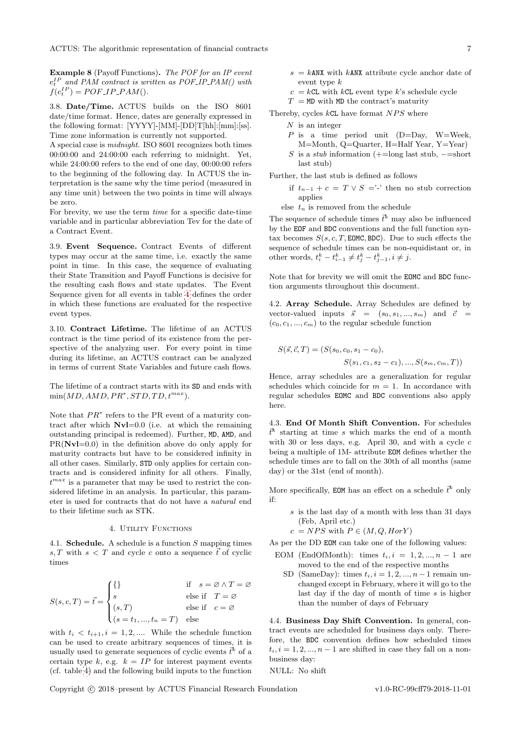**Example 8** (Payoff Functions)**.** *The POF for an IP event $e_t^{IP}$ and PAM contract is written as POF_IP_PAM() with $f(e_t^{IP}) = POF\_IP\_PAM()$.*

3.8. **Date/Time.** ACTUS builds on the ISO 8601 date/time format. Hence, dates are generally expressed in the following format: [YYYY]-[MM]-[DD]T[hh]:[mm]:[ss]. Time zone information is currently not supported.

A special case is *midnight*. ISO 8601 recognizes both times 00:00:00 and 24:00:00 each referring to midnight. Yet, while 24:00:00 refers to the end of one day, 00:00:00 refers to the beginning of the following day. In ACTUS the interpretation is the same why the time period (measured in any time unit) between the two points in time will always be zero.

For brevity, we use the term *time* for a specific date-time variable and in particular abbreviation Tev for the date of a Contract Event.

3.9. **Event Sequence.** Contract Events of different types may occur at the same time, i.e. exactly the same point in time. In this case, the sequence of evaluating their State Transition and Payoff Functions is decisive for the resulting cash flows and state updates. The Event Sequence given for all events in table 4 defines the order in which these functions are evaluated for the respective event types.

3.10. **Contract Lifetime.** The lifetime of an ACTUS contract is the time period of its existence from the perspective of the analyzing user. For every point in time during its lifetime, an ACTUS contract can be analyzed in terms of current State Variables and future cash flows.

The lifetime of a contract starts with its `SD` and ends with $\min(MD, AMD, PR^*, STD, TD, t^{max})$.

Note that $PR^*$ refers to the PR event of a maturity contract after which **Nvl**=0.0 (i.e. at which the remaining outstanding principal is redeemed). Further, `MD`, `AMD`, and PR(**Nvl**=0.0) in the definition above do only apply for maturity contracts but have to be considered infinity in all other cases. Similarly, `STD` only applies for certain contracts and is considered infinity for all others. Finally, $t^{max}$ is a parameter that may be used to restrict the considered lifetime in an analysis. In particular, this parameter is used for contracts that do not have a *natural* end to their lifetime such as STK.

## 4. Utility Functions

4.1. **Schedule.** A schedule is a function $S$ mapping times $s, T$ with $s < T$ and cycle $c$ onto a sequence $\vec{t}$ of cyclic times

$$S(s,c,T) = \vec{t} = \begin{cases} \{\} & \text{if} \quad s = \varnothing \wedge T = \varnothing \\ s & \text{else if} \quad T = \varnothing \\ (s, T) & \text{else if} \quad c = \varnothing \\ (s = t_1, ..., t_n = T) & \text{else} \end{cases}$$

with $t_i < t_{i+1}, i = 1, 2, ....$ While the schedule function can be used to create arbitrary sequences of times, it is usually used to generate sequences of cyclic events $\vec{t}^k$ of a certain type $k$, e.g. $k = IP$ for interest payment events (cf. table 4) and the following build inputs to the function

- $s$ = $k$`ANX` with $k$`ANX` attribute cycle anchor date of event type $k$
- $c$ = $k$`CL` with $k$`CL` event type $k$'s schedule cycle
- $T$ = `MD` with `MD` the contract's maturity

Thereby, cycles $k$`CL` have format $NPS$ where

- $N$ is an integer
- $P$ is a time period unit (D=Day, W=Week, M=Month, Q=Quarter, H=Half Year, Y=Year)
- $S$ is a *stub* information (+=long last stub, −=short last stub)

Further, the last stub is defined as follows

- if $t_{n-1} + c = T \vee S =$'-' then no stub correction applies
- else $t_n$ is removed from the schedule

The sequence of schedule times $\vec{t}^k$ may also be influenced by the `EOF` and `BDC` conventions and the full function syntax becomes $S(s, c, T, \texttt{EOMC}, \texttt{BDC})$. Due to such effects the sequence of schedule times can be non-equidistant or, in other words, $t_i^k - t_{i-1}^k \neq t_j^k - t_{j-1}^k, i \neq j$.

Note that for brevity we will omit the `EOMC` and `BDC` function arguments throughout this document.

4.2. **Array Schedule.** Array Schedules are defined by vector-valued inputs $\vec{s} = (s_0, s_1, ..., s_m)$ and $\vec{c} = (c_0, c_1, ..., c_m)$ to the regular schedule function

$$S(\vec{s}, \vec{c}, T) = (S(s_0, c_0, s_1 - c_0), \\ S(s_1, c_1, s_2 - c_1), ..., S(s_m, c_m, T))$$

Hence, array schedules are a generalization for regular schedules which coincide for $m = 1$. In accordance with regular schedules `EOMC` and `BDC` conventions also apply here.

4.3. **End Of Month Shift Convention.** For schedules $\vec{t}^k$ starting at time $s$ which marks the end of a month with 30 or less days, e.g. April 30, and with a cycle $c$ being a multiple of 1M- attribute `EOM` defines whether the schedule times are to fall on the 30th of all months (same day) or the 31st (end of month).

More specifically, `EOM` has an effect on a schedule $\vec{t}^k$ only if:

- $s$ is the last day of a month with less than 31 days (Feb, April etc.)
- $c = NPS$ with $P \in (M, Q, HorY)$

As per the DD `EOM` can take one of the following values:

- EOM (EndOfMonth): times $t_i, i = 1, 2, ..., n-1$ are moved to the end of the respective months
- SD (SameDay): times $t_i, i = 1, 2, ..., n-1$ remain unchanged except in February, where it will go to the last day if the day of month of time $s$ is higher than the number of days of February

4.4. **Business Day Shift Convention.** In general, contract events are scheduled for business days only. Therefore, the `BDC` convention defines how scheduled times $t_i, i = 1, 2, ..., n-1$ are shifted in case they fall on a non-business day:

NULL: No shift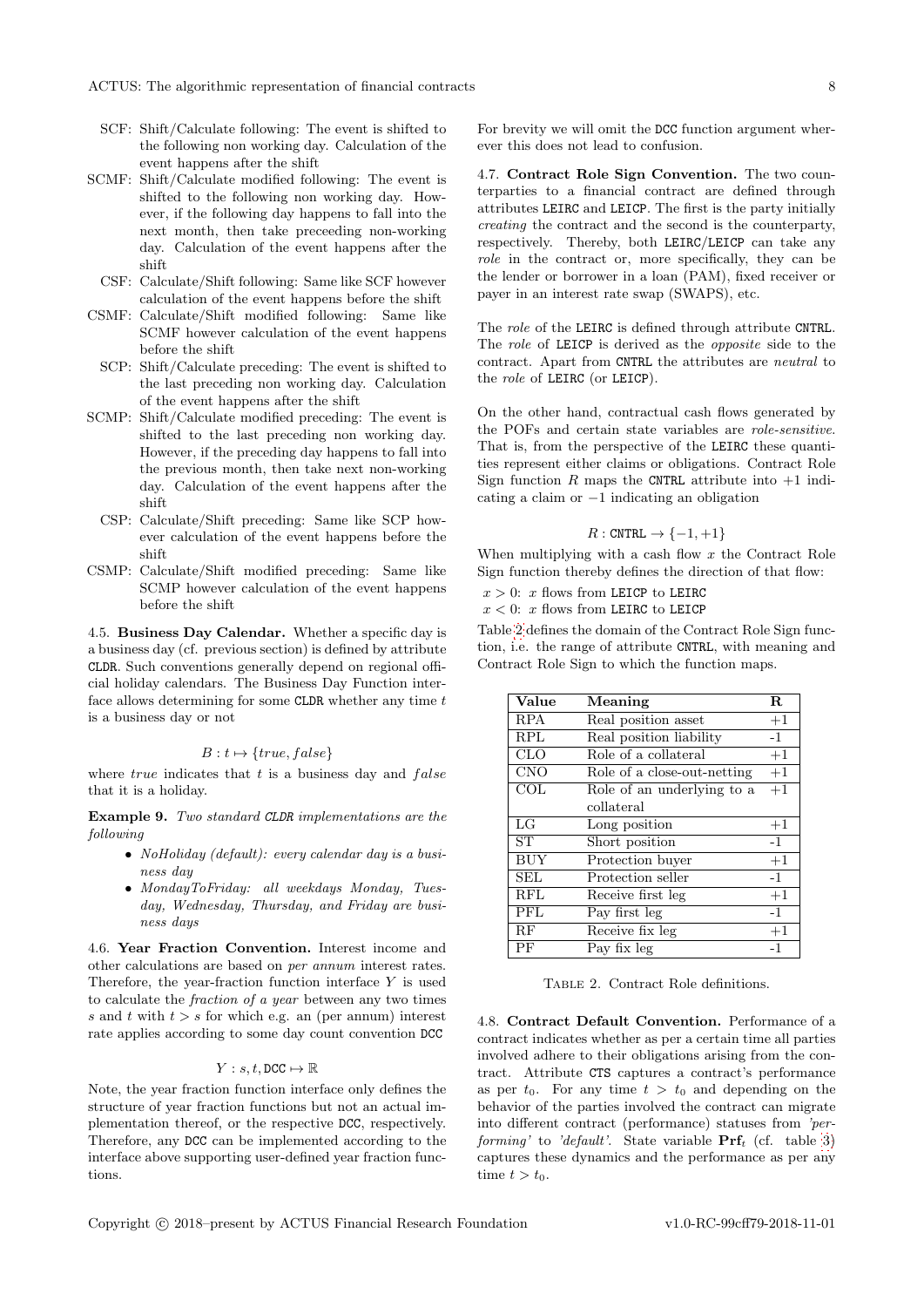- SCF: Shift/Calculate following: The event is shifted to the following non working day. Calculation of the event happens after the shift
- SCMF: Shift/Calculate modified following: The event is shifted to the following non working day. However, if the following day happens to fall into the next month, then take preceeding non-working day. Calculation of the event happens after the shift
- CSF: Calculate/Shift following: Same like SCF however calculation of the event happens before the shift
- CSMF: Calculate/Shift modified following: Same like SCMF however calculation of the event happens before the shift
- SCP: Shift/Calculate preceding: The event is shifted to the last preceding non working day. Calculation of the event happens after the shift
- SCMP: Shift/Calculate modified preceding: The event is shifted to the last preceding non working day. However, if the preceding day happens to fall into the previous month, then take next non-working day. Calculation of the event happens after the shift
- CSP: Calculate/Shift preceding: Same like SCP however calculation of the event happens before the shift
- CSMP: Calculate/Shift modified preceding: Same like SCMP however calculation of the event happens before the shift

**4.5. Business Day Calendar.** Whether a specific day is a business day (cf. previous section) is defined by attribute CLDR. Such conventions generally depend on regional official holiday calendars. The Business Day Function interface allows determining for some CLDR whether any time $t$ is a business day or not

$$B : t \mapsto \{true, false\}$$

where *true* indicates that $t$ is a business day and *false* that it is a holiday.

**Example 9.** *Two standard CLDR implementations are the following*

- *NoHoliday (default): every calendar day is a business day*
- *MondayToFriday: all weekdays Monday, Tuesday, Wednesday, Thursday, and Friday are business days*

**4.6. Year Fraction Convention.** Interest income and other calculations are based on *per annum* interest rates. Therefore, the year-fraction function interface $Y$ is used to calculate the *fraction of a year* between any two times $s$ and $t$ with $t > s$ for which e.g. an (per annum) interest rate applies according to some day count convention DCC

$$Y : s, t, \texttt{DCC} \mapsto \mathbb{R}$$

Note, the year fraction function interface only defines the structure of year fraction functions but not an actual implementation thereof, or the respective DCC, respectively. Therefore, any DCC can be implemented according to the interface above supporting user-defined year fraction functions.

For brevity we will omit the DCC function argument wherever this does not lead to confusion.

**4.7. Contract Role Sign Convention.** The two counterparties to a financial contract are defined through attributes LEIRC and LEICP. The first is the party initially *creating* the contract and the second is the counterparty, respectively. Thereby, both LEIRC/LEICP can take any *role* in the contract or, more specifically, they can be the lender or borrower in a loan (PAM), fixed receiver or payer in an interest rate swap (SWAPS), etc.

The *role* of the LEIRC is defined through attribute CNTRL. The *role* of LEICP is derived as the *opposite* side to the contract. Apart from CNTRL the attributes are *neutral* to the *role* of LEIRC (or LEICP).

On the other hand, contractual cash flows generated by the POFs and certain state variables are *role-sensitive*. That is, from the perspective of the LEIRC these quantities represent either claims or obligations. Contract Role Sign function $R$ maps the CNTRL attribute into $+1$ indicating a claim or $-1$ indicating an obligation

$$R : \texttt{CNTRL} \rightarrow \{-1, +1\}$$

When multiplying with a cash flow $x$ the Contract Role Sign function thereby defines the direction of that flow:

$x > 0$: $x$ flows from LEICP to LEIRC
$x < 0$: $x$ flows from LEIRC to LEICP

Table 2 defines the domain of the Contract Role Sign function, i.e. the range of attribute CNTRL, with meaning and Contract Role Sign to which the function maps.

| Value | Meaning | R |
|---|---|---|
| RPA | Real position asset | +1 |
| RPL | Real position liability | -1 |
| CLO | Role of a collateral | +1 |
| CNO | Role of a close-out-netting | +1 |
| COL | Role of an underlying to a collateral | +1 |
| LG | Long position | +1 |
| ST | Short position | -1 |
| BUY | Protection buyer | +1 |
| SEL | Protection seller | -1 |
| RFL | Receive first leg | +1 |
| PFL | Pay first leg | -1 |
| RF | Receive fix leg | +1 |
| PF | Pay fix leg | -1 |

Table 2. Contract Role definitions.

**4.8. Contract Default Convention.** Performance of a contract indicates whether as per a certain time all parties involved adhere to their obligations arising from the contract. Attribute CTS captures a contract's performance as per $t_0$. For any time $t > t_0$ and depending on the behavior of the parties involved the contract can migrate into different contract (performance) statuses from *'performing'* to *'default'*. State variable $\mathbf{Prf}_t$ (cf. table 3) captures these dynamics and the performance as per any time $t > t_0$.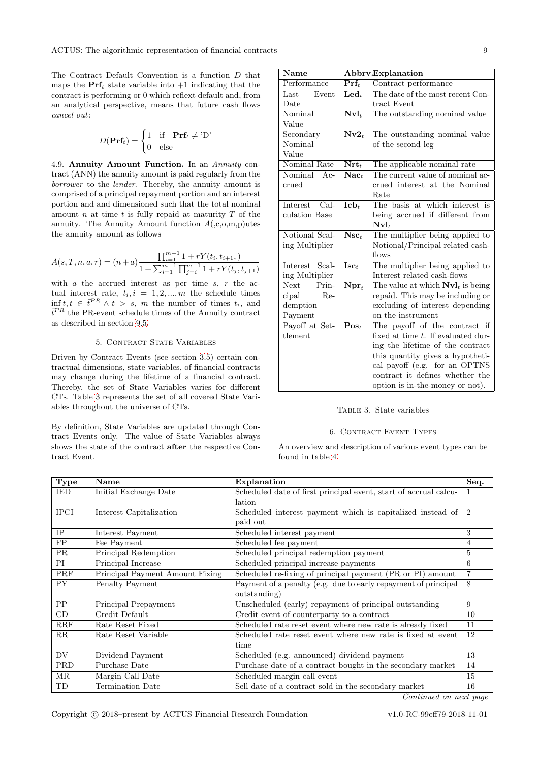The Contract Default Convention is a function $D$ that maps the $\mathbf{Prf}_t$ state variable into +1 indicating that the contract is performing or 0 which reflext default and, from an analytical perspective, means that future cash flows *cancel out*:

$$D(\mathbf{Prf}_t) = \begin{cases} 1 & \text{if} \quad \mathbf{Prf}_t \neq \text{'D'} \\ 0 & \text{else} \end{cases}$$

4.9. **Annuity Amount Function.** In an *Annuity* contract (ANN) the annuity amount is paid regularly from the *borrower* to the *lender*. Thereby, the annuity amount is comprised of a principal repayment portion and an interest portion and and dimensioned such that the total nominal amount $n$ at time $t$ is fully repaid at maturity $T$ of the annuity. The Annuity Amount function $A$(,c,o,m,p)utes the annuity amount as follows

$$A(s,T,n,a,r) = (n+a)\frac{\prod_{i=1}^{m-1} 1 + rY(t_i,t_{i+1},)}{1 + \sum_{i=1}^{m-1} \prod_{j=i}^{m-1} 1 + rY(t_j,t_{j+1})}$$

with $a$ the accrued interest as per time $s$, $r$ the actual interest rate, $t_i, i = 1,2,...,m$ the schedule times $\inf t, t \in \vec{t}^{PR} \wedge t > s$, $m$ the number of times $t_i$, and $\vec{t}^{PR}$ the PR-event schedule times of the Annuity contract as described in section 9.5.

## 5. Contract State Variables

Driven by Contract Events (see section 3.5) certain contractual dimensions, state variables, of financial contracts may change during the lifetime of a financial contract. Thereby, the set of State Variables varies for different CTs. Table 3 represents the set of all covered State Variables throughout the universe of CTs.

By definition, State Variables are updated through Contract Events only. The value of State Variables always shows the state of the contract **after** the respective Contract Event.

| Name | Abbrv. | Explanation |
|---|---|---|
| Performance | $\mathbf{Prf}_t$ | Contract performance |
| Last Event Date | $\mathbf{Led}_t$ | The date of the most recent Contract Event |
| Nominal Value | $\mathbf{Nvl}_t$ | The outstanding nominal value |
| Secondary Nominal Value | $\mathbf{Nv2}_t$ | The outstanding nominal value of the second leg |
| Nominal Rate | $\mathbf{Nrt}_t$ | The applicable nominal rate |
| Nominal Accrued | $\mathbf{Nac}_t$ | The current value of nominal accrued interest at the Nominal Rate |
| Interest Calculation Base | $\mathbf{Icb}_t$ | The basis at which interest is being accrued if different from $\mathbf{Nvl}_t$ |
| Notional Scaling Multiplier | $\mathbf{Nsc}_t$ | The multiplier being applied to Notional/Principal related cash-flows |
| Interest Scaling Multiplier | $\mathbf{Isc}_t$ | The multiplier being applied to Interest related cash-flows |
| Next Principal Redemption Payment | $\mathbf{Npr}_t$ | The value at which $\mathbf{Nvl}_t$ is being repaid. This may be including or excluding of interest depending on the instrument |
| Payoff at Settlement | $\mathbf{Pos}_t$ | The payoff of the contract if fixed at time $t$. If evaluated during the lifetime of the contract this quantity gives a hypothetical payoff (e.g. for an OPTNS contract it defines whether the option is in-the-money or not). |

Table 3. State variables

## 6. Contract Event Types

An overview and description of various event types can be found in table 4.

| Type | Name | Explanation | Seq. |
|---|---|---|---|
| IED | Initial Exchange Date | Scheduled date of first principal event, start of accrual calculation | 1 |
| IPCI | Interest Capitalization | Scheduled interest payment which is capitalized instead of paid out | 2 |
| IP | Interest Payment | Scheduled interest payment | 3 |
| FP | Fee Payment | Scheduled fee payment | 4 |
| PR | Principal Redemption | Scheduled principal redemption payment | 5 |
| PI | Principal Increase | Scheduled principal increase payments | 6 |
| PRF | Principal Payment Amount Fixing | Scheduled re-fixing of principal payment (PR or PI) amount | 7 |
| PY | Penalty Payment | Payment of a penalty (e.g. due to early repayment of principal outstanding) | 8 |
| PP | Principal Prepayment | Unscheduled (early) repayment of principal outstanding | 9 |
| CD | Credit Default | Credit event of counterparty to a contract | 10 |
| RRF | Rate Reset Fixed | Scheduled rate reset event where new rate is already fixed | 11 |
| RR | Rate Reset Variable | Scheduled rate reset event where new rate is fixed at event time | 12 |
| DV | Dividend Payment | Scheduled (e.g. announced) dividend payment | 13 |
| PRD | Purchase Date | Purchase date of a contract bought in the secondary market | 14 |
| MR | Margin Call Date | Scheduled margin call event | 15 |
| TD | Termination Date | Sell date of a contract sold in the secondary market | 16 |

*Continued on next page*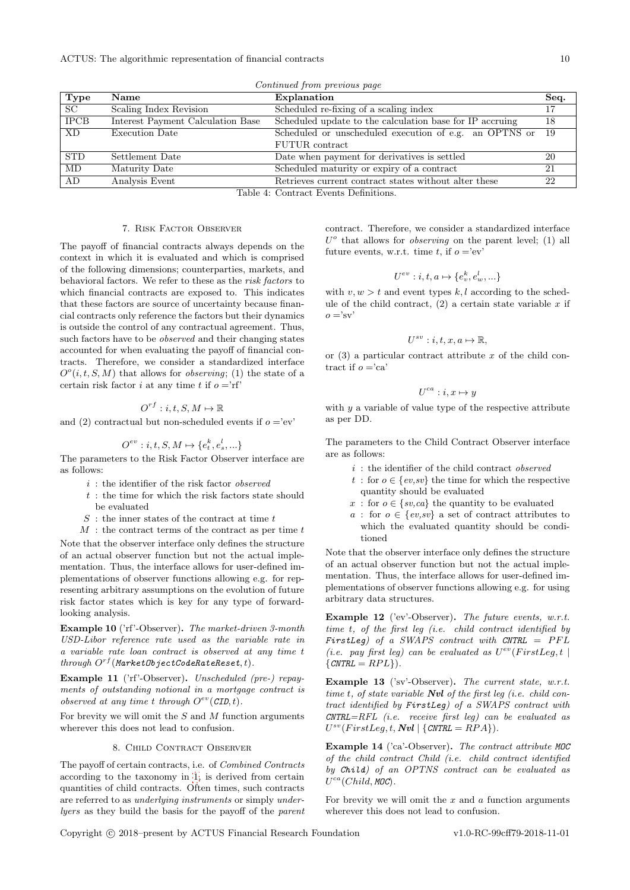*Continued from previous page*

| Type | Name | Explanation | Seq. |
|---|---|---|---|
| SC | Scaling Index Revision | Scheduled re-fixing of a scaling index | 17 |
| IPCB | Interest Payment Calculation Base | Scheduled update to the calculation base for IP accruing | 18 |
| XD | Execution Date | Scheduled or unscheduled execution of e.g. an OPTNS or FUTUR contract | 19 |
| STD | Settlement Date | Date when payment for derivatives is settled | 20 |
| MD | Maturity Date | Scheduled maturity or expiry of a contract | 21 |
| AD | Analysis Event | Retrieves current contract states without alter these | 22 |

Table 4: Contract Events Definitions.

## 7. Risk Factor Observer

The payoff of financial contracts always depends on the context in which it is evaluated and which is comprised of the following dimensions; counterparties, markets, and behavioral factors. We refer to these as the *risk factors* to which financial contracts are exposed to. This indicates that these factors are source of uncertainty because financial contracts only reference the factors but their dynamics is outside the control of any contractual agreement. Thus, such factors have to be *observed* and their changing states accounted for when evaluating the payoff of financial contracts. Therefore, we consider a standardized interface $O^o(i,t,S,M)$ that allows for *observing*; (1) the state of a certain risk factor $i$ at any time $t$ if $o =$'rf'

$$O^{rf} : i, t, S, M \mapsto \mathbb{R}$$

and (2) contractual but non-scheduled events if $o =$'ev'

$$O^{ev} : i, t, S, M \mapsto \{e^k_t, e^l_s, ...\}$$

The parameters to the Risk Factor Observer interface are as follows:

- $i$ : the identifier of the risk factor *observed*
- $t$ : the time for which the risk factors state should be evaluated
- $S$ : the inner states of the contract at time $t$
- $M$ : the contract terms of the contract as per time $t$

Note that the observer interface only defines the structure of an actual observer function but not the actual implementation. Thus, the interface allows for user-defined implementations of observer functions allowing e.g. for representing arbitrary assumptions on the evolution of future risk factor states which is key for any type of forward-looking analysis.

**Example 10** ('rf'-Observer)**.** *The market-driven 3-month USD-Libor reference rate used as the variable rate in a variable rate loan contract is observed at any time $t$ through $O^{rf}$(`MarketObjectCodeRateReset`$, t$).*

**Example 11** ('rf'-Observer)**.** *Unscheduled (pre-) repayments of outstanding notional in a mortgage contract is observed at any time $t$ through $O^{ev}$(`CID`$, t$).*

For brevity we will omit the $S$ and $M$ function arguments wherever this does not lead to confusion.

## 8. Child Contract Observer

The payoff of certain contracts, i.e. of *Combined Contracts* according to the taxonomy in 1, is derived from certain quantities of child contracts. Often times, such contracts are referred to as *underlying instruments* or simply *underlyers* as they build the basis for the payoff of the *parent* contract. Therefore, we consider a standardized interface $U^o$ that allows for *observing* on the parent level; (1) all future events, w.r.t. time $t$, if $o =$'ev'

$$U^{ev} : i, t, a \mapsto \{e^k_v, e^l_w, ...\}$$

with $v, w > t$ and event types $k, l$ according to the schedule of the child contract, (2) a certain state variable $x$ if $o =$'sv'

$$U^{sv} : i, t, x, a \mapsto \mathbb{R},$$

or (3) a particular contract attribute $x$ of the child contract if $o =$'ca'

$$U^{ca} : i, x \mapsto y$$

with $y$ a variable of value type of the respective attribute as per DD.

The parameters to the Child Contract Observer interface are as follows:

- $i$ : the identifier of the child contract *observed*
- $t$ : for $o \in \{ev, sv\}$ the time for which the respective quantity should be evaluated
- $x$ : for $o \in \{sv, ca\}$ the quantity to be evaluated
- $a$ : for $o \in \{ev, sv\}$ a set of contract attributes to which the evaluated quantity should be conditioned

Note that the observer interface only defines the structure of an actual observer function but not the actual implementation. Thus, the interface allows for user-defined implementations of observer functions allowing e.g. for using arbitrary data structures.

**Example 12** ('ev'-Observer)**.** *The future events, w.r.t. time $t$, of the first leg (i.e. child contract identified by* `FirstLeg`*) of a SWAPS contract with* `CNTRL` $= PFL$ *(i.e. pay first leg) can be evaluated as $U^{ev}(FirstLeg, t \mid \{$*`CNTRL`*$= RPL\})$.*

**Example 13** ('sv'-Observer)**.** *The current state, w.r.t. time $t$, of state variable **Nvl** of the first leg (i.e. child contract identified by* `FirstLeg`*) of a SWAPS contract with* `CNTRL`*$=RFL$ (i.e. receive first leg) can be evaluated as $U^{sv}(FirstLeg, t, \mathbf{Nvl} \mid \{$*`CNTRL`*$= RPA\})$.*

**Example 14** ('ca'-Observer)**.** *The contract attribute* `MOC` *of the child contract Child (i.e. child contract identified by* `Child`*) of an OPTNS contract can be evaluated as $U^{ca}(Child,$* `MOC`*$)$.*

For brevity we will omit the $x$ and $a$ function arguments wherever this does not lead to confusion.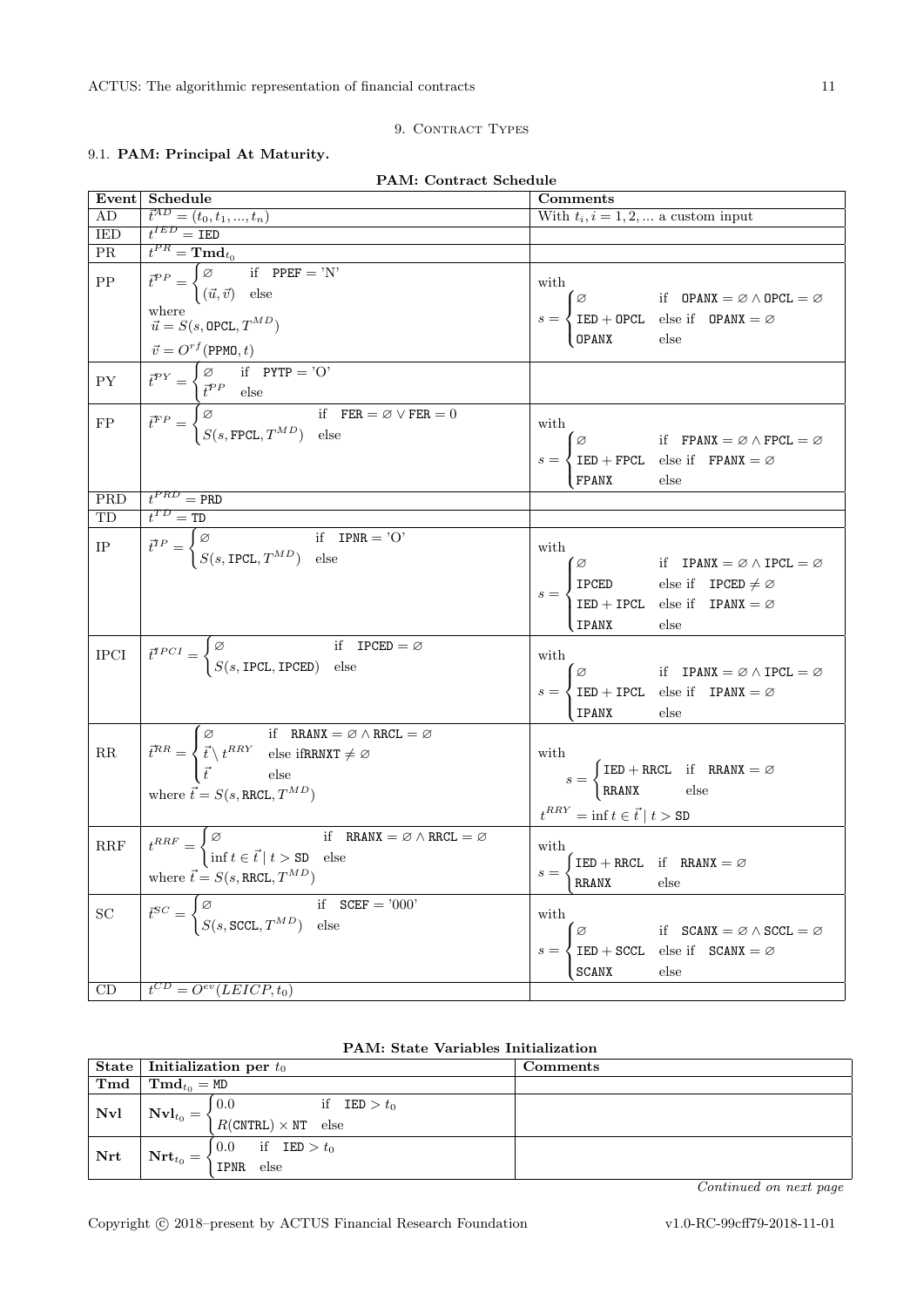## 9. Contract Types

### 9.1. **PAM: Principal At Maturity.**

**PAM: Contract Schedule**

| Event | Schedule | Comments |
|---|---|---|
| AD | $\vec{t}^{AD} = (t_0, t_1, ..., t_n)$ | With $t_i, i = 1, 2, ...$ a custom input |
| IED | $t^{IED} = \texttt{IED}$ | |
| PR | $t^{PR} = \mathbf{Tmd}_{t_0}$ | |
| PP | $\vec{t}^{PP} = \begin{cases} \varnothing & \text{if } \texttt{PPEF} = \text{'N'} \\ (\vec{u}, \vec{v}) & \text{else} \end{cases}$ where $\vec{u} = S(s, \texttt{OPCL}, T^{MD})$, $\vec{v} = O^{rf}(\texttt{PPMO}, t)$ | with $s = \begin{cases} \varnothing & \text{if } \texttt{OPANX} = \varnothing \wedge \texttt{OPCL} = \varnothing \\ \texttt{IED} + \texttt{OPCL} & \text{else if } \texttt{OPANX} = \varnothing \\ \texttt{OPANX} & \text{else} \end{cases}$ |
| PY | $\vec{t}^{PY} = \begin{cases} \varnothing & \text{if } \texttt{PYTP} = \text{'O'} \\ \vec{t}^{PP} & \text{else} \end{cases}$ | |
| FP | $\vec{t}^{FP} = \begin{cases} \varnothing & \text{if } \texttt{FER} = \varnothing \vee \texttt{FER} = 0 \\ S(s, \texttt{FPCL}, T^{MD}) & \text{else} \end{cases}$ | with $s = \begin{cases} \varnothing & \text{if } \texttt{FPANX} = \varnothing \wedge \texttt{FPCL} = \varnothing \\ \texttt{IED} + \texttt{FPCL} & \text{else if } \texttt{FPANX} = \varnothing \\ \texttt{FPANX} & \text{else} \end{cases}$ |
| PRD | $t^{PRD} = \texttt{PRD}$ | |
| TD | $t^{TD} = \texttt{TD}$ | |
| IP | $\vec{t}^{IP} = \begin{cases} \varnothing & \text{if } \texttt{IPNR} = \text{'O'} \\ S(s, \texttt{IPCL}, T^{MD}) & \text{else} \end{cases}$ | with $s = \begin{cases} \varnothing & \text{if } \texttt{IPANX} = \varnothing \wedge \texttt{IPCL} = \varnothing \\ \texttt{IPCED} & \text{else if } \texttt{IPCED} \neq \varnothing \\ \texttt{IED} + \texttt{IPCL} & \text{else if } \texttt{IPANX} = \varnothing \\ \texttt{IPANX} & \text{else} \end{cases}$ |
| IPCI | $\vec{t}^{IPCI} = \begin{cases} \varnothing & \text{if } \texttt{IPCED} = \varnothing \\ S(s, \texttt{IPCL}, \texttt{IPCED}) & \text{else} \end{cases}$ | with $s = \begin{cases} \varnothing & \text{if } \texttt{IPANX} = \varnothing \wedge \texttt{IPCL} = \varnothing \\ \texttt{IED} + \texttt{IPCL} & \text{else if } \texttt{IPANX} = \varnothing \\ \texttt{IPANX} & \text{else} \end{cases}$ |
| RR | $\vec{t}^{RR} = \begin{cases} \varnothing & \text{if } \texttt{RRANX} = \varnothing \wedge \texttt{RRCL} = \varnothing \\ \vec{t} \setminus t^{RRY} & \text{else if} \texttt{RRNXT} \neq \varnothing \\ \vec{t} & \text{else} \end{cases}$ where $\vec{t} = S(s, \texttt{RRCL}, T^{MD})$ | with $s = \begin{cases} \texttt{IED} + \texttt{RRCL} & \text{if } \texttt{RRANX} = \varnothing \\ \texttt{RRANX} & \text{else} \end{cases}$ $t^{RRY} = \inf t \in \vec{t} \mid t > \texttt{SD}$ |
| RRF | $t^{RRF} = \begin{cases} \varnothing & \text{if } \texttt{RRANX} = \varnothing \wedge \texttt{RRCL} = \varnothing \\ \inf t \in \vec{t} \mid t > \texttt{SD} & \text{else} \end{cases}$ where $\vec{t} = S(s, \texttt{RRCL}, T^{MD})$ | with $s = \begin{cases} \texttt{IED} + \texttt{RRCL} & \text{if } \texttt{RRANX} = \varnothing \\ \texttt{RRANX} & \text{else} \end{cases}$ |
| SC | $\vec{t}^{SC} = \begin{cases} \varnothing & \text{if } \texttt{SCEF} = \text{'000'} \\ S(s, \texttt{SCCL}, T^{MD}) & \text{else} \end{cases}$ | with $s = \begin{cases} \varnothing & \text{if } \texttt{SCANX} = \varnothing \wedge \texttt{SCCL} = \varnothing \\ \texttt{IED} + \texttt{SCCL} & \text{else if } \texttt{SCANX} = \varnothing \\ \texttt{SCANX} & \text{else} \end{cases}$ |
| CD | $t^{CD} = O^{ev}(LEICP, t_0)$ | |

**PAM: State Variables Initialization**

| State | Initialization per $t_0$ | Comments |
|---|---|---|
| **Tmd** | $\mathbf{Tmd}_{t_0} = \texttt{MD}$ | |
| **Nvl** | $\mathbf{Nvl}_{t_0} = \begin{cases} 0.0 & \text{if } \texttt{IED} > t_0 \\ R(\texttt{CNTRL}) \times \texttt{NT} & \text{else} \end{cases}$ | |
| **Nrt** | $\mathbf{Nrt}_{t_0} = \begin{cases} 0.0 & \text{if } \texttt{IED} > t_0 \\ \texttt{IPNR} & \text{else} \end{cases}$ | |

*Continued on next page*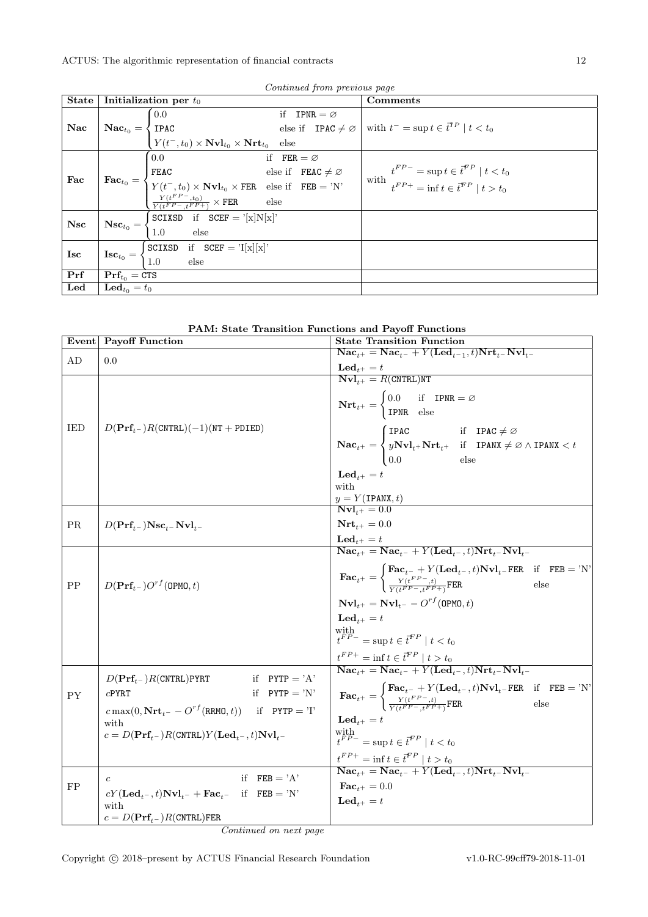*Continued from previous page*

| State | Initialization per $t_0$ | Comments |
|---|---|---|
| **Nac** | $\mathbf{Nac}_{t_0} = \begin{cases} 0.0 & \text{if } \mathtt{IPNR} = \varnothing \\ \mathtt{IPAC} & \text{else if } \mathtt{IPAC} \neq \varnothing \\ Y(t^-, t_0) \times \mathbf{Nvl}_{t_0} \times \mathbf{Nrt}_{t_0} & \text{else} \end{cases}$ | with $t^- = \sup t \in \vec{t}^{IP} \mid t < t_0$ |
| **Fac** | $\mathbf{Fac}_{t_0} = \begin{cases} 0.0 & \text{if } \mathtt{FER} = \varnothing \\ \mathtt{FEAC} & \text{else if } \mathtt{FEAC} \neq \varnothing \\ Y(t^-, t_0) \times \mathbf{Nvl}_{t_0} \times \mathtt{FER} & \text{else if } \mathtt{FEB} = \text{'N'} \\ \frac{Y(t^{FP-}, t_0)}{Y(t^{FP-}, t^{FP+})} \times \mathtt{FER} & \text{else} \end{cases}$ | with $\begin{array}{l} t^{FP-} = \sup t \in \vec{t}^{FP} \mid t < t_0 \\ t^{FP+} = \inf t \in \vec{t}^{FP} \mid t > t_0 \end{array}$ |
| **Nsc** | $\mathbf{Nsc}_{t_0} = \begin{cases} \mathtt{SCIXSD} & \text{if } \mathtt{SCEF} = \text{'[x]N[x]'} \\ 1.0 & \text{else} \end{cases}$ | |
| **Isc** | $\mathbf{Isc}_{t_0} = \begin{cases} \mathtt{SCIXSD} & \text{if } \mathtt{SCEF} = \text{'I[x][x]'} \\ 1.0 & \text{else} \end{cases}$ | |
| **Prf** | $\mathbf{Prf}_{t_0} = \mathtt{CTS}$ | |
| **Led** | $\mathbf{Led}_{t_0} = t_0$ | |

**PAM: State Transition Functions and Payoff Functions**

| Event | Payoff Function | State Transition Function |
|---|---|---|
| AD | $0.0$ | $\mathbf{Nac}_{t^+} = \mathbf{Nac}_{t^-} + Y(\mathbf{Led}_{t^-1}, t)\mathbf{Nrt}_{t^-}\mathbf{Nvl}_{t^-}$ <br> $\mathbf{Led}_{t^+} = t$ |
| IED | $D(\mathbf{Prf}_{t^-})R(\mathtt{CNTRL})(-1)(\mathtt{NT} + \mathtt{PDIED})$ | $\mathbf{Nvl}_{t^+} = R(\mathtt{CNTRL})\mathtt{NT}$ <br> $\mathbf{Nrt}_{t^+} = \begin{cases} 0.0 & \text{if } \mathtt{IPNR} = \varnothing \\ \mathtt{IPNR} & \text{else} \end{cases}$ <br> $\mathbf{Nac}_{t^+} = \begin{cases} \mathtt{IPAC} & \text{if } \mathtt{IPAC} \neq \varnothing \\ y\mathbf{Nvl}_{t^+}\mathbf{Nrt}_{t^+} & \text{if } \mathtt{IPANX} \neq \varnothing \wedge \mathtt{IPANX} < t \\ 0.0 & \text{else} \end{cases}$ <br> $\mathbf{Led}_{t^+} = t$ <br> with <br> $y = Y(\mathtt{IPANX}, t)$ |
| PR | $D(\mathbf{Prf}_{t^-})\mathbf{Nsc}_{t^-}\mathbf{Nvl}_{t^-}$ | $\mathbf{Nvl}_{t^+} = 0.0$ <br> $\mathbf{Nrt}_{t^+} = 0.0$ <br> $\mathbf{Led}_{t^+} = t$ |
| PP | $D(\mathbf{Prf}_{t^-})O^{rf}(\mathtt{OPMO}, t)$ | $\mathbf{Nac}_{t^+} = \mathbf{Nac}_{t^-} + Y(\mathbf{Led}_{t^-}, t)\mathbf{Nrt}_{t^-}\mathbf{Nvl}_{t^-}$ <br> $\mathbf{Fac}_{t^+} = \begin{cases} \mathbf{Fac}_{t^-} + Y(\mathbf{Led}_{t^-}, t)\mathbf{Nvl}_{t^-}\mathtt{FER} & \text{if } \mathtt{FEB} = \text{'N'} \\ \frac{Y(t^{FP-}, t)}{Y(t^{FP-}, t^{FP+})}\mathtt{FER} & \text{else} \end{cases}$ <br> $\mathbf{Nvl}_{t^+} = \mathbf{Nvl}_{t^-} - O^{rf}(\mathtt{OPMO}, t)$ <br> $\mathbf{Led}_{t^+} = t$ <br> with <br> $t^{FP-} = \sup t \in \vec{t}^{FP} \mid t < t_0$ <br> $t^{FP+} = \inf t \in \vec{t}^{FP} \mid t > t_0$ |
| PY | $D(\mathbf{Prf}_{t^-})R(\mathtt{CNTRL})\mathtt{PYRT}$ if $\mathtt{PYTP} = \text{'A'}$ <br> $c\mathtt{PYRT}$ if $\mathtt{PYTP} = \text{'N'}$ <br> $c \max(0, \mathbf{Nrt}_{t^-} - O^{rf}(\mathtt{RRMO}, t))$ if $\mathtt{PYTP} = \text{'I'}$ <br> with <br> $c = D(\mathbf{Prf}_{t^-})R(\mathtt{CNTRL})Y(\mathbf{Led}_{t^-}, t)\mathbf{Nvl}_{t^-}$ | $\mathbf{Nac}_{t^+} = \mathbf{Nac}_{t^-} + Y(\mathbf{Led}_{t^-}, t)\mathbf{Nrt}_{t^-}\mathbf{Nvl}_{t^-}$ <br> $\mathbf{Fac}_{t^+} = \begin{cases} \mathbf{Fac}_{t^-} + Y(\mathbf{Led}_{t^-}, t)\mathbf{Nvl}_{t^-}\mathtt{FER} & \text{if } \mathtt{FEB} = \text{'N'} \\ \frac{Y(t^{FP-}, t)}{Y(t^{FP-}, t^{FP+})}\mathtt{FER} & \text{else} \end{cases}$ <br> $\mathbf{Led}_{t^+} = t$ <br> with <br> $t^{FP-} = \sup t \in \vec{t}^{FP} \mid t < t_0$ <br> $t^{FP+} = \inf t \in \vec{t}^{FP} \mid t > t_0$ |
| FP | $c$ if $\mathtt{FEB} = \text{'A'}$ <br> $cY(\mathbf{Led}_{t^-}, t)\mathbf{Nvl}_{t^-} + \mathbf{Fac}_{t^-}$ if $\mathtt{FEB} = \text{'N'}$ <br> with <br> $c = D(\mathbf{Prf}_{t^-})R(\mathtt{CNTRL})\mathtt{FER}$ | $\mathbf{Nac}_{t^+} = \mathbf{Nac}_{t^-} + Y(\mathbf{Led}_{t^-}, t)\mathbf{Nrt}_{t^-}\mathbf{Nvl}_{t^-}$ <br> $\mathbf{Fac}_{t^+} = 0.0$ <br> $\mathbf{Led}_{t^+} = t$ |

*Continued on next page*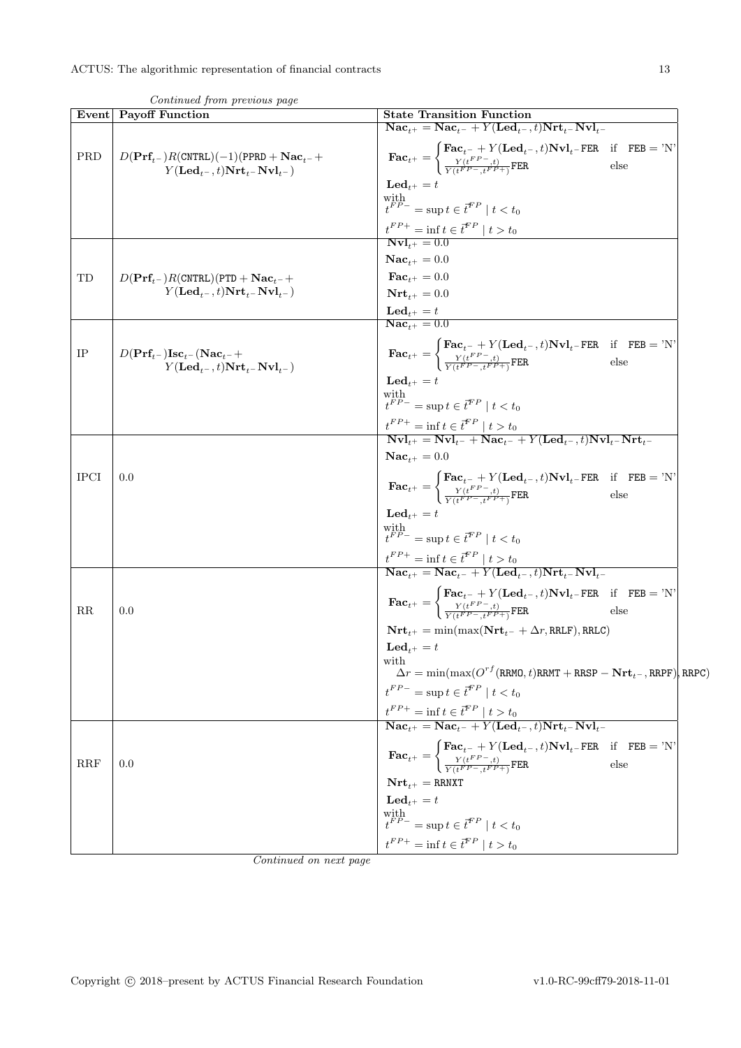*Continued from previous page*

| Event | Payoff Function | State Transition Function |
|---|---|---|
| PRD | $D(\mathbf{Prf}_{t^-})R(\texttt{CNTRL})(-1)(\texttt{PPRD}+\mathbf{Nac}_{t^-}+ Y(\mathbf{Led}_{t^-},t)\mathbf{Nrt}_{t^-}\mathbf{Nvl}_{t^-})$ | $\mathbf{Nac}_{t^+}=\mathbf{Nac}_{t^-}+Y(\mathbf{Led}_{t^-},t)\mathbf{Nrt}_{t^-}\mathbf{Nvl}_{t^-}$ <br> $\mathbf{Fac}_{t^+}=\begin{cases}\mathbf{Fac}_{t^-}+Y(\mathbf{Led}_{t^-},t)\mathbf{Nvl}_{t^-}\texttt{FER} & \text{if } \texttt{FEB}=\text{'N'}\\ \frac{Y(t^{FP-},t)}{Y(t^{FP-},t^{FP+})}\texttt{FER} & \text{else}\end{cases}$ <br> $\mathbf{Led}_{t^+}=t$ <br> with <br> $t^{FP-}=\sup t\in\vec{t}^{FP}\mid t<t_0$ <br> $t^{FP+}=\inf t\in\vec{t}^{FP}\mid t>t_0$ |
| TD | $D(\mathbf{Prf}_{t^-})R(\texttt{CNTRL})(\texttt{PTD}+\mathbf{Nac}_{t^-}+ Y(\mathbf{Led}_{t^-},t)\mathbf{Nrt}_{t^-}\mathbf{Nvl}_{t^-})$ | $\mathbf{Nvl}_{t^+}=0.0$ <br> $\mathbf{Nac}_{t^+}=0.0$ <br> $\mathbf{Fac}_{t^+}=0.0$ <br> $\mathbf{Nrt}_{t^+}=0.0$ <br> $\mathbf{Led}_{t^+}=t$ |
| IP | $D(\mathbf{Prf}_{t^-})\mathbf{Isc}_{t^-}(\mathbf{Nac}_{t^-}+ Y(\mathbf{Led}_{t^-},t)\mathbf{Nrt}_{t^-}\mathbf{Nvl}_{t^-})$ | $\mathbf{Nac}_{t^+}=0.0$ <br> $\mathbf{Fac}_{t^+}=\begin{cases}\mathbf{Fac}_{t^-}+Y(\mathbf{Led}_{t^-},t)\mathbf{Nvl}_{t^-}\texttt{FER} & \text{if } \texttt{FEB}=\text{'N'}\\ \frac{Y(t^{FP-},t)}{Y(t^{FP-},t^{FP+})}\texttt{FER} & \text{else}\end{cases}$ <br> $\mathbf{Led}_{t^+}=t$ <br> with <br> $t^{FP-}=\sup t\in\vec{t}^{FP}\mid t<t_0$ <br> $t^{FP+}=\inf t\in\vec{t}^{FP}\mid t>t_0$ |
| IPCI | 0.0 | $\mathbf{Nvl}_{t^+}=\mathbf{Nvl}_{t^-}+\mathbf{Nac}_{t^-}+Y(\mathbf{Led}_{t^-},t)\mathbf{Nvl}_{t^-}\mathbf{Nrt}_{t^-}$ <br> $\mathbf{Nac}_{t^+}=0.0$ <br> $\mathbf{Fac}_{t^+}=\begin{cases}\mathbf{Fac}_{t^-}+Y(\mathbf{Led}_{t^-},t)\mathbf{Nvl}_{t^-}\texttt{FER} & \text{if } \texttt{FEB}=\text{'N'}\\ \frac{Y(t^{FP-},t)}{Y(t^{FP-},t^{FP+})}\texttt{FER} & \text{else}\end{cases}$ <br> $\mathbf{Led}_{t^+}=t$ <br> with <br> $t^{FP-}=\sup t\in\vec{t}^{FP}\mid t<t_0$ <br> $t^{FP+}=\inf t\in\vec{t}^{FP}\mid t>t_0$ |
| RR | 0.0 | $\mathbf{Nac}_{t^+}=\mathbf{Nac}_{t^-}+Y(\mathbf{Led}_{t^-},t)\mathbf{Nrt}_{t^-}\mathbf{Nvl}_{t^-}$ <br> $\mathbf{Fac}_{t^+}=\begin{cases}\mathbf{Fac}_{t^-}+Y(\mathbf{Led}_{t^-},t)\mathbf{Nvl}_{t^-}\texttt{FER} & \text{if } \texttt{FEB}=\text{'N'}\\ \frac{Y(t^{FP-},t)}{Y(t^{FP-},t^{FP+})}\texttt{FER} & \text{else}\end{cases}$ <br> $\mathbf{Nrt}_{t^+}=\min(\max(\mathbf{Nrt}_{t^-}+\Delta r,\texttt{RRLF}),\texttt{RRLC})$ <br> $\mathbf{Led}_{t^+}=t$ <br> with <br> $\Delta r=\min(\max(O^{rf}(\texttt{RRMO},t)\texttt{RRMT}+\texttt{RRSP}-\mathbf{Nrt}_{t^-},\texttt{RRPF}),\texttt{RRPC})$ <br> $t^{FP-}=\sup t\in\vec{t}^{FP}\mid t<t_0$ <br> $t^{FP+}=\inf t\in\vec{t}^{FP}\mid t>t_0$ |
| RRF | 0.0 | $\mathbf{Nac}_{t^+}=\mathbf{Nac}_{t^-}+Y(\mathbf{Led}_{t^-},t)\mathbf{Nrt}_{t^-}\mathbf{Nvl}_{t^-}$ <br> $\mathbf{Fac}_{t^+}=\begin{cases}\mathbf{Fac}_{t^-}+Y(\mathbf{Led}_{t^-},t)\mathbf{Nvl}_{t^-}\texttt{FER} & \text{if } \texttt{FEB}=\text{'N'}\\ \frac{Y(t^{FP-},t)}{Y(t^{FP-},t^{FP+})}\texttt{FER} & \text{else}\end{cases}$ <br> $\mathbf{Nrt}_{t^+}=\texttt{RRNXT}$ <br> $\mathbf{Led}_{t^+}=t$ <br> with <br> $t^{FP-}=\sup t\in\vec{t}^{FP}\mid t<t_0$ <br> $t^{FP+}=\inf t\in\vec{t}^{FP}\mid t>t_0$ |

*Continued on next page*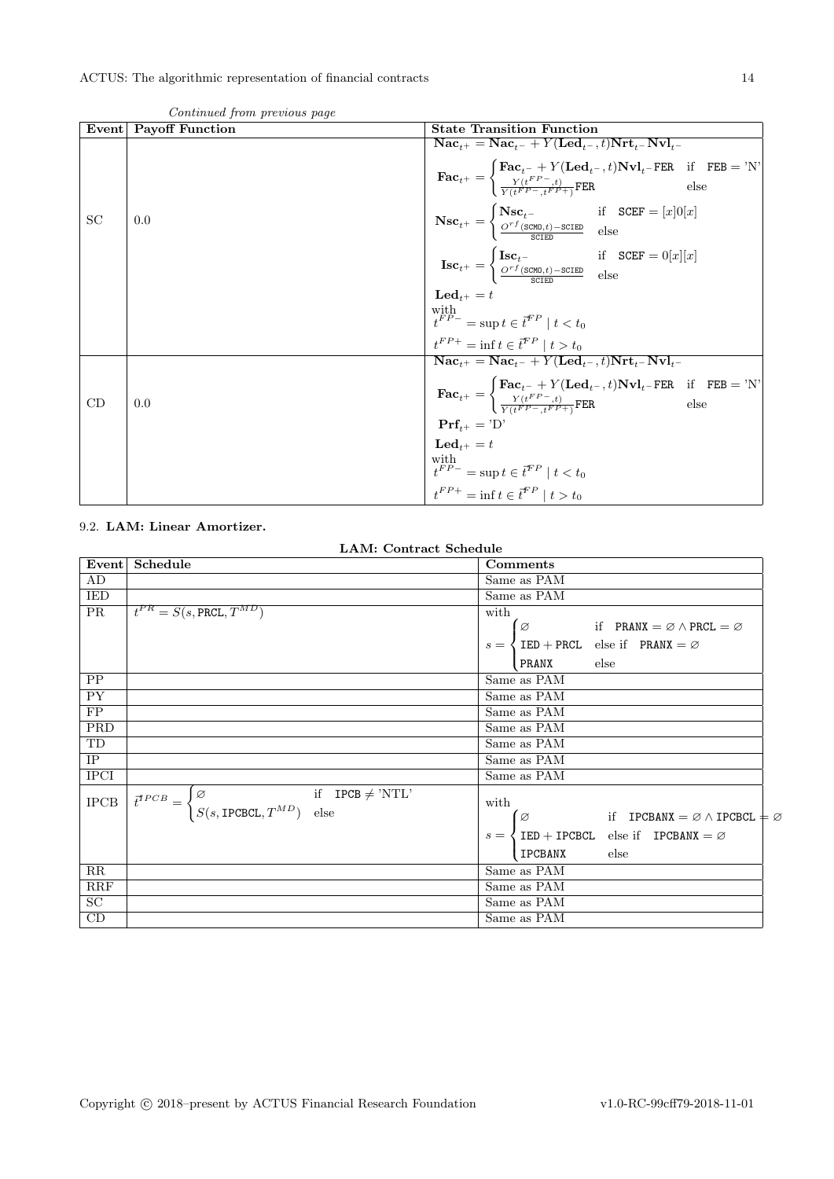*Continued from previous page*

| Event | Payoff Function | State Transition Function |
|---|---|---|
| SC | 0.0 | $\mathbf{Nac}_{t^+} = \mathbf{Nac}_{t^-} + Y(\mathbf{Led}_{t^-}, t)\mathbf{Nrt}_{t^-}\mathbf{Nvl}_{t^-}$ <br> $\mathbf{Fac}_{t^+} = \begin{cases} \mathbf{Fac}_{t^-} + Y(\mathbf{Led}_{t^-}, t)\mathbf{Nvl}_{t^-}\texttt{FER} & \text{if} \quad \texttt{FEB} = \text{'N'} \\ \frac{Y(t^{FP-}, t)}{Y(t^{FP-}, t^{FP+})}\texttt{FER} & \text{else} \end{cases}$ <br> $\mathbf{Nsc}_{t^+} = \begin{cases} \mathbf{Nsc}_{t^-} & \text{if} \quad \texttt{SCEF} = [x]0[x] \\ \frac{O^{rf}(\texttt{SCMO}, t) - \texttt{SCIED}}{\texttt{SCIED}} & \text{else} \end{cases}$ <br> $\mathbf{Isc}_{t^+} = \begin{cases} \mathbf{Isc}_{t^-} & \text{if} \quad \texttt{SCEF} = 0[x][x] \\ \frac{O^{rf}(\texttt{SCMO}, t) - \texttt{SCIED}}{\texttt{SCIED}} & \text{else} \end{cases}$ <br> $\mathbf{Led}_{t^+} = t$ <br> with <br> $t^{FP-} = \sup t \in \vec{t}^{FP} \mid t < t_0$ <br> $t^{FP+} = \inf t \in \vec{t}^{FP} \mid t > t_0$ |
| CD | 0.0 | $\mathbf{Nac}_{t^+} = \mathbf{Nac}_{t^-} + Y(\mathbf{Led}_{t^-}, t)\mathbf{Nrt}_{t^-}\mathbf{Nvl}_{t^-}$ <br> $\mathbf{Fac}_{t^+} = \begin{cases} \mathbf{Fac}_{t^-} + Y(\mathbf{Led}_{t^-}, t)\mathbf{Nvl}_{t^-}\texttt{FER} & \text{if} \quad \texttt{FEB} = \text{'N'} \\ \frac{Y(t^{FP-}, t)}{Y(t^{FP-}, t^{FP+})}\texttt{FER} & \text{else} \end{cases}$ <br> $\mathbf{Prf}_{t^+} = \text{'D'}$ <br> $\mathbf{Led}_{t^+} = t$ <br> with <br> $t^{FP-} = \sup t \in \vec{t}^{FP} \mid t < t_0$ <br> $t^{FP+} = \inf t \in \vec{t}^{FP} \mid t > t_0$ |

## 9.2. LAM: Linear Amortizer.

**LAM: Contract Schedule**

| Event | Schedule | Comments |
|---|---|---|
| AD | | Same as PAM |
| IED | | Same as PAM |
| PR | $\vec{t}^{PR} = S(s, \texttt{PRCL}, T^{MD})$ | with <br> $s = \begin{cases} \varnothing & \text{if} \quad \texttt{PRANX} = \varnothing \wedge \texttt{PRCL} = \varnothing \\ \texttt{IED} + \texttt{PRCL} & \text{else if} \quad \texttt{PRANX} = \varnothing \\ \texttt{PRANX} & \text{else} \end{cases}$ |
| PP | | Same as PAM |
| PY | | Same as PAM |
| FP | | Same as PAM |
| PRD | | Same as PAM |
| TD | | Same as PAM |
| IP | | Same as PAM |
| IPCI | | Same as PAM |
| IPCB | $\vec{t}^{IPCB} = \begin{cases} \varnothing & \text{if} \quad \texttt{IPCB} \neq \text{'NTL'} \\ S(s, \texttt{IPCBCL}, T^{MD}) & \text{else} \end{cases}$ | with <br> $s = \begin{cases} \varnothing & \text{if} \quad \texttt{IPCBANX} = \varnothing \wedge \texttt{IPCBCL} = \varnothing \\ \texttt{IED} + \texttt{IPCBCL} & \text{else if} \quad \texttt{IPCBANX} = \varnothing \\ \texttt{IPCBANX} & \text{else} \end{cases}$ |
| RR | | Same as PAM |
| RRF | | Same as PAM |
| SC | | Same as PAM |
| CD | | Same as PAM |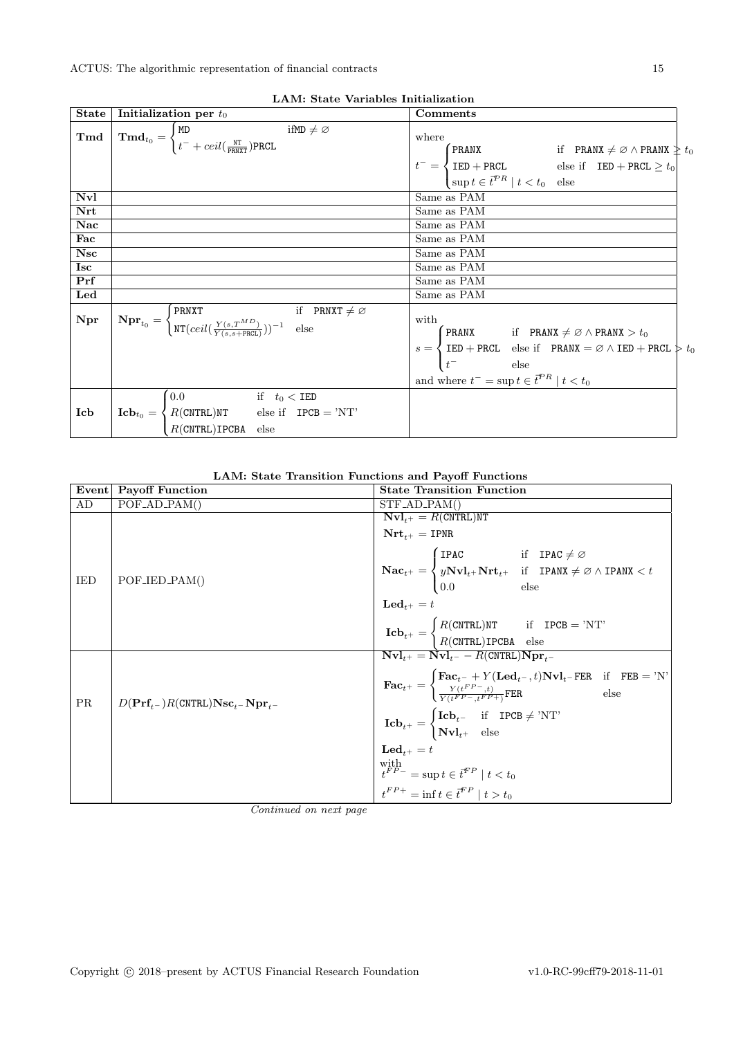**LAM: State Variables Initialization**

| State | Initialization per $t_0$ | Comments |
|---|---|---|
| **Tmd** | $\mathbf{Tmd}_{t_0} = \begin{cases} \texttt{MD} & \text{if} \texttt{MD} \neq \varnothing \\ t^- + ceil(\frac{\texttt{NT}}{\texttt{PRNXT}})\texttt{PRCL} & \end{cases}$ | where $t^- = \begin{cases} \texttt{PRANX} & \text{if} \quad \texttt{PRANX} \neq \varnothing \wedge \texttt{PRANX} \geq t_0 \\ \texttt{IED} + \texttt{PRCL} & \text{else if} \quad \texttt{IED} + \texttt{PRCL} \geq t_0 \\ \sup t \in \vec{t}^{PR} \mid t < t_0 & \text{else} \end{cases}$ |
| **Nvl** | | Same as PAM |
| **Nrt** | | Same as PAM |
| **Nac** | | Same as PAM |
| **Fac** | | Same as PAM |
| **Nsc** | | Same as PAM |
| **Isc** | | Same as PAM |
| **Prf** | | Same as PAM |
| **Led** | | Same as PAM |
| **Npr** | $\mathbf{Npr}_{t_0} = \begin{cases} \texttt{PRNXT} & \text{if} \quad \texttt{PRNXT} \neq \varnothing \\ \texttt{NT}(ceil(\frac{Y(s,T^{MD})}{Y(s,s+\texttt{PRCL})}))^{-1} & \text{else} \end{cases}$ | with $s = \begin{cases} \texttt{PRANX} & \text{if} \quad \texttt{PRANX} \neq \varnothing \wedge \texttt{PRANX} > t_0 \\ \texttt{IED} + \texttt{PRCL} & \text{else if} \quad \texttt{PRANX} = \varnothing \wedge \texttt{IED} + \texttt{PRCL} > t_0 \\ t^- & \text{else} \end{cases}$ and where $t^- = \sup t \in \vec{t}^{PR} \mid t < t_0$ |
| **Icb** | $\mathbf{Icb}_{t_0} = \begin{cases} 0.0 & \text{if} \quad t_0 < \texttt{IED} \\ R(\texttt{CNTRL})\texttt{NT} & \text{else if} \quad \texttt{IPCB} = \text{'NT'} \\ R(\texttt{CNTRL})\texttt{IPCBA} & \text{else} \end{cases}$ | |

**LAM: State Transition Functions and Payoff Functions**

| Event | Payoff Function | State Transition Function |
|---|---|---|
| AD | POF_AD_PAM() | STF_AD_PAM() |
| IED | POF_IED_PAM() | $\mathbf{Nvl}_{t^+} = R(\texttt{CNTRL})\texttt{NT}$ <br> $\mathbf{Nrt}_{t^+} = \texttt{IPNR}$ <br> $\mathbf{Nac}_{t^+} = \begin{cases} \texttt{IPAC} & \text{if} \quad \texttt{IPAC} \neq \varnothing \\ y\mathbf{Nvl}_{t^+}\mathbf{Nrt}_{t^+} & \text{if} \quad \texttt{IPANX} \neq \varnothing \wedge \texttt{IPANX} < t \\ 0.0 & \text{else} \end{cases}$ <br> $\mathbf{Led}_{t^+} = t$ <br> $\mathbf{Icb}_{t^+} = \begin{cases} R(\texttt{CNTRL})\texttt{NT} & \text{if} \quad \texttt{IPCB} = \text{'NT'} \\ R(\texttt{CNTRL})\texttt{IPCBA} & \text{else} \end{cases}$ |
| PR | $D(\mathbf{Prf}_{t^-})R(\texttt{CNTRL})\mathbf{Nsc}_{t^-}\mathbf{Npr}_{t^-}$ | $\mathbf{Nvl}_{t^+} = \mathbf{Nvl}_{t^-} - R(\texttt{CNTRL})\mathbf{Npr}_{t^-}$ <br> $\mathbf{Fac}_{t^+} = \begin{cases} \mathbf{Fac}_{t^-} + Y(\mathbf{Led}_{t^-}, t)\mathbf{Nvl}_{t^-}\texttt{FER} & \text{if} \quad \texttt{FEB} = \text{'N'} \\ \frac{Y(t^{FP-},t)}{Y(t^{FP-},t^{FP+})}\texttt{FER} & \text{else} \end{cases}$ <br> $\mathbf{Icb}_{t^+} = \begin{cases} \mathbf{Icb}_{t^-} & \text{if} \quad \texttt{IPCB} \neq \text{'NT'} \\ \mathbf{Nvl}_{t^+} & \text{else} \end{cases}$ <br> $\mathbf{Led}_{t^+} = t$ <br> with <br> $t^{FP-} = \sup t \in \vec{t}^{FP} \mid t < t_0$ <br> $t^{FP+} = \inf t \in \vec{t}^{FP} \mid t > t_0$ |

*Continued on next page*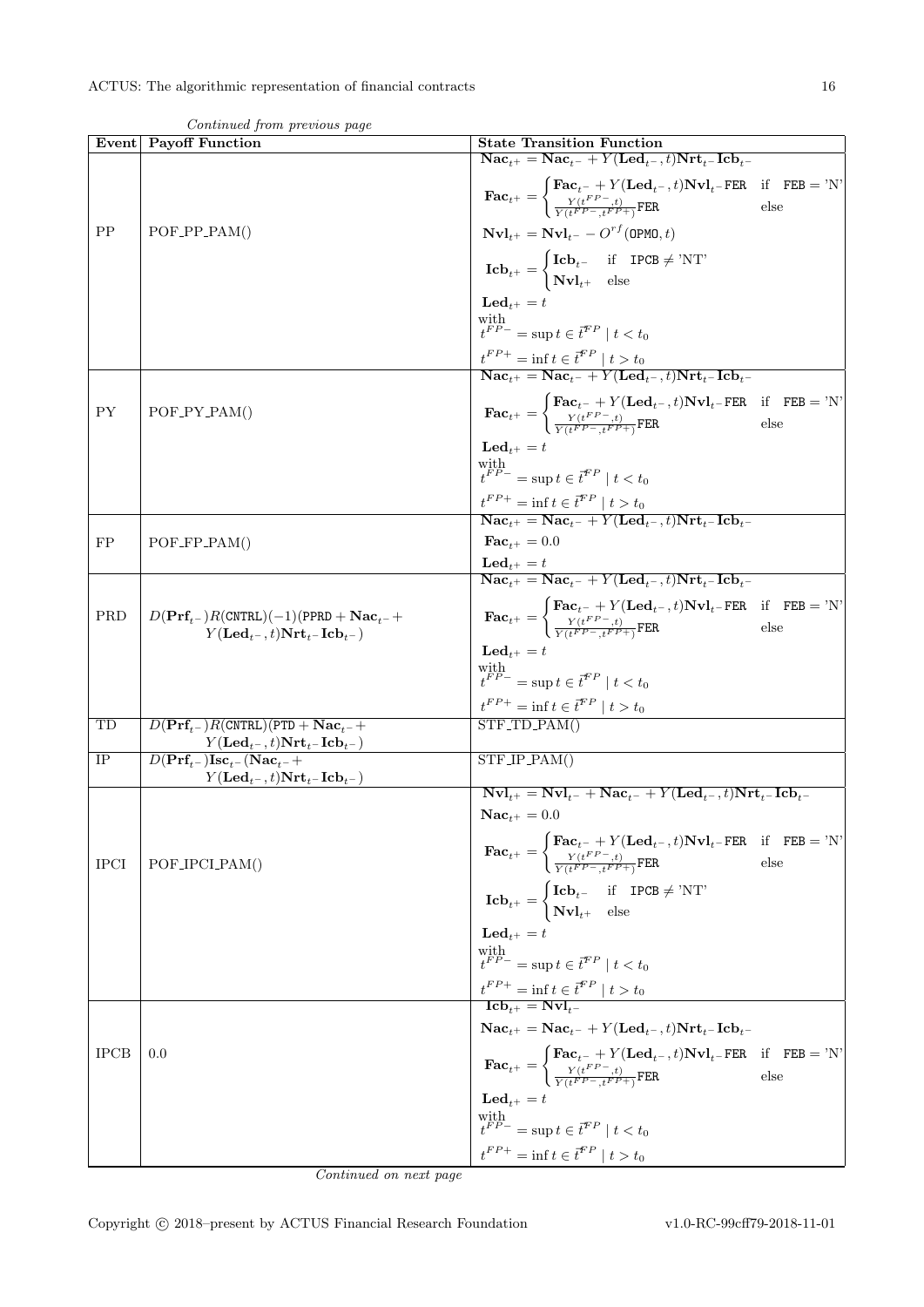*Continued from previous page*

| Event | Payoff Function | State Transition Function |
|---|---|---|
| PP | POF_PP_PAM() | $\mathbf{Nac}_{t^+} = \mathbf{Nac}_{t^-} + Y(\mathbf{Led}_{t^-}, t)\mathbf{Nrt}_{t^-}\mathbf{Icb}_{t^-}$ <br> $\mathbf{Fac}_{t^+} = \begin{cases} \mathbf{Fac}_{t^-} + Y(\mathbf{Led}_{t^-}, t)\mathbf{Nvl}_{t^-}\texttt{FER} & \text{if } \texttt{FEB} = \text{'N'} \\ \frac{Y(t^{FP-}, t)}{Y(t^{FP-}, t^{FP+})}\texttt{FER} & \text{else} \end{cases}$ <br> $\mathbf{Nvl}_{t^+} = \mathbf{Nvl}_{t^-} - O^{rf}(\texttt{OPMO}, t)$ <br> $\mathbf{Icb}_{t^+} = \begin{cases} \mathbf{Icb}_{t^-} & \text{if } \texttt{IPCB} \neq \text{'NT'} \\ \mathbf{Nvl}_{t^+} & \text{else} \end{cases}$ <br> $\mathbf{Led}_{t^+} = t$ <br> with <br> $t^{FP-} = \sup t \in \vec{t}^{FP} \mid t < t_0$ <br> $t^{FP+} = \inf t \in \vec{t}^{FP} \mid t > t_0$ |
| PY | POF_PY_PAM() | $\mathbf{Nac}_{t^+} = \mathbf{Nac}_{t^-} + Y(\mathbf{Led}_{t^-}, t)\mathbf{Nrt}_{t^-}\mathbf{Icb}_{t^-}$ <br> $\mathbf{Fac}_{t^+} = \begin{cases} \mathbf{Fac}_{t^-} + Y(\mathbf{Led}_{t^-}, t)\mathbf{Nvl}_{t^-}\texttt{FER} & \text{if } \texttt{FEB} = \text{'N'} \\ \frac{Y(t^{FP-}, t)}{Y(t^{FP-}, t^{FP+})}\texttt{FER} & \text{else} \end{cases}$ <br> $\mathbf{Led}_{t^+} = t$ <br> with <br> $t^{FP-} = \sup t \in \vec{t}^{FP} \mid t < t_0$ <br> $t^{FP+} = \inf t \in \vec{t}^{FP} \mid t > t_0$ |
| FP | POF_FP_PAM() | $\mathbf{Nac}_{t^+} = \mathbf{Nac}_{t^-} + Y(\mathbf{Led}_{t^-}, t)\mathbf{Nrt}_{t^-}\mathbf{Icb}_{t^-}$ <br> $\mathbf{Fac}_{t^+} = 0.0$ <br> $\mathbf{Led}_{t^+} = t$ |
| PRD | $D(\mathbf{Prf}_{t^-})R(\texttt{CNTRL})(-1)(\texttt{PPRD} + \mathbf{Nac}_{t^-} + Y(\mathbf{Led}_{t^-}, t)\mathbf{Nrt}_{t^-}\mathbf{Icb}_{t^-})$ | $\mathbf{Nac}_{t^+} = \mathbf{Nac}_{t^-} + Y(\mathbf{Led}_{t^-}, t)\mathbf{Nrt}_{t^-}\mathbf{Icb}_{t^-}$ <br> $\mathbf{Fac}_{t^+} = \begin{cases} \mathbf{Fac}_{t^-} + Y(\mathbf{Led}_{t^-}, t)\mathbf{Nvl}_{t^-}\texttt{FER} & \text{if } \texttt{FEB} = \text{'N'} \\ \frac{Y(t^{FP-}, t)}{Y(t^{FP-}, t^{FP+})}\texttt{FER} & \text{else} \end{cases}$ <br> $\mathbf{Led}_{t^+} = t$ <br> with <br> $t^{FP-} = \sup t \in \vec{t}^{FP} \mid t < t_0$ <br> $t^{FP+} = \inf t \in \vec{t}^{FP} \mid t > t_0$ |
| TD | $D(\mathbf{Prf}_{t^-})R(\texttt{CNTRL})(\texttt{PTD} + \mathbf{Nac}_{t^-} + Y(\mathbf{Led}_{t^-}, t)\mathbf{Nrt}_{t^-}\mathbf{Icb}_{t^-})$ | STF_TD_PAM() |
| IP | $D(\mathbf{Prf}_{t^-})\mathbf{Isc}_{t^-}(\mathbf{Nac}_{t^-} + Y(\mathbf{Led}_{t^-}, t)\mathbf{Nrt}_{t^-}\mathbf{Icb}_{t^-})$ | STF_IP_PAM() |
| IPCI | POF_IPCI_PAM() | $\mathbf{Nvl}_{t^+} = \mathbf{Nvl}_{t^-} + \mathbf{Nac}_{t^-} + Y(\mathbf{Led}_{t^-}, t)\mathbf{Nrt}_{t^-}\mathbf{Icb}_{t^-}$ <br> $\mathbf{Nac}_{t^+} = 0.0$ <br> $\mathbf{Fac}_{t^+} = \begin{cases} \mathbf{Fac}_{t^-} + Y(\mathbf{Led}_{t^-}, t)\mathbf{Nvl}_{t^-}\texttt{FER} & \text{if } \texttt{FEB} = \text{'N'} \\ \frac{Y(t^{FP-}, t)}{Y(t^{FP-}, t^{FP+})}\texttt{FER} & \text{else} \end{cases}$ <br> $\mathbf{Icb}_{t^+} = \begin{cases} \mathbf{Icb}_{t^-} & \text{if } \texttt{IPCB} \neq \text{'NT'} \\ \mathbf{Nvl}_{t^+} & \text{else} \end{cases}$ <br> $\mathbf{Led}_{t^+} = t$ <br> with <br> $t^{FP-} = \sup t \in \vec{t}^{FP} \mid t < t_0$ <br> $t^{FP+} = \inf t \in \vec{t}^{FP} \mid t > t_0$ |
| IPCB | 0.0 | $\mathbf{Icb}_{t^+} = \mathbf{Nvl}_{t^-}$ <br> $\mathbf{Nac}_{t^+} = \mathbf{Nac}_{t^-} + Y(\mathbf{Led}_{t^-}, t)\mathbf{Nrt}_{t^-}\mathbf{Icb}_{t^-}$ <br> $\mathbf{Fac}_{t^+} = \begin{cases} \mathbf{Fac}_{t^-} + Y(\mathbf{Led}_{t^-}, t)\mathbf{Nvl}_{t^-}\texttt{FER} & \text{if } \texttt{FEB} = \text{'N'} \\ \frac{Y(t^{FP-}, t)}{Y(t^{FP-}, t^{FP+})}\texttt{FER} & \text{else} \end{cases}$ <br> $\mathbf{Led}_{t^+} = t$ <br> with <br> $t^{FP-} = \sup t \in \vec{t}^{FP} \mid t < t_0$ <br> $t^{FP+} = \inf t \in \vec{t}^{FP} \mid t > t_0$ |

*Continued on next page*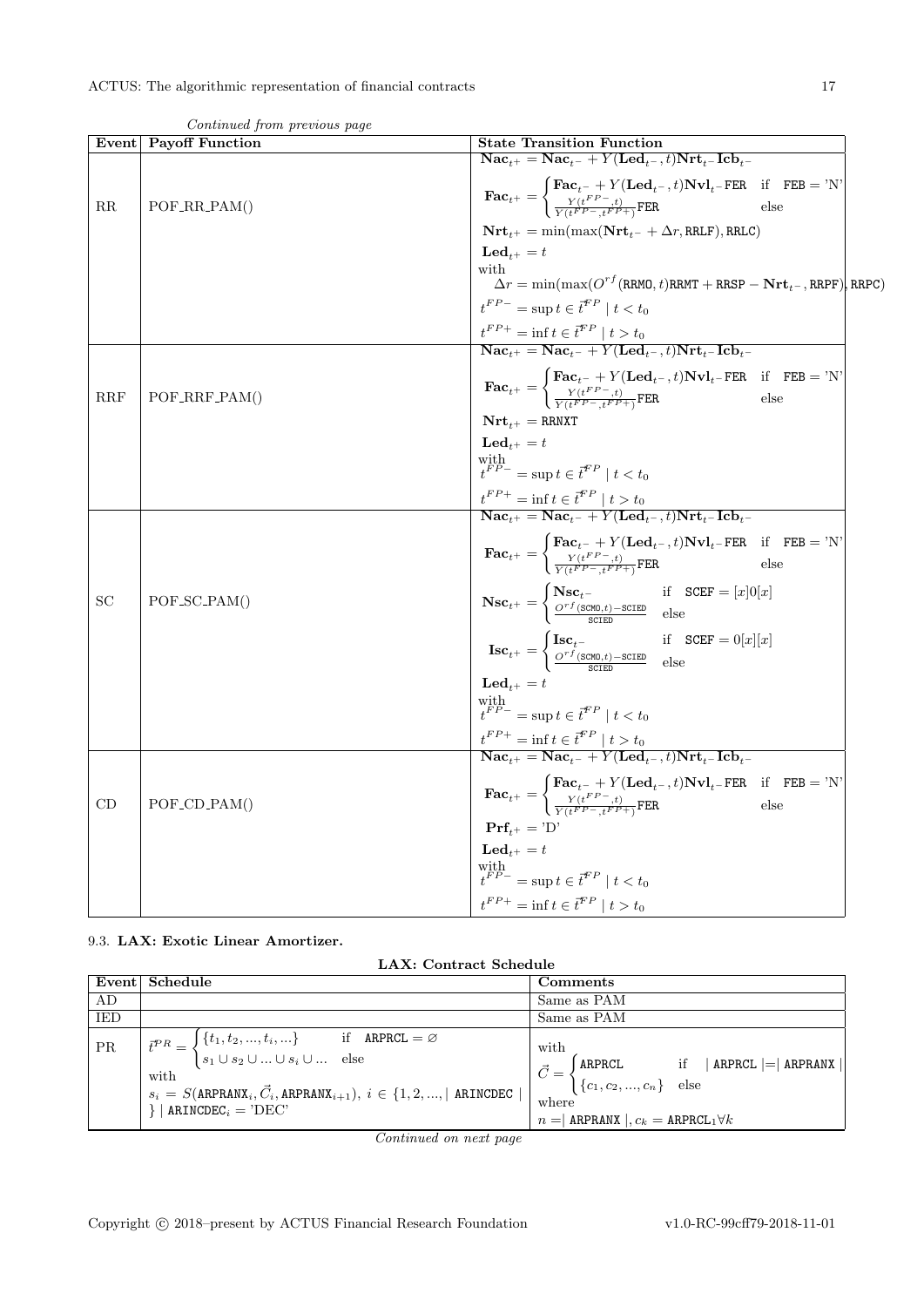*Continued from previous page*

| Event | Payoff Function | State Transition Function |
|---|---|---|
| RR | POF_RR_PAM() | $\mathbf{Nac}_{t^+} = \mathbf{Nac}_{t^-} + Y(\mathbf{Led}_{t^-}, t)\mathbf{Nrt}_{t^-}\mathbf{Icb}_{t^-}$ <br> $\mathbf{Fac}_{t^+} = \begin{cases} \mathbf{Fac}_{t^-} + Y(\mathbf{Led}_{t^-}, t)\mathbf{Nvl}_{t^-}\texttt{FER} & \text{if} \quad \texttt{FEB} = \text{'N'} \\ \frac{Y(t^{FP-}, t)}{Y(t^{FP-}, t^{FP+})}\texttt{FER} & \text{else} \end{cases}$ <br> $\mathbf{Nrt}_{t^+} = \min(\max(\mathbf{Nrt}_{t^-} + \Delta r, \texttt{RRLF}), \texttt{RRLC})$ <br> $\mathbf{Led}_{t^+} = t$ <br> with <br> $\Delta r = \min(\max(O^{rf}(\texttt{RRMO}, t)\texttt{RRMT} + \texttt{RRSP} - \mathbf{Nrt}_{t^-}, \texttt{RRPF}), \texttt{RRPC})$ <br> $t^{FP-} = \sup t \in \vec{t}^{FP} \mid t < t_0$ <br> $t^{FP+} = \inf t \in \vec{t}^{FP} \mid t > t_0$ |
| RRF | POF_RRF_PAM() | $\mathbf{Nac}_{t^+} = \mathbf{Nac}_{t^-} + Y(\mathbf{Led}_{t^-}, t)\mathbf{Nrt}_{t^-}\mathbf{Icb}_{t^-}$ <br> $\mathbf{Fac}_{t^+} = \begin{cases} \mathbf{Fac}_{t^-} + Y(\mathbf{Led}_{t^-}, t)\mathbf{Nvl}_{t^-}\texttt{FER} & \text{if} \quad \texttt{FEB} = \text{'N'} \\ \frac{Y(t^{FP-}, t)}{Y(t^{FP-}, t^{FP+})}\texttt{FER} & \text{else} \end{cases}$ <br> $\mathbf{Nrt}_{t^+} = \texttt{RRNXT}$ <br> $\mathbf{Led}_{t^+} = t$ <br> with <br> $t^{FP-} = \sup t \in \vec{t}^{FP} \mid t < t_0$ <br> $t^{FP+} = \inf t \in \vec{t}^{FP} \mid t > t_0$ |
| SC | POF_SC_PAM() | $\mathbf{Nac}_{t^+} = \mathbf{Nac}_{t^-} + Y(\mathbf{Led}_{t^-}, t)\mathbf{Nrt}_{t^-}\mathbf{Icb}_{t^-}$ <br> $\mathbf{Fac}_{t^+} = \begin{cases} \mathbf{Fac}_{t^-} + Y(\mathbf{Led}_{t^-}, t)\mathbf{Nvl}_{t^-}\texttt{FER} & \text{if} \quad \texttt{FEB} = \text{'N'} \\ \frac{Y(t^{FP-}, t)}{Y(t^{FP-}, t^{FP+})}\texttt{FER} & \text{else} \end{cases}$ <br> $\mathbf{Nsc}_{t^+} = \begin{cases} \mathbf{Nsc}_{t^-} & \text{if} \quad \texttt{SCEF} = [x]0[x] \\ \frac{O^{rf}(\texttt{SCMO}, t) - \texttt{SCIED}}{\texttt{SCIED}} & \text{else} \end{cases}$ <br> $\mathbf{Isc}_{t^+} = \begin{cases} \mathbf{Isc}_{t^-} & \text{if} \quad \texttt{SCEF} = 0[x][x] \\ \frac{O^{rf}(\texttt{SCMO}, t) - \texttt{SCIED}}{\texttt{SCIED}} & \text{else} \end{cases}$ <br> $\mathbf{Led}_{t^+} = t$ <br> with <br> $t^{FP-} = \sup t \in \vec{t}^{FP} \mid t < t_0$ <br> $t^{FP+} = \inf t \in \vec{t}^{FP} \mid t > t_0$ |
| CD | POF_CD_PAM() | $\mathbf{Nac}_{t^+} = \mathbf{Nac}_{t^-} + Y(\mathbf{Led}_{t^-}, t)\mathbf{Nrt}_{t^-}\mathbf{Icb}_{t^-}$ <br> $\mathbf{Fac}_{t^+} = \begin{cases} \mathbf{Fac}_{t^-} + Y(\mathbf{Led}_{t^-}, t)\mathbf{Nvl}_{t^-}\texttt{FER} & \text{if} \quad \texttt{FEB} = \text{'N'} \\ \frac{Y(t^{FP-}, t)}{Y(t^{FP-}, t^{FP+})}\texttt{FER} & \text{else} \end{cases}$ <br> $\mathbf{Prf}_{t^+} = \text{'D'}$ <br> $\mathbf{Led}_{t^+} = t$ <br> with <br> $t^{FP-} = \sup t \in \vec{t}^{FP} \mid t < t_0$ <br> $t^{FP+} = \inf t \in \vec{t}^{FP} \mid t > t_0$ |

### 9.3. LAX: Exotic Linear Amortizer.

**LAX: Contract Schedule**

| Event | Schedule | Comments |
|---|---|---|
| AD | | Same as PAM |
| IED | | Same as PAM |
| PR | $\vec{t}^{PR} = \begin{cases} \{t_1, t_2, ..., t_i, ...\} & \text{if} \quad \texttt{ARPRCL} = \varnothing \\ s_1 \cup s_2 \cup ... \cup s_i \cup ... & \text{else} \end{cases}$ <br> with <br> $s_i = S(\texttt{ARPRANX}_i, \vec{C}_i, \texttt{ARPRANX}_{i+1}),\ i \in \{1, 2, ..., \mid \texttt{ARINCDEC} \mid \} \mid \texttt{ARINCDEC}_i = \text{'DEC'}$ | with <br> $\vec{C} = \begin{cases} \texttt{ARPRCL} & \text{if} \quad \mid \texttt{ARPRCL} \mid = \mid \texttt{ARPRANX} \mid \\ \{c_1, c_2, ..., c_n\} & \text{else} \end{cases}$ <br> where <br> $n = \mid \texttt{ARPRANX} \mid, c_k = \texttt{ARPRCL}_1 \forall k$ |

*Continued on next page*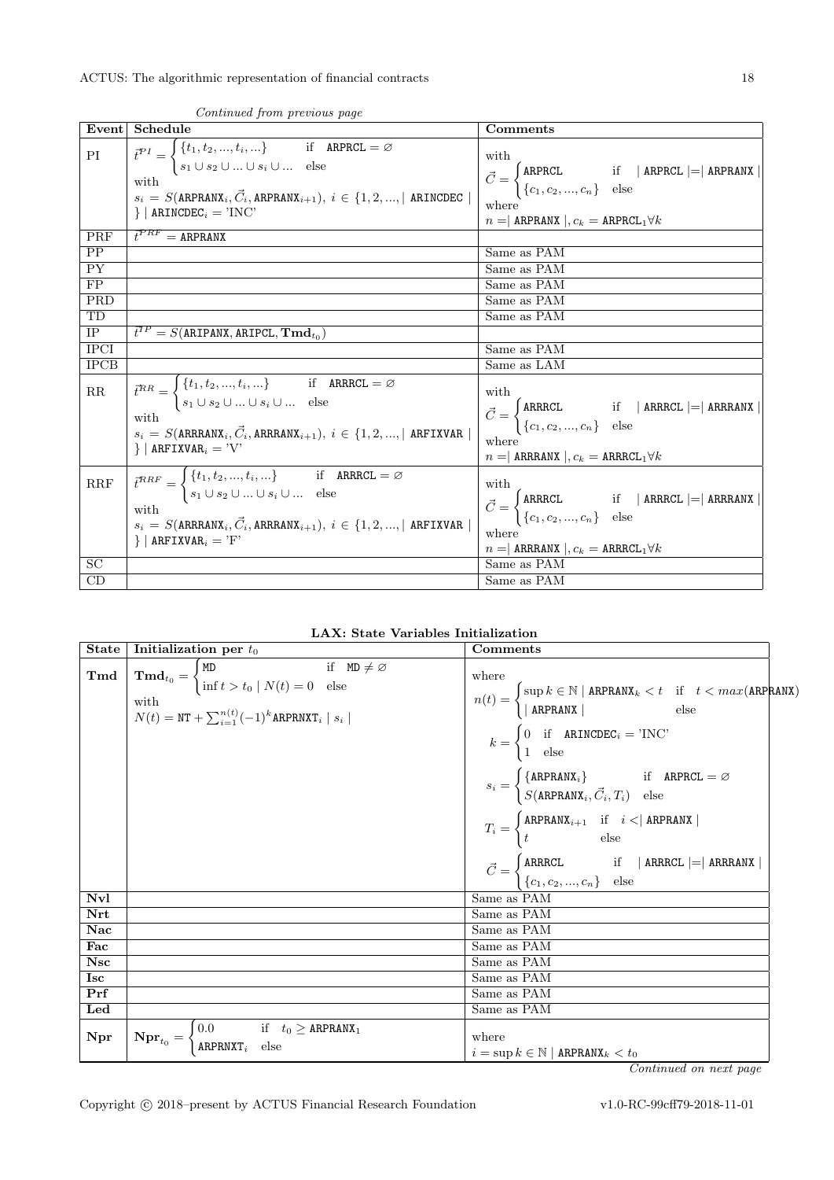*Continued from previous page*

| Event | Schedule | Comments |
|---|---|---|
| PI | $\vec{t}^{PI} = \begin{cases} \{t_1, t_2, ..., t_i, ...\} & \text{if } \texttt{ARPRCL} = \varnothing \\ s_1 \cup s_2 \cup ... \cup s_i \cup ... & \text{else} \end{cases}$ with $s_i = S(\texttt{ARPRANX}_i, \vec{C}_i, \texttt{ARPRANX}_{i+1}),\ i \in \{1, 2, ..., \mid \texttt{ARINCDEC} \mid \} \mid \texttt{ARINCDEC}_i = \text{'INC'}$ | with $\vec{C} = \begin{cases} \texttt{ARPRCL} & \text{if } \mid \texttt{ARPRCL} \mid = \mid \texttt{ARPRANX} \mid \\ \{c_1, c_2, ..., c_n\} & \text{else} \end{cases}$ where $n = \mid \texttt{ARPRANX} \mid, c_k = \texttt{ARPRCL}_1 \forall k$ |
| PRF | $\vec{t}^{PRF} = \texttt{ARPRANX}$ | |
| PP | | Same as PAM |
| PY | | Same as PAM |
| FP | | Same as PAM |
| PRD | | Same as PAM |
| TD | | Same as PAM |
| IP | $\vec{t}^{IP} = S(\texttt{ARIPANX}, \texttt{ARIPCL}, \mathbf{Tmd}_{t_0})$ | |
| IPCI | | Same as PAM |
| IPCB | | Same as LAM |
| RR | $\vec{t}^{RR} = \begin{cases} \{t_1, t_2, ..., t_i, ...\} & \text{if } \texttt{ARRRCL} = \varnothing \\ s_1 \cup s_2 \cup ... \cup s_i \cup ... & \text{else} \end{cases}$ with $s_i = S(\texttt{ARRRANX}_i, \vec{C}_i, \texttt{ARRRANX}_{i+1}),\ i \in \{1, 2, ..., \mid \texttt{ARFIXVAR} \mid \} \mid \texttt{ARFIXVAR}_i = \text{'V'}$ | with $\vec{C} = \begin{cases} \texttt{ARRRCL} & \text{if } \mid \texttt{ARRRCL} \mid = \mid \texttt{ARRRANX} \mid \\ \{c_1, c_2, ..., c_n\} & \text{else} \end{cases}$ where $n = \mid \texttt{ARRRANX} \mid, c_k = \texttt{ARRRCL}_1 \forall k$ |
| RRF | $\vec{t}^{RRF} = \begin{cases} \{t_1, t_2, ..., t_i, ...\} & \text{if } \texttt{ARRRCL} = \varnothing \\ s_1 \cup s_2 \cup ... \cup s_i \cup ... & \text{else} \end{cases}$ with $s_i = S(\texttt{ARRRANX}_i, \vec{C}_i, \texttt{ARRRANX}_{i+1}),\ i \in \{1, 2, ..., \mid \texttt{ARFIXVAR} \mid \} \mid \texttt{ARFIXVAR}_i = \text{'F'}$ | with $\vec{C} = \begin{cases} \texttt{ARRRCL} & \text{if } \mid \texttt{ARRRCL} \mid = \mid \texttt{ARRRANX} \mid \\ \{c_1, c_2, ..., c_n\} & \text{else} \end{cases}$ where $n = \mid \texttt{ARRRANX} \mid, c_k = \texttt{ARRRCL}_1 \forall k$ |
| SC | | Same as PAM |
| CD | | Same as PAM |

**LAX: State Variables Initialization**

| State | Initialization per $t_0$ | Comments |
|---|---|---|
| **Tmd** | $\mathbf{Tmd}_{t_0} = \begin{cases} \texttt{MD} & \text{if } \texttt{MD} \neq \varnothing \\ \inf t > t_0 \mid N(t) = 0 & \text{else} \end{cases}$ with $N(t) = \texttt{NT} + \sum_{i=1}^{n(t)} (-1)^k \texttt{ARPRNXT}_i \mid s_i \mid$ | where $n(t) = \begin{cases} \sup k \in \mathbb{N} \mid \texttt{ARPRANX}_k < t & \text{if } t < max(\texttt{ARPRANX}) \\ \mid \texttt{ARPRANX} \mid & \text{else} \end{cases}$ $k = \begin{cases} 0 & \text{if } \texttt{ARINCDEC}_i = \text{'INC'} \\ 1 & \text{else} \end{cases}$ $s_i = \begin{cases} \{\texttt{ARPRANX}_i\} & \text{if } \texttt{ARPRCL} = \varnothing \\ S(\texttt{ARPRANX}_i, \vec{C}_i, T_i) & \text{else} \end{cases}$ $T_i = \begin{cases} \texttt{ARPRANX}_{i+1} & \text{if } i < \mid \texttt{ARPRANX} \mid \\ t & \text{else} \end{cases}$ $\vec{C} = \begin{cases} \texttt{ARRRCL} & \text{if } \mid \texttt{ARRRCL} \mid = \mid \texttt{ARRRANX} \mid \\ \{c_1, c_2, ..., c_n\} & \text{else} \end{cases}$ |
| **Nvl** | | Same as PAM |
| **Nrt** | | Same as PAM |
| **Nac** | | Same as PAM |
| **Fac** | | Same as PAM |
| **Nsc** | | Same as PAM |
| **Isc** | | Same as PAM |
| **Prf** | | Same as PAM |
| **Led** | | Same as PAM |
| **Npr** | $\mathbf{Npr}_{t_0} = \begin{cases} 0.0 & \text{if } t_0 \geq \texttt{ARPRANX}_1 \\ \texttt{ARPRNXT}_i & \text{else} \end{cases}$ | where $i = \sup k \in \mathbb{N} \mid \texttt{ARPRANX}_k < t_0$ |

*Continued on next page*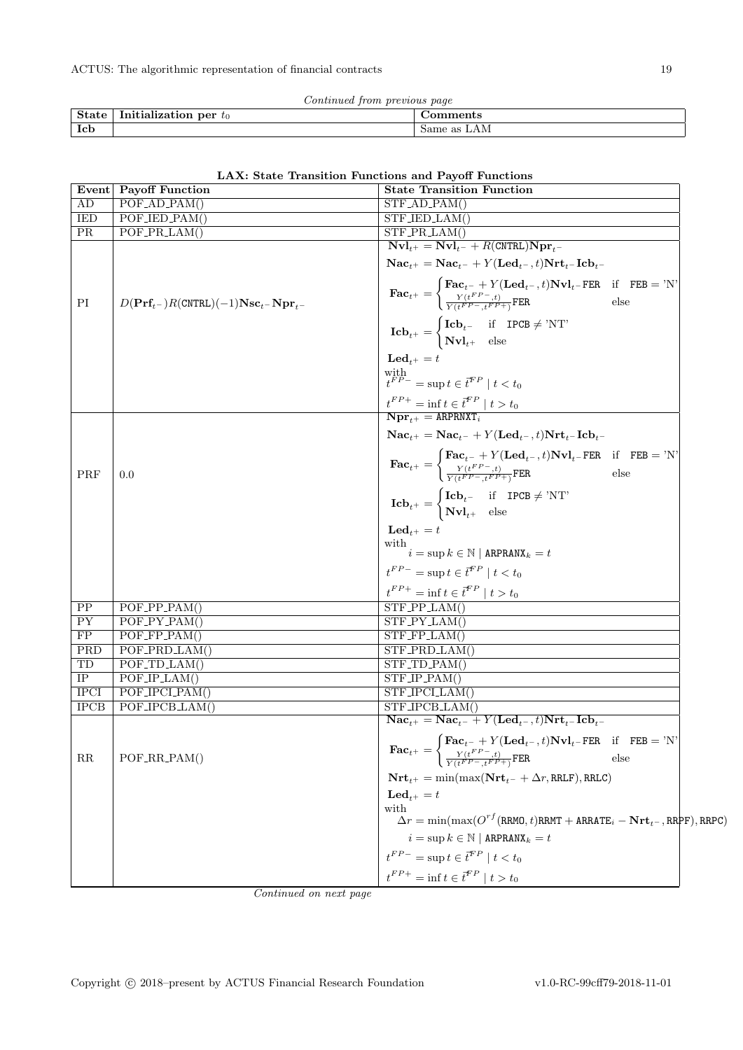*Continued from previous page*

| State | Initialization per $t_0$ | Comments |
|---|---|---|
| **Icb** | | Same as LAM |

**LAX: State Transition Functions and Payoff Functions**

| Event | Payoff Function | State Transition Function |
|---|---|---|
| AD | POF_AD_PAM() | STF_AD_PAM() |
| IED | POF_IED_PAM() | STF_IED_LAM() |
| PR | POF_PR_LAM() | STF_PR_LAM() |
| PI | $D(\mathbf{Prf}_{t^-})R(\texttt{CNTRL})(-1)\mathbf{Nsc}_{t^-}\mathbf{Npr}_{t^-}$ | $\mathbf{Nvl}_{t^+} = \mathbf{Nvl}_{t^-} + R(\texttt{CNTRL})\mathbf{Npr}_{t^-}$ <br> $\mathbf{Nac}_{t^+} = \mathbf{Nac}_{t^-} + Y(\mathbf{Led}_{t^-}, t)\mathbf{Nrt}_{t^-}\mathbf{Icb}_{t^-}$ <br> $\mathbf{Fac}_{t^+} = \begin{cases} \mathbf{Fac}_{t^-} + Y(\mathbf{Led}_{t^-}, t)\mathbf{Nvl}_{t^-}\texttt{FER} & \text{if } \texttt{FEB} = \text{'N'} \\ \frac{Y(t^{FP-}, t)}{Y(t^{FP-}, t^{FP+})}\texttt{FER} & \text{else} \end{cases}$ <br> $\mathbf{Icb}_{t^+} = \begin{cases} \mathbf{Icb}_{t^-} & \text{if } \texttt{IPCB} \neq \text{'NT'} \\ \mathbf{Nvl}_{t^+} & \text{else} \end{cases}$ <br> $\mathbf{Led}_{t^+} = t$ <br> with <br> $t^{FP-} = \sup t \in \vec{t}^{FP} \mid t < t_0$ <br> $t^{FP+} = \inf t \in \vec{t}^{FP} \mid t > t_0$ |
| PRF | 0.0 | $\mathbf{Npr}_{t^+} = \texttt{ARPRNXT}_i$ <br> $\mathbf{Nac}_{t^+} = \mathbf{Nac}_{t^-} + Y(\mathbf{Led}_{t^-}, t)\mathbf{Nrt}_{t^-}\mathbf{Icb}_{t^-}$ <br> $\mathbf{Fac}_{t^+} = \begin{cases} \mathbf{Fac}_{t^-} + Y(\mathbf{Led}_{t^-}, t)\mathbf{Nvl}_{t^-}\texttt{FER} & \text{if } \texttt{FEB} = \text{'N'} \\ \frac{Y(t^{FP-}, t)}{Y(t^{FP-}, t^{FP+})}\texttt{FER} & \text{else} \end{cases}$ <br> $\mathbf{Icb}_{t^+} = \begin{cases} \mathbf{Icb}_{t^-} & \text{if } \texttt{IPCB} \neq \text{'NT'} \\ \mathbf{Nvl}_{t^+} & \text{else} \end{cases}$ <br> $\mathbf{Led}_{t^+} = t$ <br> with <br> $i = \sup k \in \mathbb{N} \mid \texttt{ARPRANX}_k = t$ <br> $t^{FP-} = \sup t \in \vec{t}^{FP} \mid t < t_0$ <br> $t^{FP+} = \inf t \in \vec{t}^{FP} \mid t > t_0$ |
| PP | POF_PP_PAM() | STF_PP_LAM() |
| PY | POF_PY_PAM() | STF_PY_LAM() |
| FP | POF_FP_PAM() | STF_FP_LAM() |
| PRD | POF_PRD_LAM() | STF_PRD_LAM() |
| TD | POF_TD_LAM() | STF_TD_PAM() |
| IP | POF_IP_LAM() | STF_IP_PAM() |
| IPCI | POF_IPCI_PAM() | STF_IPCI_LAM() |
| IPCB | POF_IPCB_LAM() | STF_IPCB_LAM() |
| RR | POF_RR_PAM() | $\mathbf{Nac}_{t^+} = \mathbf{Nac}_{t^-} + Y(\mathbf{Led}_{t^-}, t)\mathbf{Nrt}_{t^-}\mathbf{Icb}_{t^-}$ <br> $\mathbf{Fac}_{t^+} = \begin{cases} \mathbf{Fac}_{t^-} + Y(\mathbf{Led}_{t^-}, t)\mathbf{Nvl}_{t^-}\texttt{FER} & \text{if } \texttt{FEB} = \text{'N'} \\ \frac{Y(t^{FP-}, t)}{Y(t^{FP-}, t^{FP+})}\texttt{FER} & \text{else} \end{cases}$ <br> $\mathbf{Nrt}_{t^+} = \min(\max(\mathbf{Nrt}_{t^-} + \Delta r, \texttt{RRLF}), \texttt{RRLC})$ <br> $\mathbf{Led}_{t^+} = t$ <br> with <br> $\Delta r = \min(\max(O^{rf}(\texttt{RRMO}, t)\texttt{RRMT} + \texttt{ARRATE}_i - \mathbf{Nrt}_{t^-}, \texttt{RRPF}), \texttt{RRPC})$ <br> $i = \sup k \in \mathbb{N} \mid \texttt{ARPRANX}_k = t$ <br> $t^{FP-} = \sup t \in \vec{t}^{FP} \mid t < t_0$ <br> $t^{FP+} = \inf t \in \vec{t}^{FP} \mid t > t_0$ |

*Continued on next page*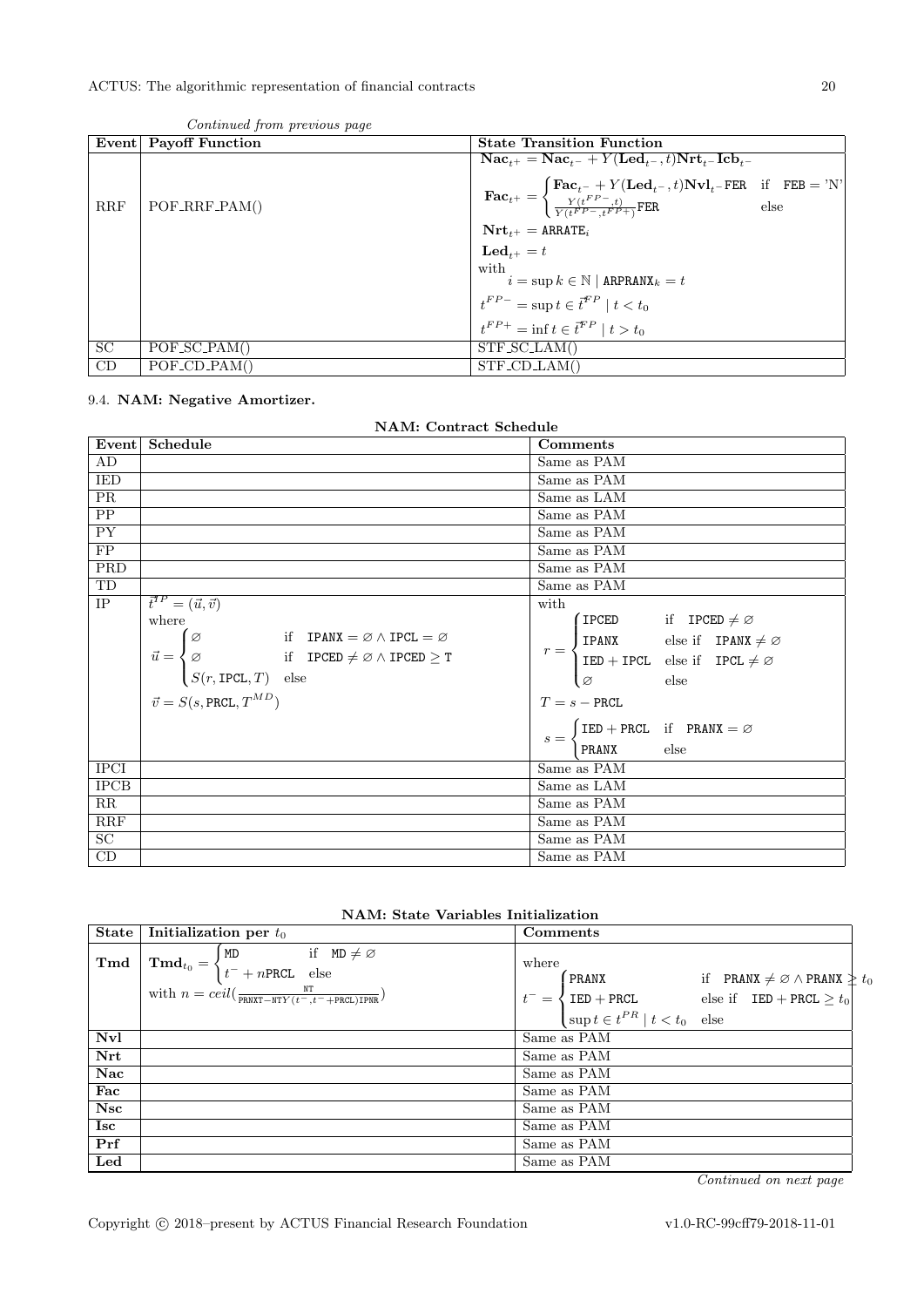*Continued from previous page*

| Event | Payoff Function | State Transition Function |
|---|---|---|
| RRF | POF_RRF_PAM() | $\mathbf{Nac}_{t^+} = \mathbf{Nac}_{t^-} + Y(\mathbf{Led}_{t^-}, t)\mathbf{Nrt}_{t^-}\mathbf{Icb}_{t^-}$ <br> $\mathbf{Fac}_{t^+} = \begin{cases} \mathbf{Fac}_{t^-} + Y(\mathbf{Led}_{t^-}, t)\mathbf{Nvl}_{t^-}\texttt{FER} & \text{if} \quad \texttt{FEB} = \text{'N'} \\ \frac{Y(t^{FP-}, t)}{Y(t^{FP-}, t^{FP+})}\texttt{FER} & \text{else} \end{cases}$ <br> $\mathbf{Nrt}_{t^+} = \texttt{ARRATE}_i$ <br> $\mathbf{Led}_{t^+} = t$ <br> with <br> $i = \sup k \in \mathbb{N} \mid \texttt{ARPRANX}_k = t$ <br> $t^{FP-} = \sup t \in \vec{t}^{FP} \mid t < t_0$ <br> $t^{FP+} = \inf t \in \vec{t}^{FP} \mid t > t_0$ |
| SC | POF_SC_PAM() | STF_SC_LAM() |
| CD | POF_CD_PAM() | STF_CD_LAM() |

### 9.4. NAM: Negative Amortizer.

**NAM: Contract Schedule**

| Event | Schedule | Comments |
|---|---|---|
| AD | | Same as PAM |
| IED | | Same as PAM |
| PR | | Same as LAM |
| PP | | Same as PAM |
| PY | | Same as PAM |
| FP | | Same as PAM |
| PRD | | Same as PAM |
| TD | | Same as PAM |
| IP | $\vec{t}^{IP} = (\vec{u}, \vec{v})$ <br> where <br> $\vec{u} = \begin{cases} \varnothing & \text{if} \quad \texttt{IPANX} = \varnothing \wedge \texttt{IPCL} = \varnothing \\ \varnothing & \text{if} \quad \texttt{IPCED} \neq \varnothing \wedge \texttt{IPCED} \geq \texttt{T} \\ S(r, \texttt{IPCL}, T) & \text{else} \end{cases}$ <br> $\vec{v} = S(s, \texttt{PRCL}, T^{MD})$ | with <br> $r = \begin{cases} \texttt{IPCED} & \text{if} \quad \texttt{IPCED} \neq \varnothing \\ \texttt{IPANX} & \text{else if} \quad \texttt{IPANX} \neq \varnothing \\ \texttt{IED} + \texttt{IPCL} & \text{else if} \quad \texttt{IPCL} \neq \varnothing \\ \varnothing & \text{else} \end{cases}$ <br> $T = s - \texttt{PRCL}$ <br> $s = \begin{cases} \texttt{IED} + \texttt{PRCL} & \text{if} \quad \texttt{PRANX} = \varnothing \\ \texttt{PRANX} & \text{else} \end{cases}$ |
| IPCI | | Same as PAM |
| IPCB | | Same as LAM |
| RR | | Same as PAM |
| RRF | | Same as PAM |
| SC | | Same as PAM |
| CD | | Same as PAM |

**NAM: State Variables Initialization**

| State | Initialization per $t_0$ | Comments |
|---|---|---|
| **Tmd** | $\mathbf{Tmd}_{t_0} = \begin{cases} \texttt{MD} & \text{if} \quad \texttt{MD} \neq \varnothing \\ t^- + n\texttt{PRCL} & \text{else} \end{cases}$ <br> with $n = ceil(\frac{\texttt{NT}}{\texttt{PRNXT} - \texttt{NT}Y(t^-, t^- + \texttt{PRCL})\texttt{IPNR}})$ | where <br> $t^- = \begin{cases} \texttt{PRANX} & \text{if} \quad \texttt{PRANX} \neq \varnothing \wedge \texttt{PRANX} \geq t_0 \\ \texttt{IED} + \texttt{PRCL} & \text{else if} \quad \texttt{IED} + \texttt{PRCL} \geq t_0 \\ \sup t \in t^{PR} \mid t < t_0 & \text{else} \end{cases}$ |
| **Nvl** | | Same as PAM |
| **Nrt** | | Same as PAM |
| **Nac** | | Same as PAM |
| **Fac** | | Same as PAM |
| **Nsc** | | Same as PAM |
| **Isc** | | Same as PAM |
| **Prf** | | Same as PAM |
| **Led** | | Same as PAM |

*Continued on next page*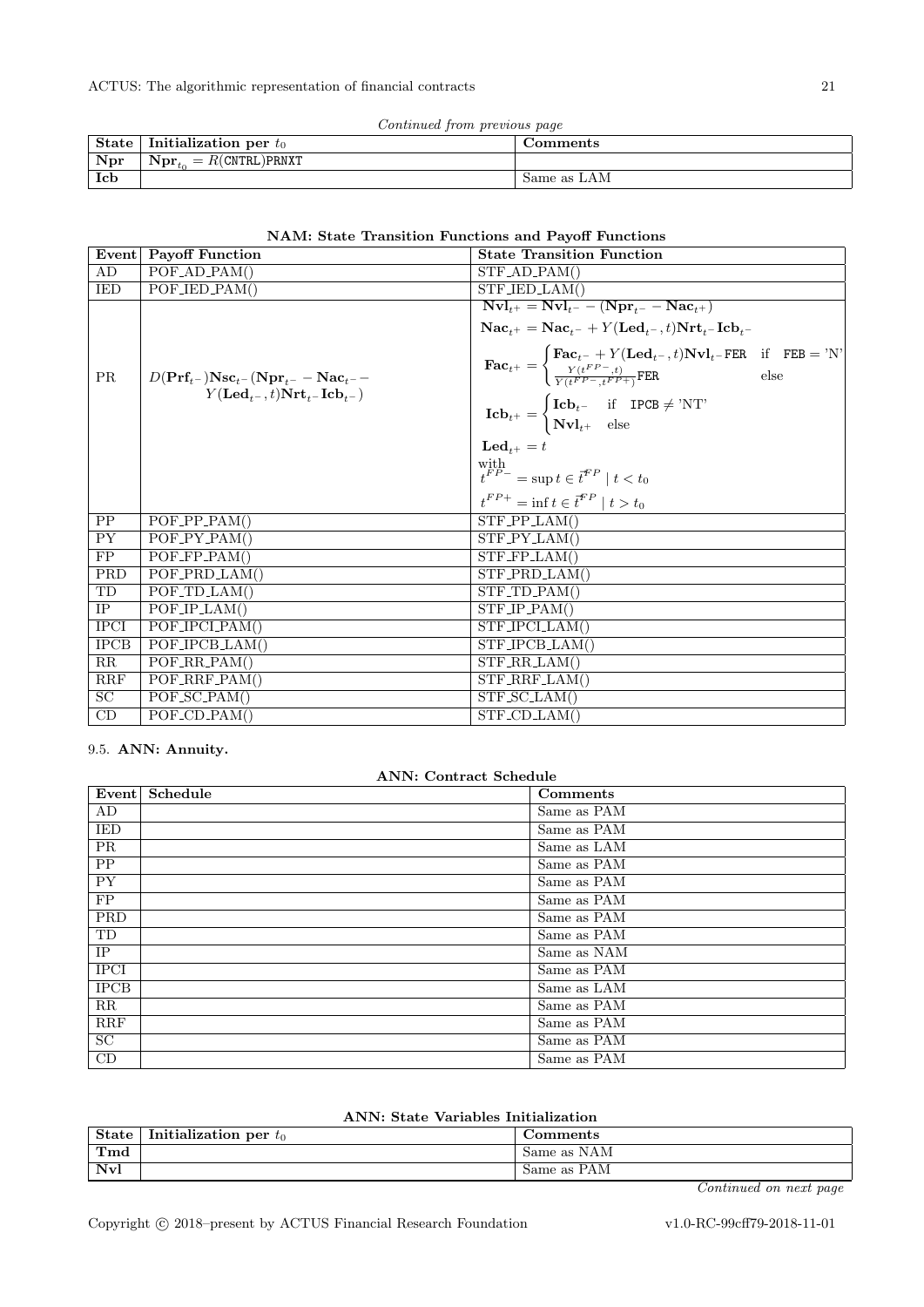*Continued from previous page*

| State | Initialization per $t_0$ | Comments |
|---|---|---|
| **Npr** | $\mathbf{Npr}_{t_0} = R(\texttt{CNTRL})\texttt{PRNXT}$ | |
| **Icb** | | Same as LAM |

**NAM: State Transition Functions and Payoff Functions**

| Event | Payoff Function | State Transition Function |
|---|---|---|
| AD | POF_AD_PAM() | STF_AD_PAM() |
| IED | POF_IED_PAM() | STF_IED_LAM() |
| PR | $D(\mathbf{Prf}_{t^-})\mathbf{Nsc}_{t^-}(\mathbf{Npr}_{t^-} - \mathbf{Nac}_{t^-} - Y(\mathbf{Led}_{t^-}, t)\mathbf{Nrt}_{t^-}\mathbf{Icb}_{t^-})$ | $\mathbf{Nvl}_{t^+} = \mathbf{Nvl}_{t^-} - (\mathbf{Npr}_{t^-} - \mathbf{Nac}_{t^+})$ <br> $\mathbf{Nac}_{t^+} = \mathbf{Nac}_{t^-} + Y(\mathbf{Led}_{t^-}, t)\mathbf{Nrt}_{t^-}\mathbf{Icb}_{t^-}$ <br> $\mathbf{Fac}_{t^+} = \begin{cases} \mathbf{Fac}_{t^-} + Y(\mathbf{Led}_{t^-}, t)\mathbf{Nvl}_{t^-}\texttt{FER} & \text{if} \quad \texttt{FEB} = \text{'N'} \\ \frac{Y(t^{FP-}, t)}{Y(t^{FP-}, t^{FP+})}\texttt{FER} & \text{else} \end{cases}$ <br> $\mathbf{Icb}_{t^+} = \begin{cases} \mathbf{Icb}_{t^-} & \text{if} \quad \texttt{IPCB} \neq \text{'NT'} \\ \mathbf{Nvl}_{t^+} & \text{else} \end{cases}$ <br> $\mathbf{Led}_{t^+} = t$ <br> with <br> $t^{FP-} = \sup t \in \vec{t}^{FP} \mid t < t_0$ <br> $t^{FP+} = \inf t \in \vec{t}^{FP} \mid t > t_0$ |
| PP | POF_PP_PAM() | STF_PP_LAM() |
| PY | POF_PY_PAM() | STF_PY_LAM() |
| FP | POF_FP_PAM() | STF_FP_LAM() |
| PRD | POF_PRD_LAM() | STF_PRD_LAM() |
| TD | POF_TD_LAM() | STF_TD_PAM() |
| IP | POF_IP_LAM() | STF_IP_PAM() |
| IPCI | POF_IPCI_PAM() | STF_IPCI_LAM() |
| IPCB | POF_IPCB_LAM() | STF_IPCB_LAM() |
| RR | POF_RR_PAM() | STF_RR_LAM() |
| RRF | POF_RRF_PAM() | STF_RRF_LAM() |
| SC | POF_SC_PAM() | STF_SC_LAM() |
| CD | POF_CD_PAM() | STF_CD_LAM() |

### 9.5. ANN: Annuity.

**ANN: Contract Schedule**

| Event | Schedule | Comments |
|---|---|---|
| AD | | Same as PAM |
| IED | | Same as PAM |
| PR | | Same as LAM |
| PP | | Same as PAM |
| PY | | Same as PAM |
| FP | | Same as PAM |
| PRD | | Same as PAM |
| TD | | Same as PAM |
| IP | | Same as NAM |
| IPCI | | Same as PAM |
| IPCB | | Same as LAM |
| RR | | Same as PAM |
| RRF | | Same as PAM |
| SC | | Same as PAM |
| CD | | Same as PAM |

**ANN: State Variables Initialization**

| State | Initialization per $t_0$ | Comments |
|---|---|---|
| **Tmd** | | Same as NAM |
| **Nvl** | | Same as PAM |

*Continued on next page*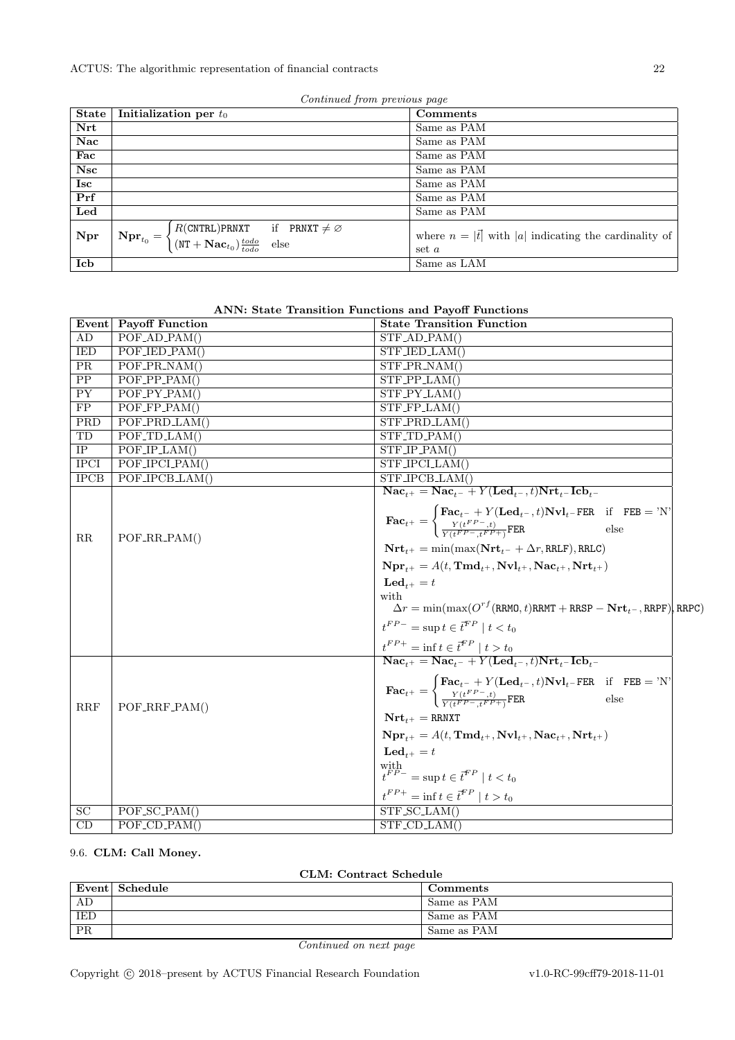*Continued from previous page*

| State | Initialization per $t_0$ | Comments |
|---|---|---|
| **Nrt** | | Same as PAM |
| **Nac** | | Same as PAM |
| **Fac** | | Same as PAM |
| **Nsc** | | Same as PAM |
| **Isc** | | Same as PAM |
| **Prf** | | Same as PAM |
| **Led** | | Same as PAM |
| **Npr** | $\mathbf{Npr}_{t_0} = \begin{cases} R(\texttt{CNTRL})\texttt{PRNXT} & \text{if } \texttt{PRNXT} \neq \varnothing \\ (\texttt{NT} + \mathbf{Nac}_{t_0})\frac{todo}{todo} & \text{else} \end{cases}$ | where $n = \lvert\vec{t}\rvert$ with $\lvert a\rvert$ indicating the cardinality of set $a$ |
| **Icb** | | Same as LAM |

**ANN: State Transition Functions and Payoff Functions**

| Event | Payoff Function | State Transition Function |
|---|---|---|
| AD | POF_AD_PAM() | STF_AD_PAM() |
| IED | POF_IED_PAM() | STF_IED_LAM() |
| PR | POF_PR_NAM() | STF_PR_NAM() |
| PP | POF_PP_PAM() | STF_PP_LAM() |
| PY | POF_PY_PAM() | STF_PY_LAM() |
| FP | POF_FP_PAM() | STF_FP_LAM() |
| PRD | POF_PRD_LAM() | STF_PRD_LAM() |
| TD | POF_TD_LAM() | STF_TD_PAM() |
| IP | POF_IP_LAM() | STF_IP_PAM() |
| IPCI | POF_IPCI_PAM() | STF_IPCI_LAM() |
| IPCB | POF_IPCB_LAM() | STF_IPCB_LAM() |
| RR | POF_RR_PAM() | $\mathbf{Nac}_{t^+} = \mathbf{Nac}_{t^-} + Y(\mathbf{Led}_{t^-}, t)\mathbf{Nrt}_{t^-}\mathbf{Icb}_{t^-}$ <br> $\mathbf{Fac}_{t^+} = \begin{cases} \mathbf{Fac}_{t^-} + Y(\mathbf{Led}_{t^-}, t)\mathbf{Nvl}_{t^-}\texttt{FER} & \text{if } \texttt{FEB} = \text{'N'} \\ \frac{Y(t^{FP-}, t)}{Y(t^{FP-}, t^{FP+})}\texttt{FER} & \text{else} \end{cases}$ <br> $\mathbf{Nrt}_{t^+} = \min(\max(\mathbf{Nrt}_{t^-} + \Delta r, \texttt{RRLF}), \texttt{RRLC})$ <br> $\mathbf{Npr}_{t^+} = A(t, \mathbf{Tmd}_{t^+}, \mathbf{Nvl}_{t^+}, \mathbf{Nac}_{t^+}, \mathbf{Nrt}_{t^+})$ <br> $\mathbf{Led}_{t^+} = t$ <br> with <br> $\Delta r = \min(\max(O^{rf}(\texttt{RRMO}, t)\texttt{RRMT} + \texttt{RRSP} - \mathbf{Nrt}_{t^-}, \texttt{RRPF}), \texttt{RRPC})$ <br> $t^{FP-} = \sup t \in \vec{t}^{FP} \mid t < t_0$ <br> $t^{FP+} = \inf t \in \vec{t}^{FP} \mid t > t_0$ |
| RRF | POF_RRF_PAM() | $\mathbf{Nac}_{t^+} = \mathbf{Nac}_{t^-} + Y(\mathbf{Led}_{t^-}, t)\mathbf{Nrt}_{t^-}\mathbf{Icb}_{t^-}$ <br> $\mathbf{Fac}_{t^+} = \begin{cases} \mathbf{Fac}_{t^-} + Y(\mathbf{Led}_{t^-}, t)\mathbf{Nvl}_{t^-}\texttt{FER} & \text{if } \texttt{FEB} = \text{'N'} \\ \frac{Y(t^{FP-}, t)}{Y(t^{FP-}, t^{FP+})}\texttt{FER} & \text{else} \end{cases}$ <br> $\mathbf{Nrt}_{t^+} = \texttt{RRNXT}$ <br> $\mathbf{Npr}_{t^+} = A(t, \mathbf{Tmd}_{t^+}, \mathbf{Nvl}_{t^+}, \mathbf{Nac}_{t^+}, \mathbf{Nrt}_{t^+})$ <br> $\mathbf{Led}_{t^+} = t$ <br> with <br> $t^{FP-} = \sup t \in \vec{t}^{FP} \mid t < t_0$ <br> $t^{FP+} = \inf t \in \vec{t}^{FP} \mid t > t_0$ |
| SC | POF_SC_PAM() | STF_SC_LAM() |
| CD | POF_CD_PAM() | STF_CD_LAM() |

9.6. **CLM: Call Money.**

**CLM: Contract Schedule**

| Event | Schedule | Comments |
|---|---|---|
| AD | | Same as PAM |
| IED | | Same as PAM |
| PR | | Same as PAM |

*Continued on next page*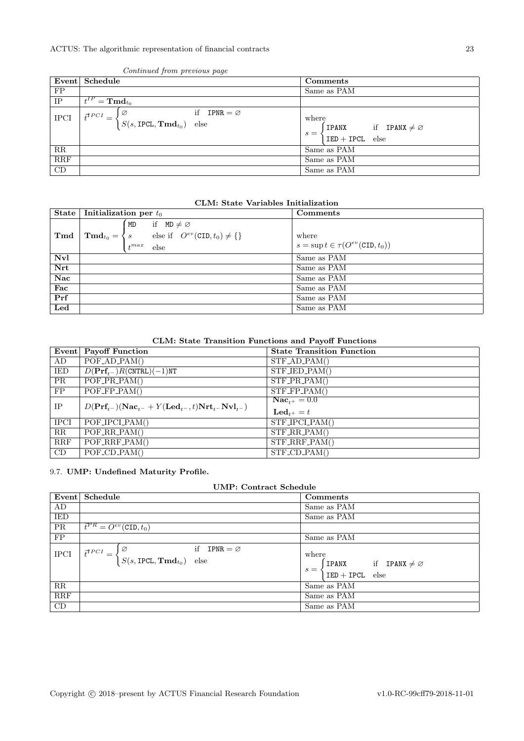*Continued from previous page*

| Event | Schedule | Comments |
|---|---|---|
| FP | | Same as PAM |
| IP | $t^{IP} = \mathbf{Tmd}_{t_0}$ | |
| IPCI | $\vec{t}^{IPCI} = \begin{cases} \varnothing & \text{if } \texttt{IPNR} = \varnothing \\ S(s, \texttt{IPCL}, \mathbf{Tmd}_{t_0}) & \text{else} \end{cases}$ | where $s = \begin{cases} \texttt{IPANX} & \text{if } \texttt{IPANX} \neq \varnothing \\ \texttt{IED} + \texttt{IPCL} & \text{else} \end{cases}$ |
| RR | | Same as PAM |
| RRF | | Same as PAM |
| CD | | Same as PAM |

**CLM: State Variables Initialization**

| State | Initialization per $t_0$ | Comments |
|---|---|---|
| **Tmd** | $\mathbf{Tmd}_{t_0} = \begin{cases} \texttt{MD} & \text{if } \texttt{MD} \neq \varnothing \\ s & \text{else if } O^{ev}(\texttt{CID}, t_0) \neq \{\} \\ t^{max} & \text{else} \end{cases}$ | where $s = \sup t \in \tau(O^{ev}(\texttt{CID}, t_0))$ |
| **Nvl** | | Same as PAM |
| **Nrt** | | Same as PAM |
| **Nac** | | Same as PAM |
| **Fac** | | Same as PAM |
| **Prf** | | Same as PAM |
| **Led** | | Same as PAM |

**CLM: State Transition Functions and Payoff Functions**

| Event | Payoff Function | State Transition Function |
|---|---|---|
| AD | POF_AD_PAM() | STF_AD_PAM() |
| IED | $D(\mathbf{Prf}_{t^-})R(\texttt{CNTRL})(-1)\texttt{NT}$ | STF_IED_PAM() |
| PR | POF_PR_PAM() | STF_PR_PAM() |
| FP | POF_FP_PAM() | STF_FP_PAM() |
| IP | $D(\mathbf{Prf}_{t^-})(\mathbf{Nac}_{t^-} + Y(\mathbf{Led}_{t^-}, t)\mathbf{Nrt}_{t^-}\mathbf{Nvl}_{t^-})$ | $\mathbf{Nac}_{t^+} = 0.0$ <br> $\mathbf{Led}_{t^+} = t$ |
| IPCI | POF_IPCI_PAM() | STF_IPCI_PAM() |
| RR | POF_RR_PAM() | STF_RR_PAM() |
| RRF | POF_RRF_PAM() | STF_RRF_PAM() |
| CD | POF_CD_PAM() | STF_CD_PAM() |

### 9.7. **UMP: Undefined Maturity Profile.**

**UMP: Contract Schedule**

| Event | Schedule | Comments |
|---|---|---|
| AD | | Same as PAM |
| IED | | Same as PAM |
| PR | $\vec{t}^{PR} = O^{ev}(\texttt{CID}, t_0)$ | |
| FP | | Same as PAM |
| IPCI | $\vec{t}^{IPCI} = \begin{cases} \varnothing & \text{if } \texttt{IPNR} = \varnothing \\ S(s, \texttt{IPCL}, \mathbf{Tmd}_{t_0}) & \text{else} \end{cases}$ | where $s = \begin{cases} \texttt{IPANX} & \text{if } \texttt{IPANX} \neq \varnothing \\ \texttt{IED} + \texttt{IPCL} & \text{else} \end{cases}$ |
| RR | | Same as PAM |
| RRF | | Same as PAM |
| CD | | Same as PAM |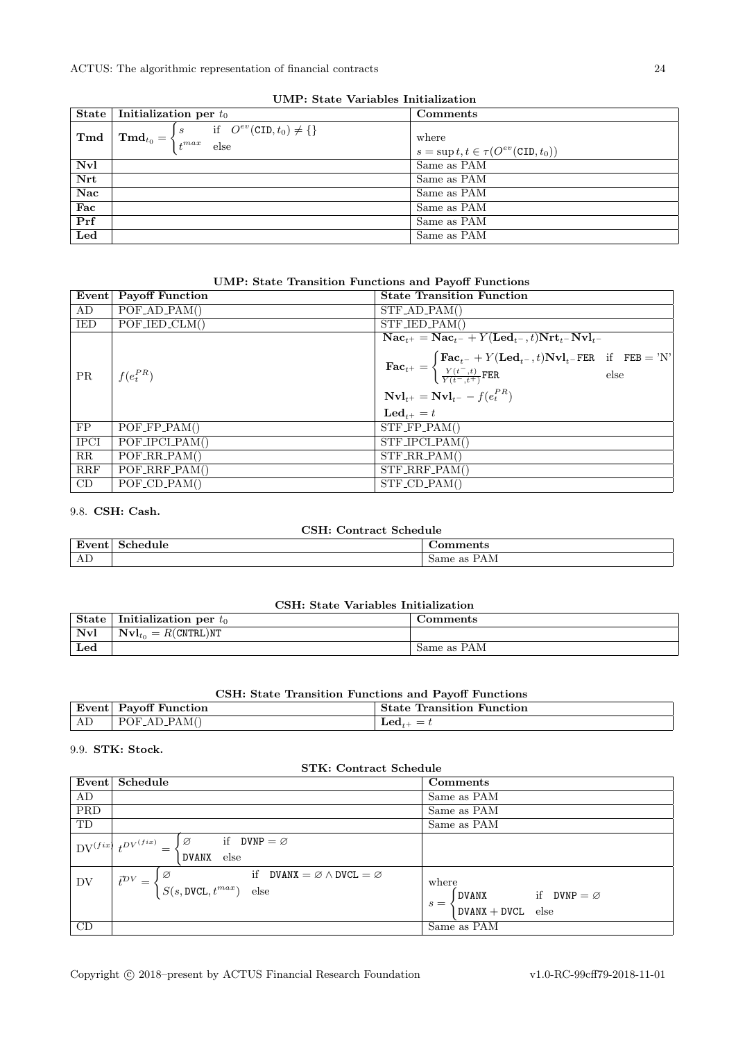**UMP: State Variables Initialization**

| State | Initialization per $t_0$ | Comments |
|---|---|---|
| **Tmd** | $\mathbf{Tmd}_{t_0} = \begin{cases} s & \text{if} \quad O^{ev}(\texttt{CID}, t_0) \neq \{\} \\ t^{max} & \text{else} \end{cases}$ | where $s = \sup t, t \in \tau(O^{ev}(\texttt{CID}, t_0))$ |
| **Nvl** | | Same as PAM |
| **Nrt** | | Same as PAM |
| **Nac** | | Same as PAM |
| **Fac** | | Same as PAM |
| **Prf** | | Same as PAM |
| **Led** | | Same as PAM |

**UMP: State Transition Functions and Payoff Functions**

| Event | Payoff Function | State Transition Function |
|---|---|---|
| AD | POF_AD_PAM() | STF_AD_PAM() |
| IED | POF_IED_CLM() | STF_IED_PAM() |
| PR | $f(e_t^{PR})$ | $\mathbf{Nac}_{t^+} = \mathbf{Nac}_{t^-} + Y(\mathbf{Led}_{t^-}, t)\mathbf{Nrt}_{t^-}\mathbf{Nvl}_{t^-}$ <br> $\mathbf{Fac}_{t^+} = \begin{cases} \mathbf{Fac}_{t^-} + Y(\mathbf{Led}_{t^-}, t)\mathbf{Nvl}_{t^-}\texttt{FER} & \text{if} \quad \texttt{FEB} = \text{'N'} \\ \frac{Y(t^-, t)}{Y(t^-, t^+)}\texttt{FER} & \text{else} \end{cases}$ <br> $\mathbf{Nvl}_{t^+} = \mathbf{Nvl}_{t^-} - f(e_t^{PR})$ <br> $\mathbf{Led}_{t^+} = t$ |
| FP | POF_FP_PAM() | STF_FP_PAM() |
| IPCI | POF_IPCI_PAM() | STF_IPCI_PAM() |
| RR | POF_RR_PAM() | STF_RR_PAM() |
| RRF | POF_RRF_PAM() | STF_RRF_PAM() |
| CD | POF_CD_PAM() | STF_CD_PAM() |

### 9.8. CSH: Cash.

**CSH: Contract Schedule**

| Event | Schedule | Comments |
|---|---|---|
| AD | | Same as PAM |

**CSH: State Variables Initialization**

| State | Initialization per $t_0$ | Comments |
|---|---|---|
| **Nvl** | $\mathbf{Nvl}_{t_0} = R(\texttt{CNTRL})\texttt{NT}$ | |
| **Led** | | Same as PAM |

**CSH: State Transition Functions and Payoff Functions**

| Event | Payoff Function | State Transition Function |
|---|---|---|
| AD | POF_AD_PAM() | $\mathbf{Led}_{t^+} = t$ |

### 9.9. STK: Stock.

**STK: Contract Schedule**

| Event | Schedule | Comments |
|---|---|---|
| AD | | Same as PAM |
| PRD | | Same as PAM |
| TD | | Same as PAM |
| $\text{DV}^{(fix)}$ | $t^{DV^{(fix)}} = \begin{cases} \varnothing & \text{if} \quad \texttt{DVNP} = \varnothing \\ \texttt{DVANX} & \text{else} \end{cases}$ | |
| DV | $\vec{t}^{DV} = \begin{cases} \varnothing & \text{if} \quad \texttt{DVANX} = \varnothing \land \texttt{DVCL} = \varnothing \\ S(s, \texttt{DVCL}, t^{max}) & \text{else} \end{cases}$ | where $s = \begin{cases} \texttt{DVANX} & \text{if} \quad \texttt{DVNP} = \varnothing \\ \texttt{DVANX} + \texttt{DVCL} & \text{else} \end{cases}$ |
| CD | | Same as PAM |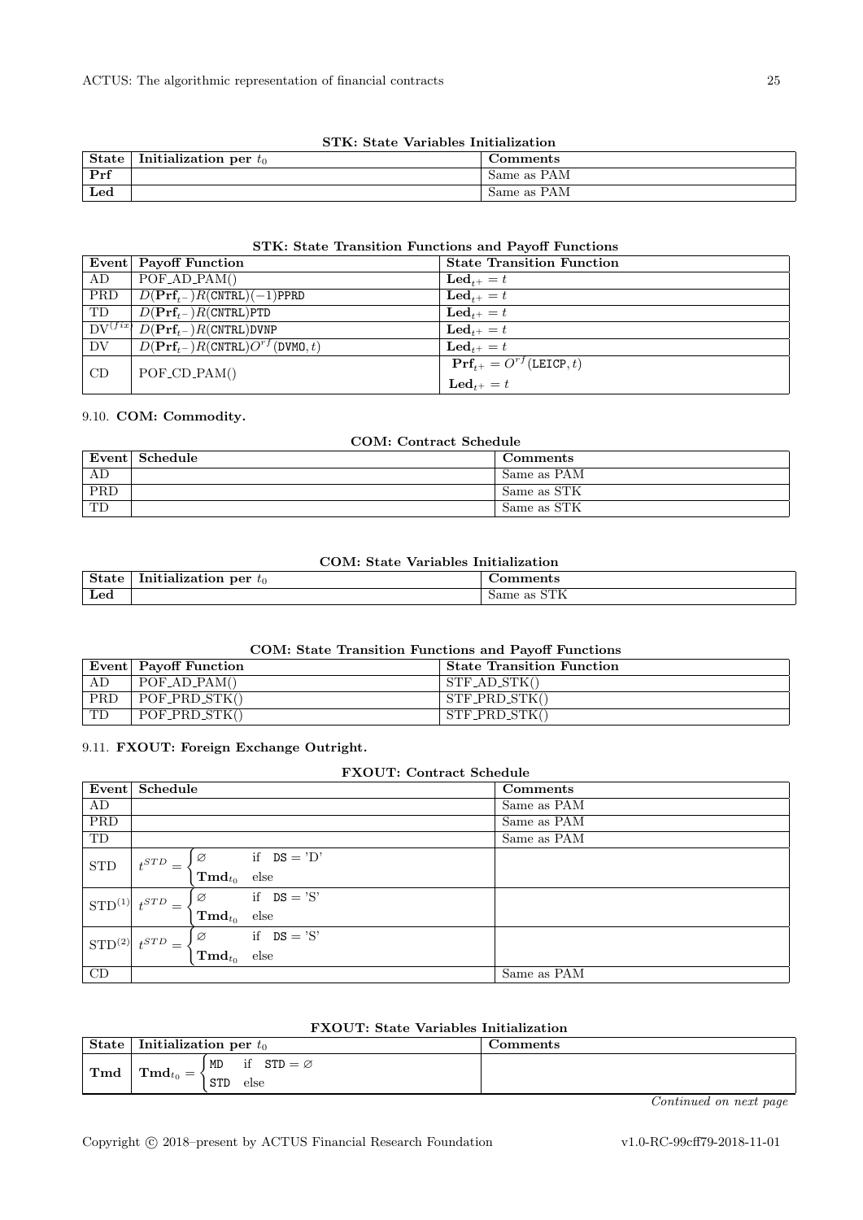**STK: State Variables Initialization**

| State | Initialization per $t_0$ | Comments |
|---|---|---|
| **Prf** | | Same as PAM |
| **Led** | | Same as PAM |

**STK: State Transition Functions and Payoff Functions**

| Event | Payoff Function | State Transition Function |
|---|---|---|
| AD | POF_AD_PAM() | $\mathbf{Led}_{t^+} = t$ |
| PRD | $D(\mathbf{Prf}_{t^-})R(\texttt{CNTRL})(-1)\texttt{PPRD}$ | $\mathbf{Led}_{t^+} = t$ |
| TD | $D(\mathbf{Prf}_{t^-})R(\texttt{CNTRL})\texttt{PTD}$ | $\mathbf{Led}_{t^+} = t$ |
| $\text{DV}^{(fix)}$ | $D(\mathbf{Prf}_{t^-})R(\texttt{CNTRL})\texttt{DVNP}$ | $\mathbf{Led}_{t^+} = t$ |
| DV | $D(\mathbf{Prf}_{t^-})R(\texttt{CNTRL})O^{rf}(\texttt{DVMO}, t)$ | $\mathbf{Led}_{t^+} = t$ |
| CD | POF_CD_PAM() | $\mathbf{Prf}_{t^+} = O^{rf}(\texttt{LEICP}, t)$ <br> $\mathbf{Led}_{t^+} = t$ |

### 9.10. COM: Commodity.

**COM: Contract Schedule**

| Event | Schedule | Comments |
|---|---|---|
| AD | | Same as PAM |
| PRD | | Same as STK |
| TD | | Same as STK |

**COM: State Variables Initialization**

| State | Initialization per $t_0$ | Comments |
|---|---|---|
| **Led** | | Same as STK |

**COM: State Transition Functions and Payoff Functions**

| Event | Payoff Function | State Transition Function |
|---|---|---|
| AD | POF_AD_PAM() | STF_AD_STK() |
| PRD | POF_PRD_STK() | STF_PRD_STK() |
| TD | POF_PRD_STK() | STF_PRD_STK() |

### 9.11. FXOUT: Foreign Exchange Outright.

**FXOUT: Contract Schedule**

| Event | Schedule | Comments |
|---|---|---|
| AD | | Same as PAM |
| PRD | | Same as PAM |
| TD | | Same as PAM |
| STD | $t^{STD} = \begin{cases} \varnothing & \text{if } \texttt{DS} = \text{'D'} \\ \mathbf{Tmd}_{t_0} & \text{else} \end{cases}$ | |
| $\text{STD}^{(1)}$ | $t^{STD} = \begin{cases} \varnothing & \text{if } \texttt{DS} = \text{'S'} \\ \mathbf{Tmd}_{t_0} & \text{else} \end{cases}$ | |
| $\text{STD}^{(2)}$ | $t^{STD} = \begin{cases} \varnothing & \text{if } \texttt{DS} = \text{'S'} \\ \mathbf{Tmd}_{t_0} & \text{else} \end{cases}$ | |
| CD | | Same as PAM |

**FXOUT: State Variables Initialization**

| State | Initialization per $t_0$ | Comments |
|---|---|---|
| **Tmd** | $\mathbf{Tmd}_{t_0} = \begin{cases} \texttt{MD} & \text{if } \texttt{STD} = \varnothing \\ \texttt{STD} & \text{else} \end{cases}$ | |

*Continued on next page*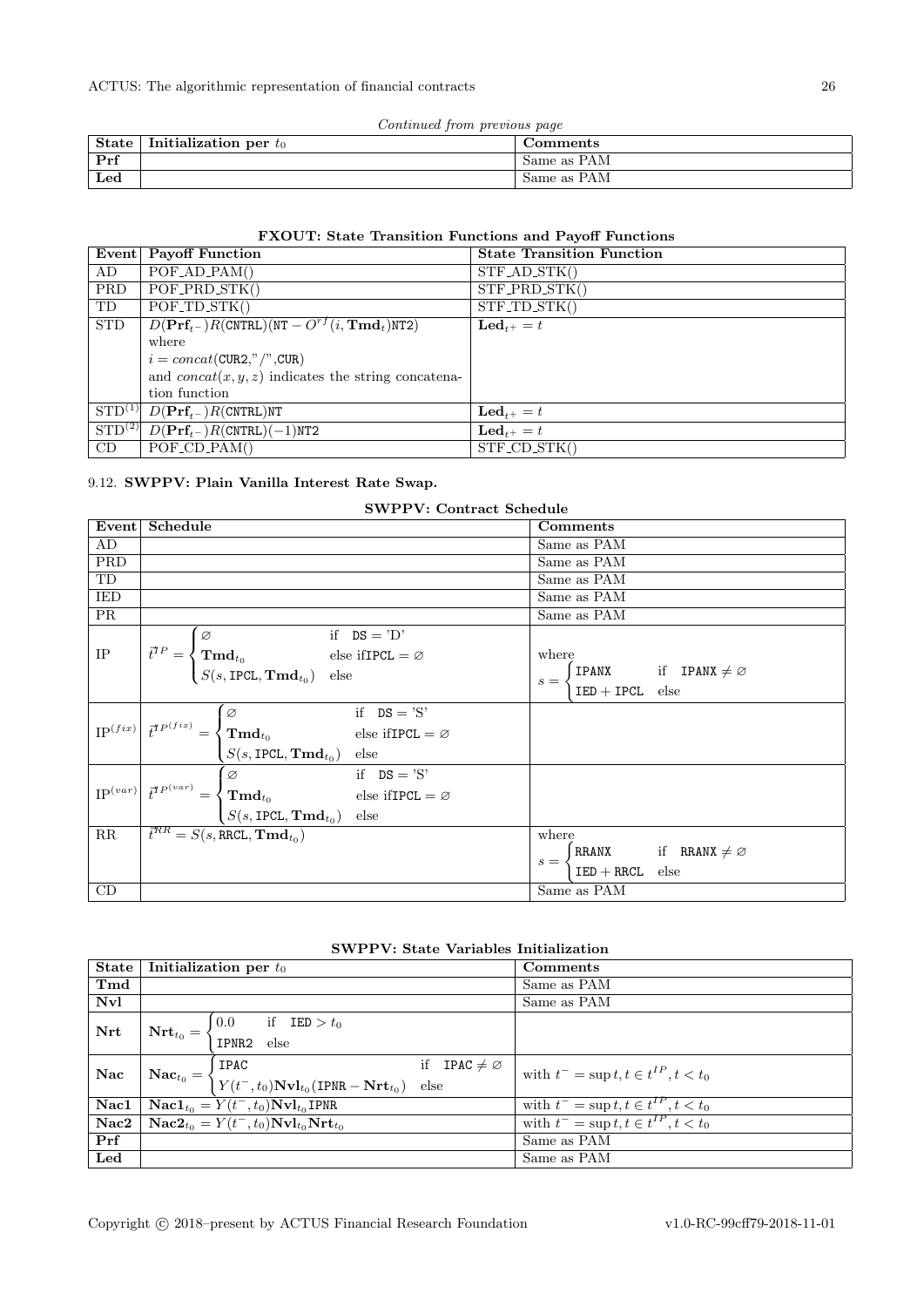*Continued from previous page*

| State | Initialization per $t_0$ | Comments |
|---|---|---|
| **Prf** | | Same as PAM |
| **Led** | | Same as PAM |

**FXOUT: State Transition Functions and Payoff Functions**

| Event | Payoff Function | State Transition Function |
|---|---|---|
| AD | POF_AD_PAM() | STF_AD_STK() |
| PRD | POF_PRD_STK() | STF_PRD_STK() |
| TD | POF_TD_STK() | STF_TD_STK() |
| STD | $D(\mathbf{Prf}_{t^-})R(\texttt{CNTRL})(\texttt{NT} - O^{rf}(i, \mathbf{Tmd}_t)\texttt{NT2})$ where $i = concat(\texttt{CUR2}, \text{"/"}, \texttt{CUR})$ and $concat(x, y, z)$ indicates the string concatenation function | $\mathbf{Led}_{t^+} = t$ |
| $\text{STD}^{(1)}$ | $D(\mathbf{Prf}_{t^-})R(\texttt{CNTRL})\texttt{NT}$ | $\mathbf{Led}_{t^+} = t$ |
| $\text{STD}^{(2)}$ | $D(\mathbf{Prf}_{t^-})R(\texttt{CNTRL})(-1)\texttt{NT2}$ | $\mathbf{Led}_{t^+} = t$ |
| CD | POF_CD_PAM() | STF_CD_STK() |

## 9.12. SWPPV: Plain Vanilla Interest Rate Swap.

**SWPPV: Contract Schedule**

| Event | Schedule | Comments |
|---|---|---|
| AD | | Same as PAM |
| PRD | | Same as PAM |
| TD | | Same as PAM |
| IED | | Same as PAM |
| PR | | Same as PAM |
| IP | $\vec{t}^{IP} = \begin{cases} \varnothing & \text{if } \texttt{DS} = \text{'D'} \\ \mathbf{Tmd}_{t_0} & \text{else if} \texttt{IPCL} = \varnothing \\ S(s, \texttt{IPCL}, \mathbf{Tmd}_{t_0}) & \text{else} \end{cases}$ | where $s = \begin{cases} \texttt{IPANX} & \text{if } \texttt{IPANX} \neq \varnothing \\ \texttt{IED} + \texttt{IPCL} & \text{else} \end{cases}$ |
| $\text{IP}^{(fix)}$ | $\vec{t}^{IP^{(fix)}} = \begin{cases} \varnothing & \text{if } \texttt{DS} = \text{'S'} \\ \mathbf{Tmd}_{t_0} & \text{else if} \texttt{IPCL} = \varnothing \\ S(s, \texttt{IPCL}, \mathbf{Tmd}_{t_0}) & \text{else} \end{cases}$ | |
| $\text{IP}^{(var)}$ | $\vec{t}^{IP^{(var)}} = \begin{cases} \varnothing & \text{if } \texttt{DS} = \text{'S'} \\ \mathbf{Tmd}_{t_0} & \text{else if} \texttt{IPCL} = \varnothing \\ S(s, \texttt{IPCL}, \mathbf{Tmd}_{t_0}) & \text{else} \end{cases}$ | |
| RR | $\vec{t}^{RR} = S(s, \texttt{RRCL}, \mathbf{Tmd}_{t_0})$ | where $s = \begin{cases} \texttt{RRANX} & \text{if } \texttt{RRANX} \neq \varnothing \\ \texttt{IED} + \texttt{RRCL} & \text{else} \end{cases}$ |
| CD | | Same as PAM |

**SWPPV: State Variables Initialization**

| State | Initialization per $t_0$ | Comments |
|---|---|---|
| **Tmd** | | Same as PAM |
| **Nvl** | | Same as PAM |
| **Nrt** | $\mathbf{Nrt}_{t_0} = \begin{cases} 0.0 & \text{if } \texttt{IED} > t_0 \\ \texttt{IPNR2} & \text{else} \end{cases}$ | |
| **Nac** | $\mathbf{Nac}_{t_0} = \begin{cases} \texttt{IPAC} & \text{if } \texttt{IPAC} \neq \varnothing \\ Y(t^-, t_0)\mathbf{Nvl}_{t_0}(\texttt{IPNR} - \mathbf{Nrt}_{t_0}) & \text{else} \end{cases}$ | with $t^- = \sup t, t \in t^{IP}, t < t_0$ |
| **Nac1** | $\mathbf{Nac1}_{t_0} = Y(t^-, t_0)\mathbf{Nvl}_{t_0}\texttt{IPNR}$ | with $t^- = \sup t, t \in t^{IP}, t < t_0$ |
| **Nac2** | $\mathbf{Nac2}_{t_0} = Y(t^-, t_0)\mathbf{Nvl}_{t_0}\mathbf{Nrt}_{t_0}$ | with $t^- = \sup t, t \in t^{IP}, t < t_0$ |
| **Prf** | | Same as PAM |
| **Led** | | Same as PAM |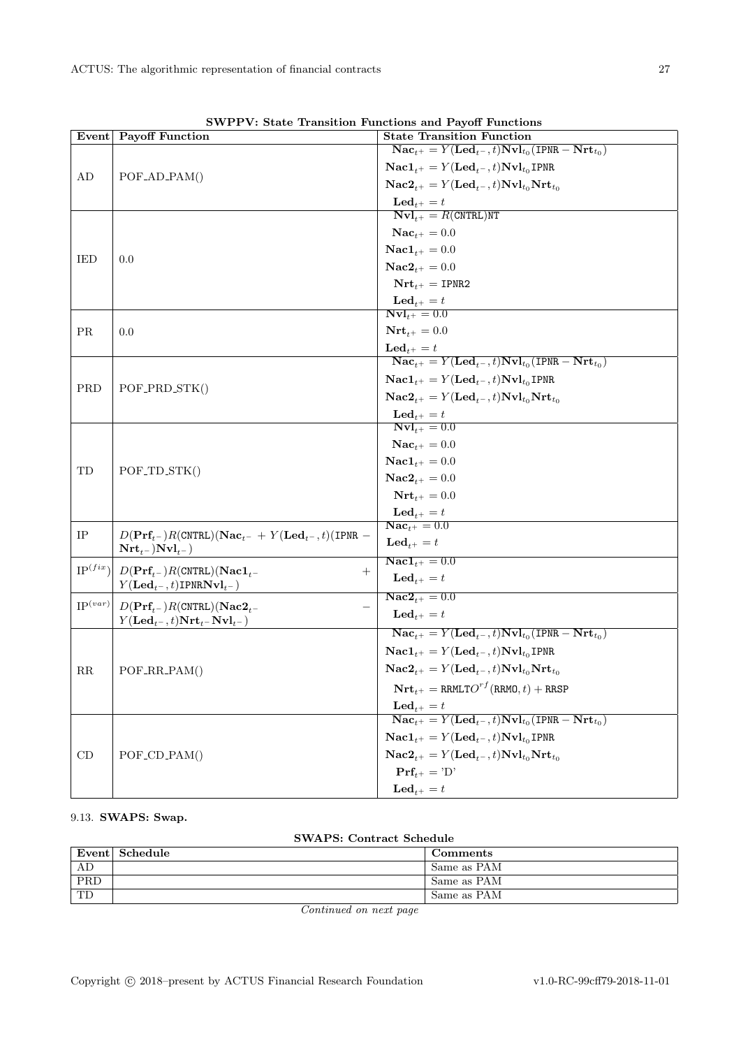**SWPPV: State Transition Functions and Payoff Functions**

| Event | Payoff Function | State Transition Function |
|---|---|---|
| AD | POF_AD_PAM() | $\mathbf{Nac}_{t^+} = Y(\mathbf{Led}_{t^-}, t)\mathbf{Nvl}_{t_0}(\texttt{IPNR} - \mathbf{Nrt}_{t_0})$ <br> $\mathbf{Nac1}_{t^+} = Y(\mathbf{Led}_{t^-}, t)\mathbf{Nvl}_{t_0}\texttt{IPNR}$ <br> $\mathbf{Nac2}_{t^+} = Y(\mathbf{Led}_{t^-}, t)\mathbf{Nvl}_{t_0}\mathbf{Nrt}_{t_0}$ <br> $\mathbf{Led}_{t^+} = t$ |
| IED | 0.0 | $\mathbf{Nvl}_{t^+} = R(\texttt{CNTRL})\texttt{NT}$ <br> $\mathbf{Nac}_{t^+} = 0.0$ <br> $\mathbf{Nac1}_{t^+} = 0.0$ <br> $\mathbf{Nac2}_{t^+} = 0.0$ <br> $\mathbf{Nrt}_{t^+} = \texttt{IPNR2}$ <br> $\mathbf{Led}_{t^+} = t$ |
| PR | 0.0 | $\mathbf{Nvl}_{t^+} = 0.0$ <br> $\mathbf{Nrt}_{t^+} = 0.0$ <br> $\mathbf{Led}_{t^+} = t$ |
| PRD | POF_PRD_STK() | $\mathbf{Nac}_{t^+} = Y(\mathbf{Led}_{t^-}, t)\mathbf{Nvl}_{t_0}(\texttt{IPNR} - \mathbf{Nrt}_{t_0})$ <br> $\mathbf{Nac1}_{t^+} = Y(\mathbf{Led}_{t^-}, t)\mathbf{Nvl}_{t_0}\texttt{IPNR}$ <br> $\mathbf{Nac2}_{t^+} = Y(\mathbf{Led}_{t^-}, t)\mathbf{Nvl}_{t_0}\mathbf{Nrt}_{t_0}$ <br> $\mathbf{Led}_{t^+} = t$ |
| TD | POF_TD_STK() | $\mathbf{Nvl}_{t^+} = 0.0$ <br> $\mathbf{Nac}_{t^+} = 0.0$ <br> $\mathbf{Nac1}_{t^+} = 0.0$ <br> $\mathbf{Nac2}_{t^+} = 0.0$ <br> $\mathbf{Nrt}_{t^+} = 0.0$ <br> $\mathbf{Led}_{t^+} = t$ |
| IP | $D(\mathbf{Prf}_{t^-})R(\texttt{CNTRL})(\mathbf{Nac}_{t^-} + Y(\mathbf{Led}_{t^-}, t)(\texttt{IPNR} - \mathbf{Nrt}_{t^-})\mathbf{Nvl}_{t^-})$ | $\mathbf{Nac}_{t^+} = 0.0$ <br> $\mathbf{Led}_{t^+} = t$ |
| $\text{IP}^{(fix)}$ | $D(\mathbf{Prf}_{t^-})R(\texttt{CNTRL})(\mathbf{Nac1}_{t^-} + Y(\mathbf{Led}_{t^-}, t)\texttt{IPNR}\mathbf{Nvl}_{t^-})$ | $\mathbf{Nac1}_{t^+} = 0.0$ <br> $\mathbf{Led}_{t^+} = t$ |
| $\text{IP}^{(var)}$ | $D(\mathbf{Prf}_{t^-})R(\texttt{CNTRL})(\mathbf{Nac2}_{t^-} - Y(\mathbf{Led}_{t^-}, t)\mathbf{Nrt}_{t^-}\mathbf{Nvl}_{t^-})$ | $\mathbf{Nac2}_{t^+} = 0.0$ <br> $\mathbf{Led}_{t^+} = t$ |
| RR | POF_RR_PAM() | $\mathbf{Nac}_{t^+} = Y(\mathbf{Led}_{t^-}, t)\mathbf{Nvl}_{t_0}(\texttt{IPNR} - \mathbf{Nrt}_{t_0})$ <br> $\mathbf{Nac1}_{t^+} = Y(\mathbf{Led}_{t^-}, t)\mathbf{Nvl}_{t_0}\texttt{IPNR}$ <br> $\mathbf{Nac2}_{t^+} = Y(\mathbf{Led}_{t^-}, t)\mathbf{Nvl}_{t_0}\mathbf{Nrt}_{t_0}$ <br> $\mathbf{Nrt}_{t^+} = \texttt{RRMLT}O^{rf}(\texttt{RRMO}, t) + \texttt{RRSP}$ <br> $\mathbf{Led}_{t^+} = t$ |
| CD | POF_CD_PAM() | $\mathbf{Nac}_{t^+} = Y(\mathbf{Led}_{t^-}, t)\mathbf{Nvl}_{t_0}(\texttt{IPNR} - \mathbf{Nrt}_{t_0})$ <br> $\mathbf{Nac1}_{t^+} = Y(\mathbf{Led}_{t^-}, t)\mathbf{Nvl}_{t_0}\texttt{IPNR}$ <br> $\mathbf{Nac2}_{t^+} = Y(\mathbf{Led}_{t^-}, t)\mathbf{Nvl}_{t_0}\mathbf{Nrt}_{t_0}$ <br> $\mathbf{Prf}_{t^+} = $ 'D' <br> $\mathbf{Led}_{t^+} = t$ |

## 9.13. SWAPS: Swap.

**SWAPS: Contract Schedule**

| Event | Schedule | Comments |
|---|---|---|
| AD | | Same as PAM |
| PRD | | Same as PAM |
| TD | | Same as PAM |

*Continued on next page*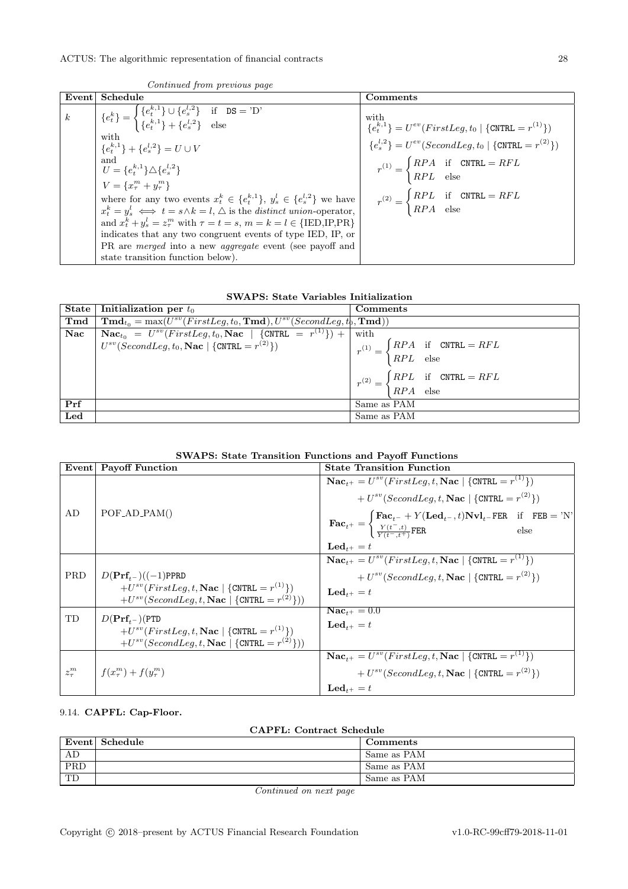*Continued from previous page*

| Event | Schedule | Comments |
|---|---|---|
| $k$ | $\{e_t^k\} = \begin{cases} \{e_t^{k,1}\} \cup \{e_s^{l,2}\} & \text{if } \texttt{DS} = \text{'D'} \\ \{e_t^{k,1}\} + \{e_s^{l,2}\} & \text{else} \end{cases}$ with $\{e_t^{k,1}\} + \{e_s^{l,2}\} = U \cup V$ and $U = \{e_t^{k,1}\} \triangle \{e_s^{l,2}\}$ $V = \{x_\tau^m + y_\tau^m\}$ where for any two events $x_t^k \in \{e_t^{k,1}\}$, $y_s^l \in \{e_s^{l,2}\}$ we have $x_t^k = y_s^l \iff t = s \wedge k = l$, $\triangle$ is the *distinct union*-operator, and $x_t^k + y_s^l = z_\tau^m$ with $\tau = t = s$, $m = k = l \in \{\text{IED,IP,PR}\}$ indicates that any two congruent events of type IED, IP, or PR are *merged* into a new *aggregate* event (see payoff and state transition function below). | with $\{e_t^{k,1}\} = U^{ev}(FirstLeg, t_0 \mid \{\texttt{CNTRL} = r^{(1)}\})$ $\{e_s^{l,2}\} = U^{ev}(SecondLeg, t_0 \mid \{\texttt{CNTRL} = r^{(2)}\})$ $r^{(1)} = \begin{cases} RPA & \text{if } \texttt{CNTRL} = RFL \\ RPL & \text{else} \end{cases}$ $r^{(2)} = \begin{cases} RPL & \text{if } \texttt{CNTRL} = RFL \\ RPA & \text{else} \end{cases}$ |

**SWAPS: State Variables Initialization**

| State | Initialization per $t_0$ | Comments |
|---|---|---|
| **Tmd** | $\mathbf{Tmd}_{t_0} = \max(U^{sv}(FirstLeg, t_0, \mathbf{Tmd}), U^{sv}(SecondLeg, t_0, \mathbf{Tmd}))$ | |
| **Nac** | $\mathbf{Nac}_{t_0} = U^{sv}(FirstLeg, t_0, \mathbf{Nac} \mid \{\texttt{CNTRL} = r^{(1)}\}) + U^{sv}(SecondLeg, t_0, \mathbf{Nac} \mid \{\texttt{CNTRL} = r^{(2)}\})$ | with $r^{(1)} = \begin{cases} RPA & \text{if } \texttt{CNTRL} = RFL \\ RPL & \text{else} \end{cases}$ $r^{(2)} = \begin{cases} RPL & \text{if } \texttt{CNTRL} = RFL \\ RPA & \text{else} \end{cases}$ |
| **Prf** | | Same as PAM |
| **Led** | | Same as PAM |

**SWAPS: State Transition Functions and Payoff Functions**

| Event | Payoff Function | State Transition Function |
|---|---|---|
| AD | POF_AD_PAM() | $\mathbf{Nac}_{t^+} = U^{sv}(FirstLeg, t, \mathbf{Nac} \mid \{\texttt{CNTRL} = r^{(1)}\}) + U^{sv}(SecondLeg, t, \mathbf{Nac} \mid \{\texttt{CNTRL} = r^{(2)}\})$ $\mathbf{Fac}_{t^+} = \begin{cases} \mathbf{Fac}_{t^-} + Y(\mathbf{Led}_{t^-}, t)\mathbf{Nvl}_{t^-}\texttt{FER} & \text{if } \texttt{FEB} = \text{'N'} \\ \frac{Y(t^-, t)}{Y(t^-, t^+)}\texttt{FER} & \text{else} \end{cases}$ $\mathbf{Led}_{t^+} = t$ |
| PRD | $D(\mathbf{Prf}_{t^-})((-1)\texttt{PPRD}$ $+U^{sv}(FirstLeg, t, \mathbf{Nac} \mid \{\texttt{CNTRL} = r^{(1)}\})$ $+U^{sv}(SecondLeg, t, \mathbf{Nac} \mid \{\texttt{CNTRL} = r^{(2)}\}))$ | $\mathbf{Nac}_{t^+} = U^{sv}(FirstLeg, t, \mathbf{Nac} \mid \{\texttt{CNTRL} = r^{(1)}\}) + U^{sv}(SecondLeg, t, \mathbf{Nac} \mid \{\texttt{CNTRL} = r^{(2)}\})$ $\mathbf{Led}_{t^+} = t$ |
| TD | $D(\mathbf{Prf}_{t^-})(\texttt{PTD}$ $+U^{sv}(FirstLeg, t, \mathbf{Nac} \mid \{\texttt{CNTRL} = r^{(1)}\})$ $+U^{sv}(SecondLeg, t, \mathbf{Nac} \mid \{\texttt{CNTRL} = r^{(2)}\}))$ | $\mathbf{Nac}_{t^+} = 0.0$ $\mathbf{Led}_{t^+} = t$ |
| $z_\tau^m$ | $f(x_\tau^m) + f(y_\tau^m)$ | $\mathbf{Nac}_{t^+} = U^{sv}(FirstLeg, t, \mathbf{Nac} \mid \{\texttt{CNTRL} = r^{(1)}\}) + U^{sv}(SecondLeg, t, \mathbf{Nac} \mid \{\texttt{CNTRL} = r^{(2)}\})$ $\mathbf{Led}_{t^+} = t$ |

## 9.14. CAPFL: Cap-Floor.

**CAPFL: Contract Schedule**

| Event | Schedule | Comments |
|---|---|---|
| AD | | Same as PAM |
| PRD | | Same as PAM |
| TD | | Same as PAM |

*Continued on next page*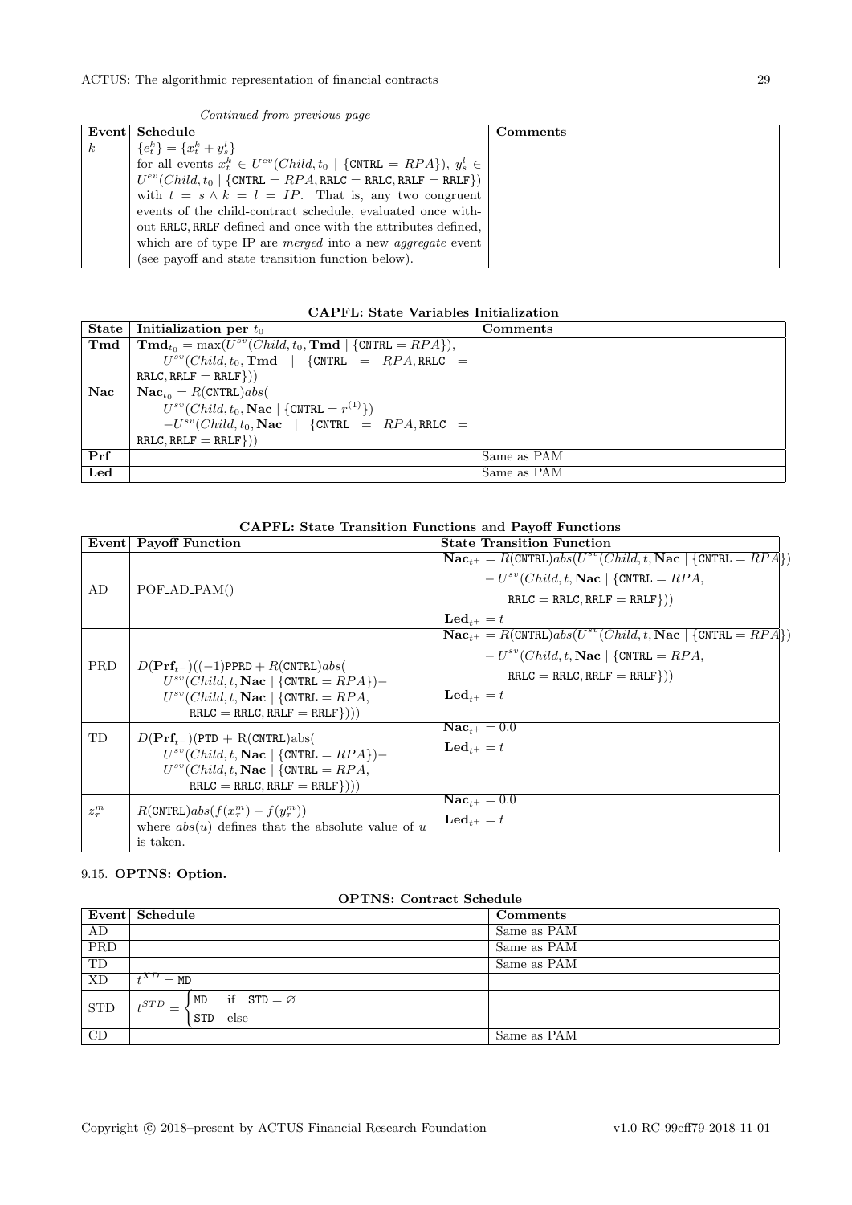*Continued from previous page*

| Event | Schedule | Comments |
|---|---|---|
| $k$ | $\{e^k_t\} = \{x^k_t + y^l_s\}$ for all events $x^k_t \in U^{ev}(Child, t_0 \mid \{\texttt{CNTRL} = RPA\})$, $y^l_s \in U^{ev}(Child, t_0 \mid \{\texttt{CNTRL} = RPA, \texttt{RRLC} = \texttt{RRLC}, \texttt{RRLF} = \texttt{RRLF}\})$ with $t = s \wedge k = l = IP$. That is, any two congruent events of the child-contract schedule, evaluated once without RRLC, RRLF defined and once with the attributes defined, which are of type IP are *merged* into a new *aggregate* event (see payoff and state transition function below). | |

**CAPFL: State Variables Initialization**

| State | Initialization per $t_0$ | Comments |
|---|---|---|
| **Tmd** | $\mathbf{Tmd}_{t_0} = \max(U^{sv}(Child, t_0, \mathbf{Tmd} \mid \{\texttt{CNTRL} = RPA\}),$ $U^{sv}(Child, t_0, \mathbf{Tmd} \mid \{\texttt{CNTRL} = RPA, \texttt{RRLC} = \texttt{RRLC}, \texttt{RRLF} = \texttt{RRLF}\}))$ | |
| **Nac** | $\mathbf{Nac}_{t_0} = R(\texttt{CNTRL})abs($ $U^{sv}(Child, t_0, \mathbf{Nac} \mid \{\texttt{CNTRL} = r^{(1)}\})$ $-U^{sv}(Child, t_0, \mathbf{Nac} \mid \{\texttt{CNTRL} = RPA, \texttt{RRLC} = \texttt{RRLC}, \texttt{RRLF} = \texttt{RRLF}\}))$ | |
| **Prf** | | Same as PAM |
| **Led** | | Same as PAM |

**CAPFL: State Transition Functions and Payoff Functions**

| Event | Payoff Function | State Transition Function |
|---|---|---|
| AD | POF_AD_PAM() | $\mathbf{Nac}_{t^+} = R(\texttt{CNTRL})abs(U^{sv}(Child, t, \mathbf{Nac} \mid \{\texttt{CNTRL} = RPA\})$ $- U^{sv}(Child, t, \mathbf{Nac} \mid \{\texttt{CNTRL} = RPA,$ $\texttt{RRLC} = \texttt{RRLC}, \texttt{RRLF} = \texttt{RRLF}\}))$ <br> $\mathbf{Led}_{t^+} = t$ |
| PRD | $D(\mathbf{Prf}_{t^-})((-1)\texttt{PPRD} + R(\texttt{CNTRL})abs($ $U^{sv}(Child, t, \mathbf{Nac} \mid \{\texttt{CNTRL} = RPA\})-$ $U^{sv}(Child, t, \mathbf{Nac} \mid \{\texttt{CNTRL} = RPA,$ $\texttt{RRLC} = \texttt{RRLC}, \texttt{RRLF} = \texttt{RRLF}\})))$ | $\mathbf{Nac}_{t^+} = R(\texttt{CNTRL})abs(U^{sv}(Child, t, \mathbf{Nac} \mid \{\texttt{CNTRL} = RPA\})$ $- U^{sv}(Child, t, \mathbf{Nac} \mid \{\texttt{CNTRL} = RPA,$ $\texttt{RRLC} = \texttt{RRLC}, \texttt{RRLF} = \texttt{RRLF}\}))$ <br> $\mathbf{Led}_{t^+} = t$ |
| TD | $D(\mathbf{Prf}_{t^-})(\texttt{PTD} + \text{R}(\texttt{CNTRL})\text{abs}($ $U^{sv}(Child, t, \mathbf{Nac} \mid \{\texttt{CNTRL} = RPA\})-$ $U^{sv}(Child, t, \mathbf{Nac} \mid \{\texttt{CNTRL} = RPA,$ $\texttt{RRLC} = \texttt{RRLC}, \texttt{RRLF} = \texttt{RRLF}\})))$ | $\mathbf{Nac}_{t^+} = 0.0$ <br> $\mathbf{Led}_{t^+} = t$ |
| $z^m_\tau$ | $R(\texttt{CNTRL})abs(f(x^m_\tau) - f(y^m_\tau))$ where $abs(u)$ defines that the absolute value of $u$ is taken. | $\mathbf{Nac}_{t^+} = 0.0$ <br> $\mathbf{Led}_{t^+} = t$ |

### 9.15. OPTNS: Option.

**OPTNS: Contract Schedule**

| Event | Schedule | Comments |
|---|---|---|
| AD | | Same as PAM |
| PRD | | Same as PAM |
| TD | | Same as PAM |
| XD | $t^{XD} = \texttt{MD}$ | |
| STD | $t^{STD} = \begin{cases} \texttt{MD} & \text{if } \texttt{STD} = \varnothing \\ \texttt{STD} & \text{else} \end{cases}$ | |
| CD | | Same as PAM |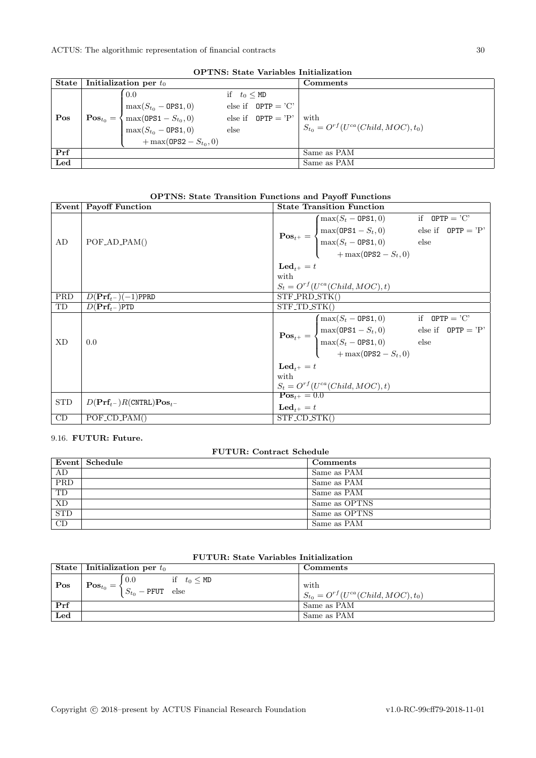**OPTNS: State Variables Initialization**

| State | Initialization per $t_0$ | Comments |
|---|---|---|
| **Pos** | $\mathbf{Pos}_{t_0} = \begin{cases} 0.0 & \text{if} \quad t_0 \leq \texttt{MD} \\ \max(S_{t_0} - \texttt{OPS1}, 0) & \text{else if} \quad \texttt{OPTP} = \text{'C'} \\ \max(\texttt{OPS1} - S_{t_0}, 0) & \text{else if} \quad \texttt{OPTP} = \text{'P'} \\ \max(S_{t_0} - \texttt{OPS1}, 0) & \text{else} \\ \quad + \max(\texttt{OPS2} - S_{t_0}, 0) & \end{cases}$ | with $S_{t_0} = O^{rf}(U^{ca}(Child, MOC), t_0)$ |
| **Prf** | | Same as PAM |
| **Led** | | Same as PAM |

**OPTNS: State Transition Functions and Payoff Functions**

| Event | Payoff Function | State Transition Function |
|---|---|---|
| AD | POF_AD_PAM() | $\mathbf{Pos}_{t^+} = \begin{cases} \max(S_t - \texttt{OPS1}, 0) & \text{if} \quad \texttt{OPTP} = \text{'C'} \\ \max(\texttt{OPS1} - S_t, 0) & \text{else if} \quad \texttt{OPTP} = \text{'P'} \\ \max(S_t - \texttt{OPS1}, 0) & \text{else} \\ \quad + \max(\texttt{OPS2} - S_t, 0) & \end{cases}$ $\mathbf{Led}_{t^+} = t$ with $S_t = O^{rf}(U^{ca}(Child, MOC), t)$ |
| PRD | $D(\mathbf{Prf}_{t^-})(-1)\texttt{PPRD}$ | STF_PRD_STK() |
| TD | $D(\mathbf{Prf}_{t^-})\texttt{PTD}$ | STF_TD_STK() |
| XD | 0.0 | $\mathbf{Pos}_{t^+} = \begin{cases} \max(S_t - \texttt{OPS1}, 0) & \text{if} \quad \texttt{OPTP} = \text{'C'} \\ \max(\texttt{OPS1} - S_t, 0) & \text{else if} \quad \texttt{OPTP} = \text{'P'} \\ \max(S_t - \texttt{OPS1}, 0) & \text{else} \\ \quad + \max(\texttt{OPS2} - S_t, 0) & \end{cases}$ $\mathbf{Led}_{t^+} = t$ with $S_t = O^{rf}(U^{ca}(Child, MOC), t)$ |
| STD | $D(\mathbf{Prf}_{t^-})R(\texttt{CNTRL})\mathbf{Pos}_{t^-}$ | $\mathbf{Pos}_{t^+} = 0.0$ $\mathbf{Led}_{t^+} = t$ |
| CD | POF_CD_PAM() | STF_CD_STK() |

### 9.16. FUTUR: Future.

**FUTUR: Contract Schedule**

| Event | Schedule | Comments |
|---|---|---|
| AD | | Same as PAM |
| PRD | | Same as PAM |
| TD | | Same as PAM |
| XD | | Same as OPTNS |
| STD | | Same as OPTNS |
| CD | | Same as PAM |

**FUTUR: State Variables Initialization**

| State | Initialization per $t_0$ | Comments |
|---|---|---|
| **Pos** | $\mathbf{Pos}_{t_0} = \begin{cases} 0.0 & \text{if} \quad t_0 \leq \texttt{MD} \\ S_{t_0} - \texttt{PFUT} & \text{else} \end{cases}$ | with $S_{t_0} = O^{rf}(U^{ca}(Child, MOC), t_0)$ |
| **Prf** | | Same as PAM |
| **Led** | | Same as PAM |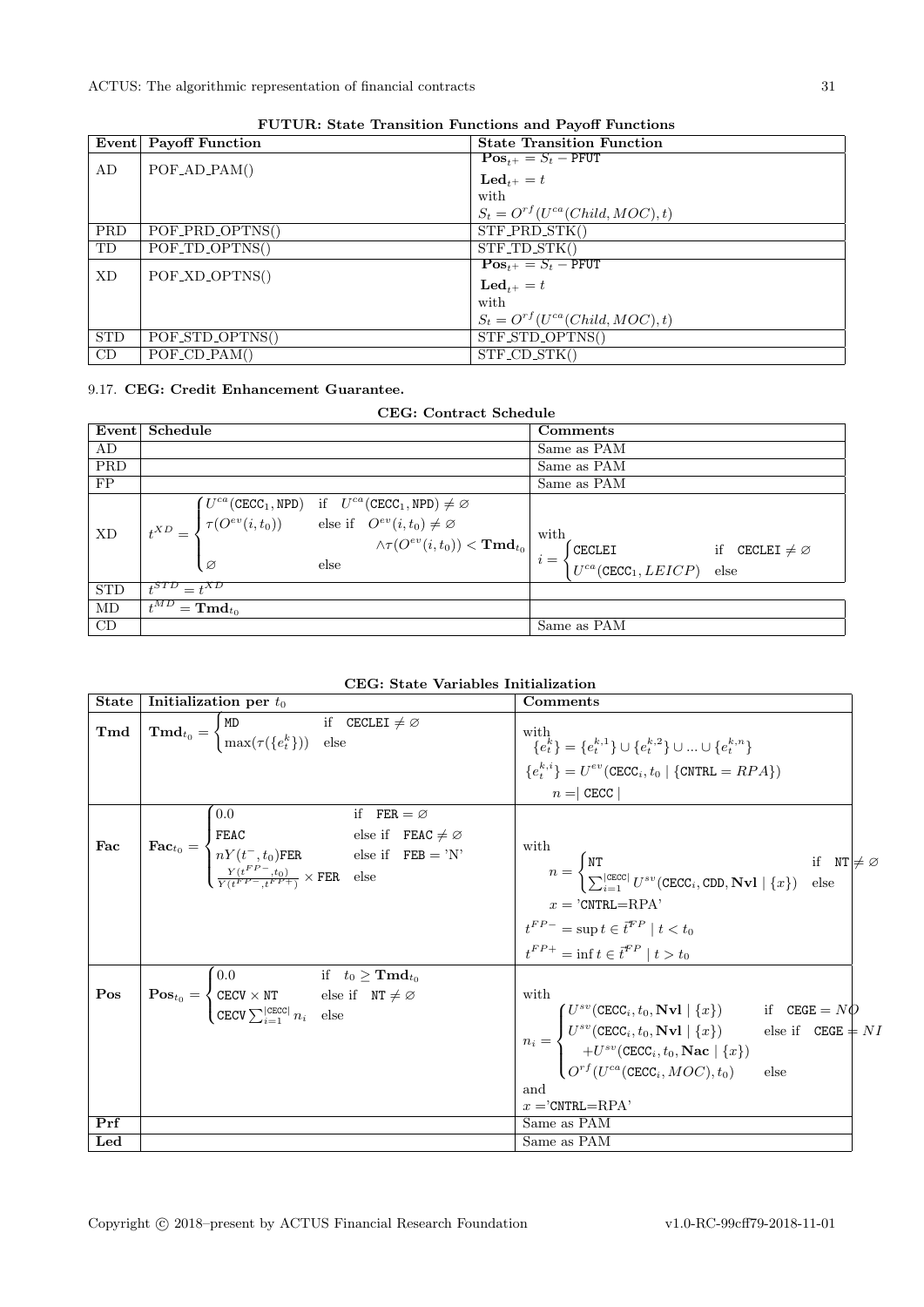**FUTUR: State Transition Functions and Payoff Functions**

| Event | Payoff Function | State Transition Function |
|---|---|---|
| AD | POF_AD_PAM() | $\mathbf{Pos}_{t^+} = S_t - \texttt{PFUT}$ <br> $\mathbf{Led}_{t^+} = t$ <br> with <br> $S_t = O^{rf}(U^{ca}(Child, MOC), t)$ |
| PRD | POF_PRD_OPTNS() | STF_PRD_STK() |
| TD | POF_TD_OPTNS() | STF_TD_STK() |
| XD | POF_XD_OPTNS() | $\mathbf{Pos}_{t^+} = S_t - \texttt{PFUT}$ <br> $\mathbf{Led}_{t^+} = t$ <br> with <br> $S_t = O^{rf}(U^{ca}(Child, MOC), t)$ |
| STD | POF_STD_OPTNS() | STF_STD_OPTNS() |
| CD | POF_CD_PAM() | STF_CD_STK() |

### 9.17. CEG: Credit Enhancement Guarantee.

**CEG: Contract Schedule**

| Event | Schedule | Comments |
|---|---|---|
| AD | | Same as PAM |
| PRD | | Same as PAM |
| FP | | Same as PAM |
| XD | $t^{XD} = \begin{cases} U^{ca}(\texttt{CECC}_1, \texttt{NPD}) & \text{if} \quad U^{ca}(\texttt{CECC}_1, \texttt{NPD}) \neq \varnothing \\ \tau(O^{ev}(i, t_0)) & \text{else if} \quad O^{ev}(i, t_0) \neq \varnothing \\ & \qquad \wedge \tau(O^{ev}(i, t_0)) < \mathbf{Tmd}_{t_0} \\ \varnothing & \text{else} \end{cases}$ | with $i = \begin{cases} \texttt{CECLEI} & \text{if} \quad \texttt{CECLEI} \neq \varnothing \\ U^{ca}(\texttt{CECC}_1, LEICP) & \text{else} \end{cases}$ |
| STD | $t^{STD} = t^{XD}$ | |
| MD | $t^{MD} = \mathbf{Tmd}_{t_0}$ | |
| CD | | Same as PAM |

**CEG: State Variables Initialization**

| State | Initialization per $t_0$ | Comments |
|---|---|---|
| **Tmd** | $\mathbf{Tmd}_{t_0} = \begin{cases} \texttt{MD} & \text{if} \quad \texttt{CECLEI} \neq \varnothing \\ \max(\tau(\{e^k_t\})) & \text{else} \end{cases}$ | with $\{e^k_t\} = \{e^{k,1}_t\} \cup \{e^{k,2}_t\} \cup ... \cup \{e^{k,n}_t\}$ <br> $\{e^{k,i}_t\} = U^{ev}(\texttt{CECC}_i, t_0 \mid \{\texttt{CNTRL} = RPA\})$ <br> $n = \mid \texttt{CECC} \mid$ |
| **Fac** | $\mathbf{Fac}_{t_0} = \begin{cases} 0.0 & \text{if} \quad \texttt{FER} = \varnothing \\ \texttt{FEAC} & \text{else if} \quad \texttt{FEAC} \neq \varnothing \\ nY(t^-, t_0)\texttt{FER} & \text{else if} \quad \texttt{FEB} = \text{'N'} \\ \frac{Y(t^{FP-}, t_0)}{Y(t^{FP-}, t^{FP+})} \times \texttt{FER} & \text{else} \end{cases}$ | with $n = \begin{cases} \texttt{NT} & \text{if} \quad \texttt{NT} \neq \varnothing \\ \sum_{i=1}^{\mid\texttt{CECC}\mid} U^{sv}(\texttt{CECC}_i, \texttt{CDD}, \mathbf{Nvl} \mid \{x\}) & \text{else} \end{cases}$ <br> $x = \text{'}\texttt{CNTRL}\text{=RPA'}$ <br> $t^{FP-} = \sup t \in \vec{t}^{FP} \mid t < t_0$ <br> $t^{FP+} = \inf t \in \vec{t}^{FP} \mid t > t_0$ |
| **Pos** | $\mathbf{Pos}_{t_0} = \begin{cases} 0.0 & \text{if} \quad t_0 \geq \mathbf{Tmd}_{t_0} \\ \texttt{CECV} \times \texttt{NT} & \text{else if} \quad \texttt{NT} \neq \varnothing \\ \texttt{CECV} \sum_{i=1}^{\mid\texttt{CECC}\mid} n_i & \text{else} \end{cases}$ | with $n_i = \begin{cases} U^{sv}(\texttt{CECC}_i, t_0, \mathbf{Nvl} \mid \{x\}) & \text{if} \quad \texttt{CEGE} = NO \\ U^{sv}(\texttt{CECC}_i, t_0, \mathbf{Nvl} \mid \{x\}) & \text{else if} \quad \texttt{CEGE} = NI \\ \quad +U^{sv}(\texttt{CECC}_i, t_0, \mathbf{Nac} \mid \{x\}) & \\ O^{rf}(U^{ca}(\texttt{CECC}_i, MOC), t_0) & \text{else} \end{cases}$ <br> and <br> $x = \text{'}\texttt{CNTRL}\text{=RPA'}$ |
| **Prf** | | Same as PAM |
| **Led** | | Same as PAM |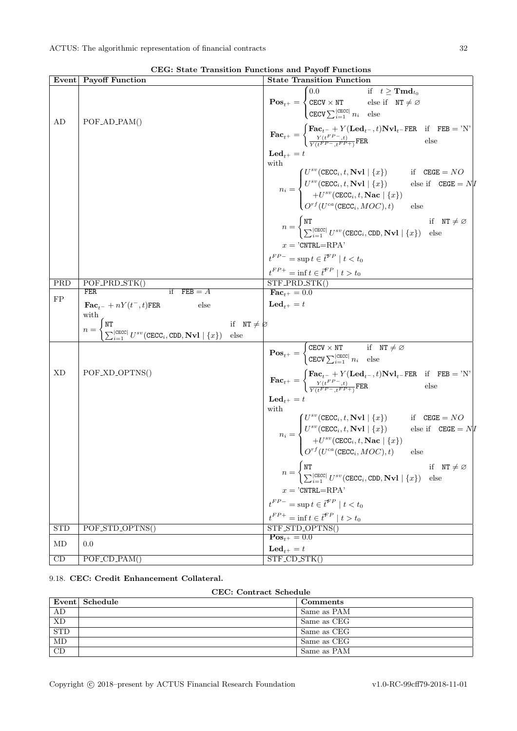**CEG: State Transition Functions and Payoff Functions**

| Event | Payoff Function | State Transition Function |
|---|---|---|
| AD | POF_AD_PAM() | $\mathbf{Pos}_{t^+} = \begin{cases} 0.0 & \text{if} \quad t \geq \mathbf{Tmd}_{t_0} \\ \texttt{CECV} \times \texttt{NT} & \text{else if} \quad \texttt{NT} \neq \varnothing \\ \texttt{CECV} \sum_{i=1}^{\lvert\texttt{CECC}\rvert} n_i & \text{else} \end{cases}$ <br> $\mathbf{Fac}_{t^+} = \begin{cases} \mathbf{Fac}_{t^-} + Y(\mathbf{Led}_{t^-}, t)\mathbf{Nvl}_{t^-}\texttt{FER} & \text{if} \quad \texttt{FEB} = \text{'N'} \\ \frac{Y(t^{FP-}, t)}{Y(t^{FP-}, t^{FP+})}\texttt{FER} & \text{else} \end{cases}$ <br> $\mathbf{Led}_{t^+} = t$ <br> with <br> $n_i = \begin{cases} U^{sv}(\texttt{CECC}_i, t, \mathbf{Nvl} \mid \{x\}) & \text{if} \quad \texttt{CEGE} = NO \\ U^{sv}(\texttt{CECC}_i, t, \mathbf{Nvl} \mid \{x\}) + U^{sv}(\texttt{CECC}_i, t, \mathbf{Nac} \mid \{x\}) & \text{else if} \quad \texttt{CEGE} = NI \\ O^{rf}(U^{ca}(\texttt{CECC}_i, MOC), t) & \text{else} \end{cases}$ <br> $n = \begin{cases} \texttt{NT} & \text{if} \quad \texttt{NT} \neq \varnothing \\ \sum_{i=1}^{\lvert\texttt{CECC}\rvert} U^{sv}(\texttt{CECC}_i, \texttt{CDD}, \mathbf{Nvl} \mid \{x\}) & \text{else} \end{cases}$ <br> $x = \text{'CNTRL=RPA'}$ <br> $t^{FP-} = \sup t \in \vec{t}^{FP} \mid t < t_0$ <br> $t^{FP+} = \inf t \in \vec{t}^{FP} \mid t > t_0$ |
| PRD | POF_PRD_STK() | STF_PRD_STK() |
| FP | $\begin{cases} \texttt{FER} & \text{if} \quad \texttt{FEB} = A \\ \mathbf{Fac}_{t^-} + nY(t^-, t)\texttt{FER} & \text{else} \end{cases}$ <br> with <br> $n = \begin{cases} \texttt{NT} & \text{if} \quad \texttt{NT} \neq \varnothing \\ \sum_{i=1}^{\lvert\texttt{CECC}\rvert} U^{sv}(\texttt{CECC}_i, \texttt{CDD}, \mathbf{Nvl} \mid \{x\}) & \text{else} \end{cases}$ | $\mathbf{Fac}_{t^+} = 0.0$ <br> $\mathbf{Led}_{t^+} = t$ |
| XD | POF_XD_OPTNS() | $\mathbf{Pos}_{t^+} = \begin{cases} \texttt{CECV} \times \texttt{NT} & \text{if} \quad \texttt{NT} \neq \varnothing \\ \texttt{CECV} \sum_{i=1}^{\lvert\texttt{CECC}\rvert} n_i & \text{else} \end{cases}$ <br> $\mathbf{Fac}_{t^+} = \begin{cases} \mathbf{Fac}_{t^-} + Y(\mathbf{Led}_{t^-}, t)\mathbf{Nvl}_{t^-}\texttt{FER} & \text{if} \quad \texttt{FEB} = \text{'N'} \\ \frac{Y(t^{FP-}, t)}{Y(t^{FP-}, t^{FP+})}\texttt{FER} & \text{else} \end{cases}$ <br> $\mathbf{Led}_{t^+} = t$ <br> with <br> $n_i = \begin{cases} U^{sv}(\texttt{CECC}_i, t, \mathbf{Nvl} \mid \{x\}) & \text{if} \quad \texttt{CEGE} = NO \\ U^{sv}(\texttt{CECC}_i, t, \mathbf{Nvl} \mid \{x\}) + U^{sv}(\texttt{CECC}_i, t, \mathbf{Nac} \mid \{x\}) & \text{else if} \quad \texttt{CEGE} = NI \\ O^{rf}(U^{ca}(\texttt{CECC}_i, MOC), t) & \text{else} \end{cases}$ <br> $n = \begin{cases} \texttt{NT} & \text{if} \quad \texttt{NT} \neq \varnothing \\ \sum_{i=1}^{\lvert\texttt{CECC}\rvert} U^{sv}(\texttt{CECC}_i, \texttt{CDD}, \mathbf{Nvl} \mid \{x\}) & \text{else} \end{cases}$ <br> $x = \text{'CNTRL=RPA'}$ <br> $t^{FP-} = \sup t \in \vec{t}^{FP} \mid t < t_0$ <br> $t^{FP+} = \inf t \in \vec{t}^{FP} \mid t > t_0$ |
| STD | POF_STD_OPTNS() | STF_STD_OPTNS() |
| MD | 0.0 | $\mathbf{Pos}_{t^+} = 0.0$ <br> $\mathbf{Led}_{t^+} = t$ |
| CD | POF_CD_PAM() | STF_CD_STK() |

9.18. **CEC: Credit Enhancement Collateral.**

**CEC: Contract Schedule**

| Event | Schedule | Comments |
|---|---|---|
| AD | | Same as PAM |
| XD | | Same as CEG |
| STD | | Same as CEG |
| MD | | Same as CEG |
| CD | | Same as PAM |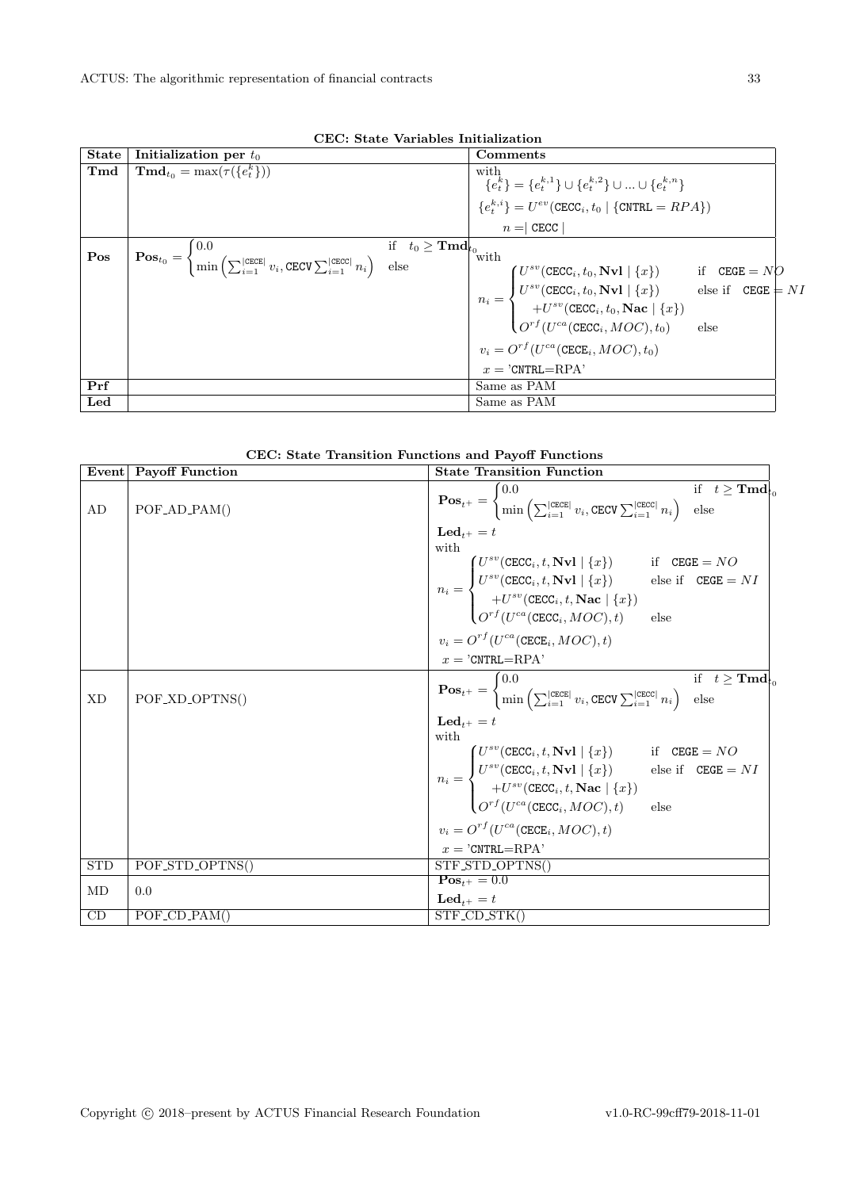**CEC: State Variables Initialization**

| State | Initialization per $t_0$ | Comments |
|---|---|---|
| **Tmd** | $\mathbf{Tmd}_{t_0} = \max(\tau(\{e_t^k\}))$ | with $\{e_t^k\} = \{e_t^{k,1}\} \cup \{e_t^{k,2}\} \cup ... \cup \{e_t^{k,n}\}$ <br> $\{e_t^{k,i}\} = U^{ev}(\texttt{CECC}_i, t_0 \mid \{\texttt{CNTRL} = RPA\})$ <br> $n = \mid \texttt{CECC} \mid$ |
| **Pos** | $\mathbf{Pos}_{t_0} = \begin{cases} 0.0 & \text{if} \quad t_0 \geq \mathbf{Tmd}_{t_0} \\ \min\left(\sum_{i=1}^{\lvert\texttt{CECE}\rvert} v_i, \texttt{CECV} \sum_{i=1}^{\lvert\texttt{CECC}\rvert} n_i\right) & \text{else} \end{cases}$ | with <br> $n_i = \begin{cases} U^{sv}(\texttt{CECC}_i, t_0, \mathbf{Nvl} \mid \{x\}) & \text{if} \quad \texttt{CEGE} = NO \\ U^{sv}(\texttt{CECC}_i, t_0, \mathbf{Nvl} \mid \{x\}) & \text{else if} \quad \texttt{CEGE} = NI \\ \quad +U^{sv}(\texttt{CECC}_i, t_0, \mathbf{Nac} \mid \{x\}) & \\ O^{rf}(U^{ca}(\texttt{CECC}_i, MOC), t_0) & \text{else} \end{cases}$ <br> $v_i = O^{rf}(U^{ca}(\texttt{CECE}_i, MOC), t_0)$ <br> $x =$ '$\texttt{CNTRL}$=RPA' |
| **Prf** | | Same as PAM |
| **Led** | | Same as PAM |

**CEC: State Transition Functions and Payoff Functions**

| Event | Payoff Function | State Transition Function |
|---|---|---|
| AD | POF_AD_PAM() | $\mathbf{Pos}_{t^+} = \begin{cases} 0.0 & \text{if} \quad t \geq \mathbf{Tmd}_{t_0} \\ \min\left(\sum_{i=1}^{\lvert\texttt{CECE}\rvert} v_i, \texttt{CECV} \sum_{i=1}^{\lvert\texttt{CECC}\rvert} n_i\right) & \text{else} \end{cases}$ <br> $\mathbf{Led}_{t^+} = t$ <br> with <br> $n_i = \begin{cases} U^{sv}(\texttt{CECC}_i, t, \mathbf{Nvl} \mid \{x\}) & \text{if} \quad \texttt{CEGE} = NO \\ U^{sv}(\texttt{CECC}_i, t, \mathbf{Nvl} \mid \{x\}) & \text{else if} \quad \texttt{CEGE} = NI \\ \quad +U^{sv}(\texttt{CECC}_i, t, \mathbf{Nac} \mid \{x\}) & \\ O^{rf}(U^{ca}(\texttt{CECC}_i, MOC), t) & \text{else} \end{cases}$ <br> $v_i = O^{rf}(U^{ca}(\texttt{CECE}_i, MOC), t)$ <br> $x =$ '$\texttt{CNTRL}$=RPA' |
| XD | POF_XD_OPTNS() | $\mathbf{Pos}_{t^+} = \begin{cases} 0.0 & \text{if} \quad t \geq \mathbf{Tmd}_{t_0} \\ \min\left(\sum_{i=1}^{\lvert\texttt{CECE}\rvert} v_i, \texttt{CECV} \sum_{i=1}^{\lvert\texttt{CECC}\rvert} n_i\right) & \text{else} \end{cases}$ <br> $\mathbf{Led}_{t^+} = t$ <br> with <br> $n_i = \begin{cases} U^{sv}(\texttt{CECC}_i, t, \mathbf{Nvl} \mid \{x\}) & \text{if} \quad \texttt{CEGE} = NO \\ U^{sv}(\texttt{CECC}_i, t, \mathbf{Nvl} \mid \{x\}) & \text{else if} \quad \texttt{CEGE} = NI \\ \quad +U^{sv}(\texttt{CECC}_i, t, \mathbf{Nac} \mid \{x\}) & \\ O^{rf}(U^{ca}(\texttt{CECC}_i, MOC), t) & \text{else} \end{cases}$ <br> $v_i = O^{rf}(U^{ca}(\texttt{CECE}_i, MOC), t)$ <br> $x =$ '$\texttt{CNTRL}$=RPA' |
| STD | POF_STD_OPTNS() | STF_STD_OPTNS() |
| MD | 0.0 | $\mathbf{Pos}_{t^+} = 0.0$ <br> $\mathbf{Led}_{t^+} = t$ |
| CD | POF_CD_PAM() | STF_CD_STK() |